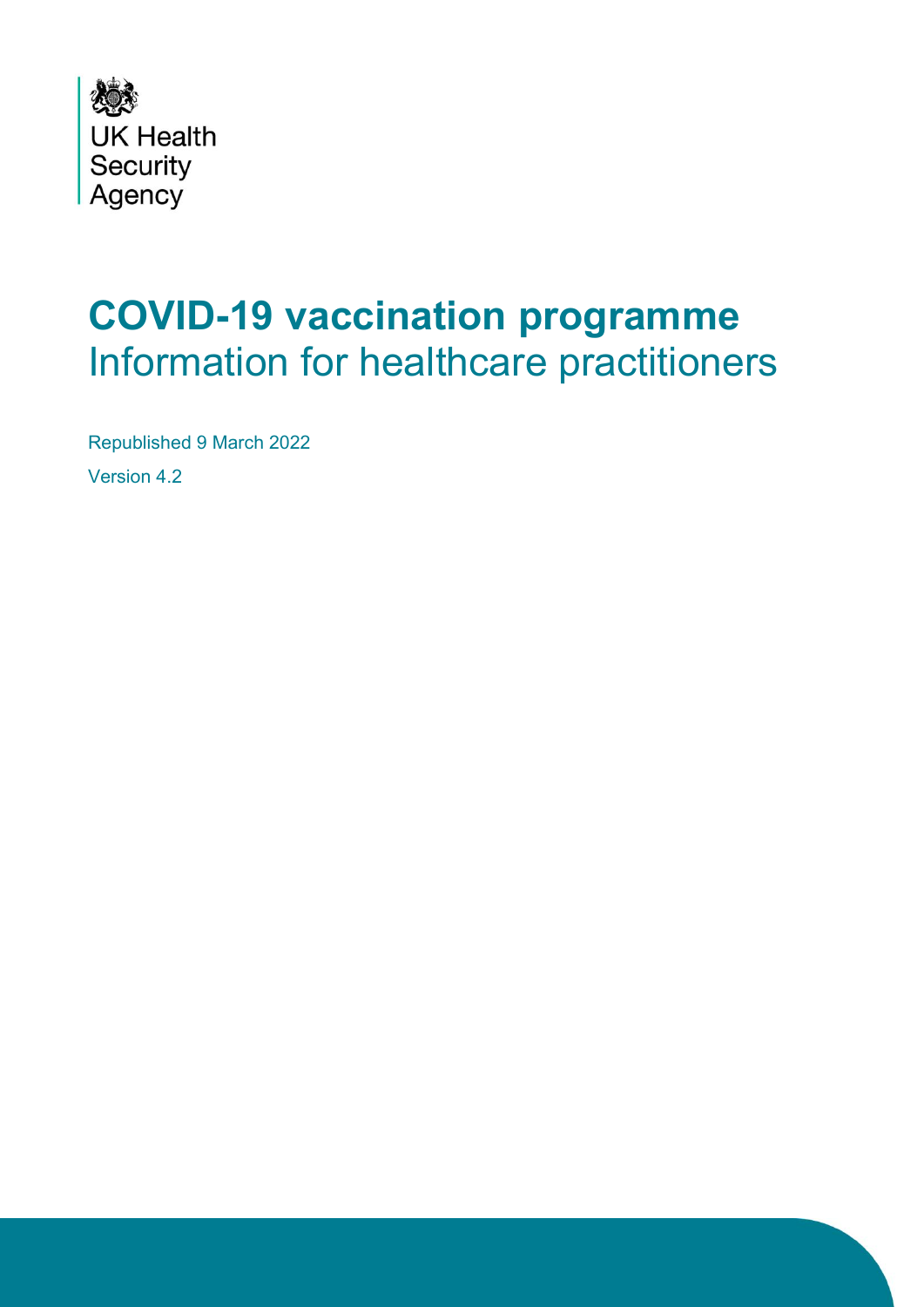UK Health Security Agency

# COVID-19 vaccination programme

Information for healthcare practitioners

Republished 9 March 2022

Version 4.2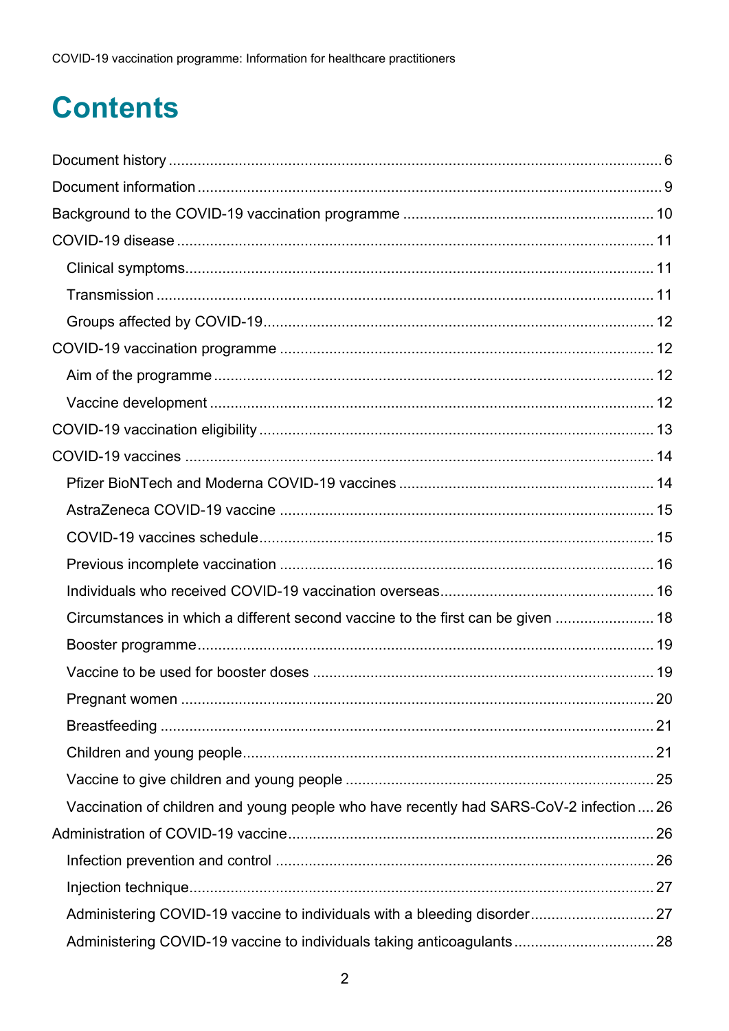# Contents

Document history .......................................................... 6

Document information .......................................................... 9

Background to the COVID-19 vaccination programme .......................................................... 10

COVID-19 disease .......................................................... 11

- Clinical symptoms .......................................................... 11
- Transmission .......................................................... 11
- Groups affected by COVID-19 .......................................................... 12

COVID-19 vaccination programme .......................................................... 12

- Aim of the programme .......................................................... 12
- Vaccine development .......................................................... 12

COVID-19 vaccination eligibility .......................................................... 13

COVID-19 vaccines .......................................................... 14

- Pfizer BioNTech and Moderna COVID-19 vaccines .......................................................... 14
- AstraZeneca COVID-19 vaccine .......................................................... 15
- COVID-19 vaccines schedule .......................................................... 15
- Previous incomplete vaccination .......................................................... 16
- Individuals who received COVID-19 vaccination overseas .......................................................... 16
- Circumstances in which a different second vaccine to the first can be given .......................................................... 18
- Booster programme .......................................................... 19
- Vaccine to be used for booster doses .......................................................... 19
- Pregnant women .......................................................... 20
- Breastfeeding .......................................................... 21
- Children and young people .......................................................... 21
- Vaccine to give children and young people .......................................................... 25
- Vaccination of children and young people who have recently had SARS-CoV-2 infection .......................................................... 26

Administration of COVID-19 vaccine .......................................................... 26

- Infection prevention and control .......................................................... 26
- Injection technique .......................................................... 27
- Administering COVID-19 vaccine to individuals with a bleeding disorder .......................................................... 27
- Administering COVID-19 vaccine to individuals taking anticoagulants .......................................................... 28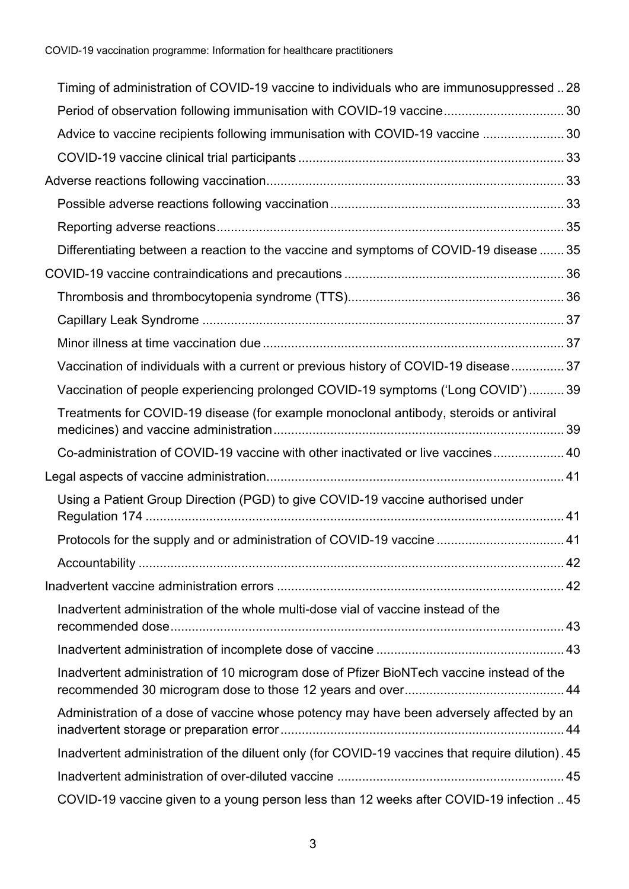- Timing of administration of COVID-19 vaccine to individuals who are immunosuppressed .. 28
- Period of observation following immunisation with COVID-19 vaccine .... 30
- Advice to vaccine recipients following immunisation with COVID-19 vaccine .... 30
- COVID-19 vaccine clinical trial participants .... 33

Adverse reactions following vaccination .... 33

- Possible adverse reactions following vaccination .... 33
- Reporting adverse reactions .... 35
- Differentiating between a reaction to the vaccine and symptoms of COVID-19 disease .... 35

COVID-19 vaccine contraindications and precautions .... 36

- Thrombosis and thrombocytopenia syndrome (TTS) .... 36
- Capillary Leak Syndrome .... 37
- Minor illness at time vaccination due .... 37
- Vaccination of individuals with a current or previous history of COVID-19 disease .... 37
- Vaccination of people experiencing prolonged COVID-19 symptoms ('Long COVID') .... 39
- Treatments for COVID-19 disease (for example monoclonal antibody, steroids or antiviral medicines) and vaccine administration .... 39
- Co-administration of COVID-19 vaccine with other inactivated or live vaccines .... 40

Legal aspects of vaccine administration .... 41

- Using a Patient Group Direction (PGD) to give COVID-19 vaccine authorised under Regulation 174 .... 41
- Protocols for the supply and or administration of COVID-19 vaccine .... 41
- Accountability .... 42

Inadvertent vaccine administration errors .... 42

- Inadvertent administration of the whole multi-dose vial of vaccine instead of the recommended dose .... 43
- Inadvertent administration of incomplete dose of vaccine .... 43
- Inadvertent administration of 10 microgram dose of Pfizer BioNTech vaccine instead of the recommended 30 microgram dose to those 12 years and over .... 44
- Administration of a dose of vaccine whose potency may have been adversely affected by an inadvertent storage or preparation error .... 44
- Inadvertent administration of the diluent only (for COVID-19 vaccines that require dilution) . 45
- Inadvertent administration of over-diluted vaccine .... 45
- COVID-19 vaccine given to a young person less than 12 weeks after COVID-19 infection .. 45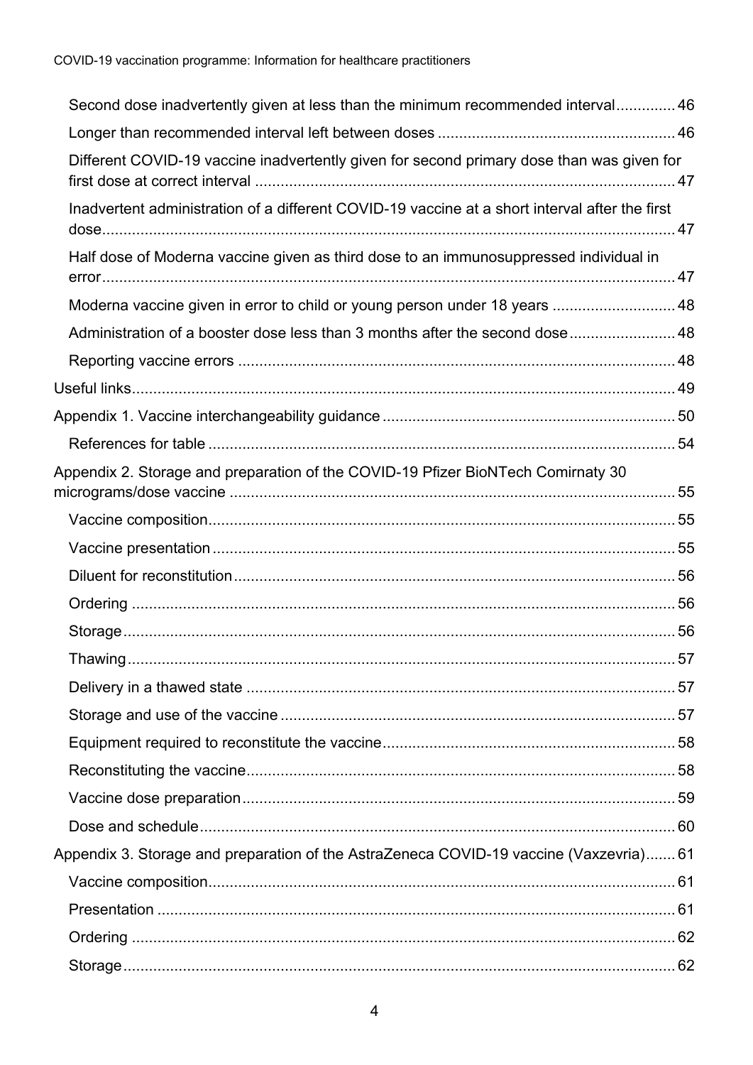- Second dose inadvertently given at less than the minimum recommended interval .............. 46
- Longer than recommended interval left between doses ........................................................ 46
- Different COVID-19 vaccine inadvertently given for second primary dose than was given for first dose at correct interval ................................................................................................... 47
- Inadvertent administration of a different COVID-19 vaccine at a short interval after the first dose ...................................................................................................................................... 47
- Half dose of Moderna vaccine given as third dose to an immunosuppressed individual in error ...................................................................................................................................... 47
- Moderna vaccine given in error to child or young person under 18 years ............................ 48
- Administration of a booster dose less than 3 months after the second dose ......................... 48
- Reporting vaccine errors ....................................................................................................... 48

Useful links ................................................................................................................................ 49

Appendix 1. Vaccine interchangeability guidance ..................................................................... 50

- References for table .............................................................................................................. 54

Appendix 2. Storage and preparation of the COVID-19 Pfizer BioNTech Comirnaty 30 micrograms/dose vaccine ......................................................................................................... 55

- Vaccine composition .............................................................................................................. 55
- Vaccine presentation ............................................................................................................. 55
- Diluent for reconstitution ........................................................................................................ 56
- Ordering ................................................................................................................................ 56
- Storage .................................................................................................................................. 56
- Thawing ................................................................................................................................. 57
- Delivery in a thawed state ..................................................................................................... 57
- Storage and use of the vaccine ............................................................................................. 57
- Equipment required to reconstitute the vaccine ..................................................................... 58
- Reconstituting the vaccine ..................................................................................................... 58
- Vaccine dose preparation ...................................................................................................... 59
- Dose and schedule ................................................................................................................ 60

Appendix 3. Storage and preparation of the AstraZeneca COVID-19 vaccine (Vaxzevria) ....... 61

- Vaccine composition .............................................................................................................. 61
- Presentation .......................................................................................................................... 61
- Ordering ................................................................................................................................ 62
- Storage .................................................................................................................................. 62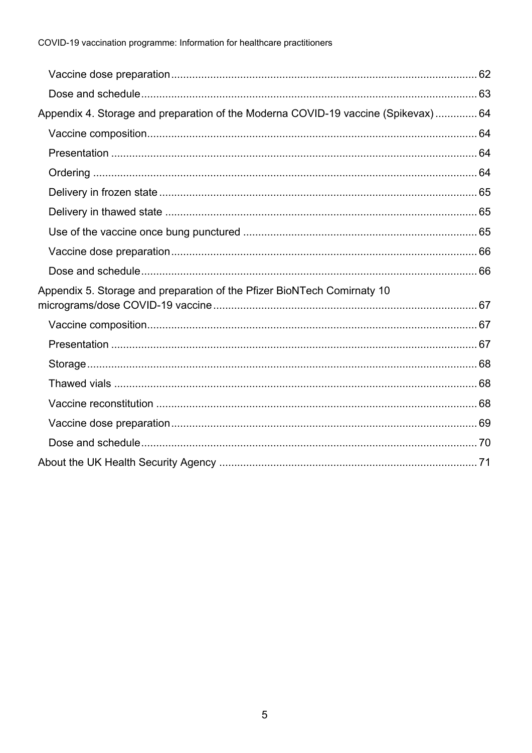Vaccine dose preparation ..... 62

Dose and schedule ..... 63

Appendix 4. Storage and preparation of the Moderna COVID-19 vaccine (Spikevax) ..... 64

Vaccine composition ..... 64

Presentation ..... 64

Ordering ..... 64

Delivery in frozen state ..... 65

Delivery in thawed state ..... 65

Use of the vaccine once bung punctured ..... 65

Vaccine dose preparation ..... 66

Dose and schedule ..... 66

Appendix 5. Storage and preparation of the Pfizer BioNTech Comirnaty 10 micrograms/dose COVID-19 vaccine ..... 67

Vaccine composition ..... 67

Presentation ..... 67

Storage ..... 68

Thawed vials ..... 68

Vaccine reconstitution ..... 68

Vaccine dose preparation ..... 69

Dose and schedule ..... 70

About the UK Health Security Agency ..... 71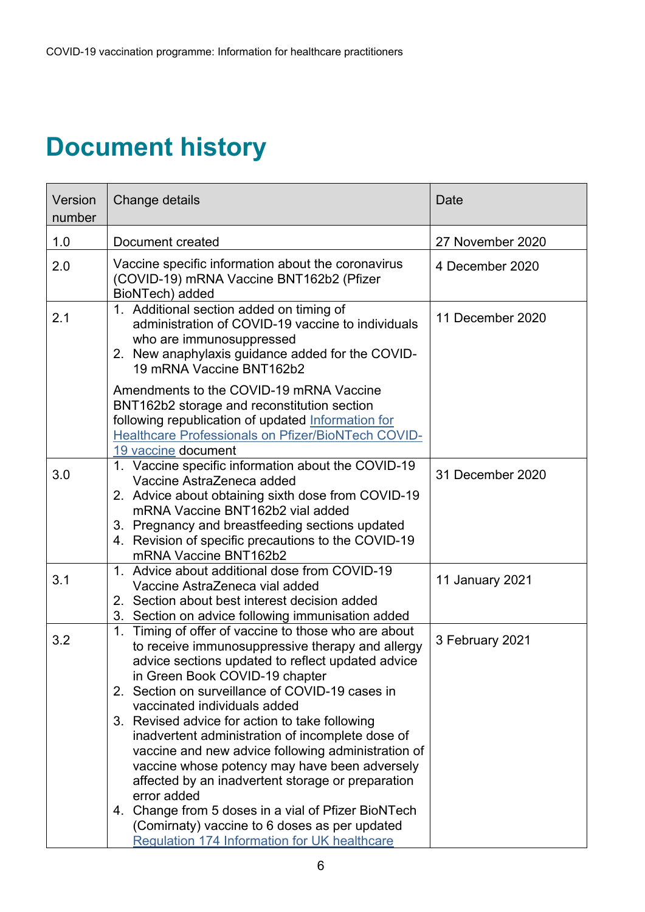# Document history

| Version number | Change details | Date |
|---|---|---|
| 1.0 | Document created | 27 November 2020 |
| 2.0 | Vaccine specific information about the coronavirus (COVID-19) mRNA Vaccine BNT162b2 (Pfizer BioNTech) added | 4 December 2020 |
| 2.1 | 1. Additional section added on timing of administration of COVID-19 vaccine to individuals who are immunosuppressed<br>2. New anaphylaxis guidance added for the COVID-19 mRNA Vaccine BNT162b2<br><br>Amendments to the COVID-19 mRNA Vaccine BNT162b2 storage and reconstitution section following republication of updated Information for Healthcare Professionals on Pfizer/BioNTech COVID-19 vaccine document | 11 December 2020 |
| 3.0 | 1. Vaccine specific information about the COVID-19 Vaccine AstraZeneca added<br>2. Advice about obtaining sixth dose from COVID-19 mRNA Vaccine BNT162b2 vial added<br>3. Pregnancy and breastfeeding sections updated<br>4. Revision of specific precautions to the COVID-19 mRNA Vaccine BNT162b2 | 31 December 2020 |
| 3.1 | 1. Advice about additional dose from COVID-19 Vaccine AstraZeneca vial added<br>2. Section about best interest decision added<br>3. Section on advice following immunisation added | 11 January 2021 |
| 3.2 | 1. Timing of offer of vaccine to those who are about to receive immunosuppressive therapy and allergy advice sections updated to reflect updated advice in Green Book COVID-19 chapter<br>2. Section on surveillance of COVID-19 cases in vaccinated individuals added<br>3. Revised advice for action to take following inadvertent administration of incomplete dose of vaccine and new advice following administration of vaccine whose potency may have been adversely affected by an inadvertent storage or preparation error added<br>4. Change from 5 doses in a vial of Pfizer BioNTech (Comirnaty) vaccine to 6 doses as per updated Regulation 174 Information for UK healthcare | 3 February 2021 |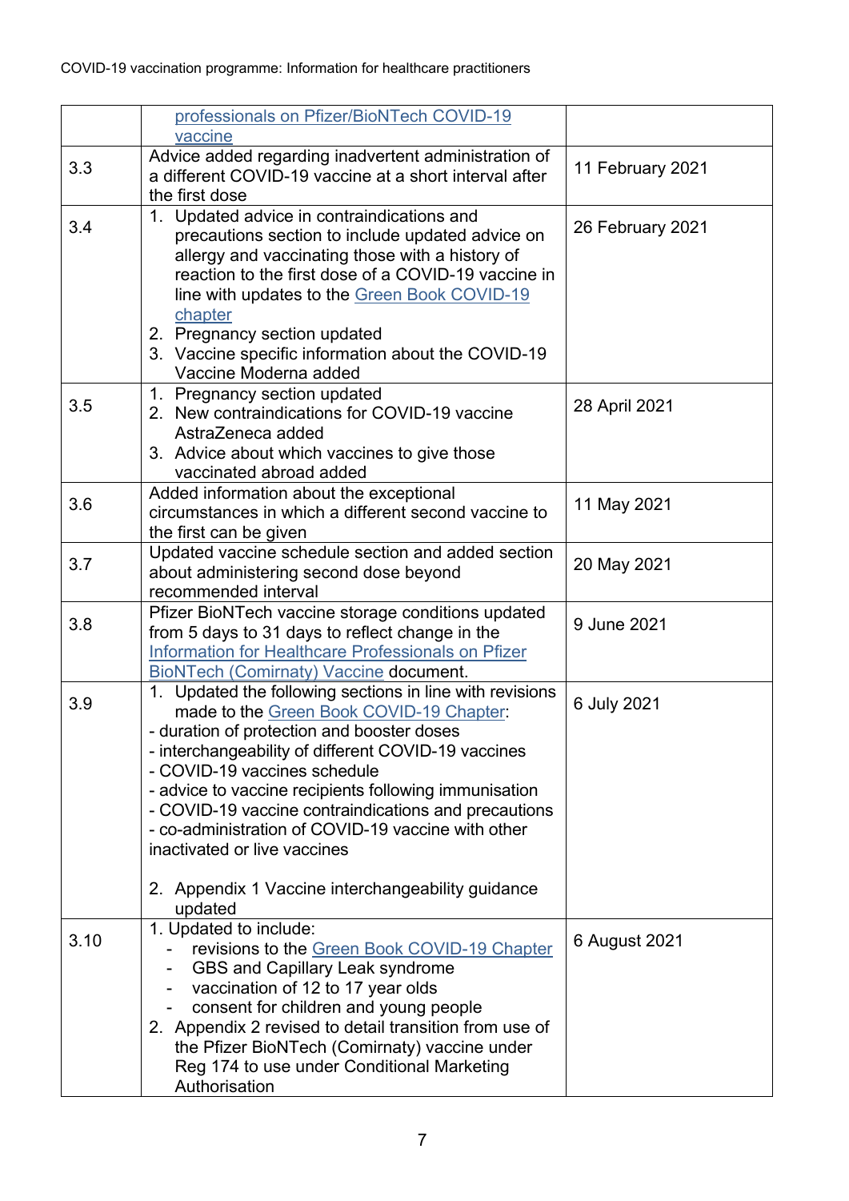| | | |
|---|---|---|
| | professionals on Pfizer/BioNTech COVID-19 vaccine | |
| 3.3 | Advice added regarding inadvertent administration of a different COVID-19 vaccine at a short interval after the first dose | 11 February 2021 |
| 3.4 | 1. Updated advice in contraindications and precautions section to include updated advice on allergy and vaccinating those with a history of reaction to the first dose of a COVID-19 vaccine in line with updates to the Green Book COVID-19 chapter<br>2. Pregnancy section updated<br>3. Vaccine specific information about the COVID-19 Vaccine Moderna added | 26 February 2021 |
| 3.5 | 1. Pregnancy section updated<br>2. New contraindications for COVID-19 vaccine AstraZeneca added<br>3. Advice about which vaccines to give those vaccinated abroad added | 28 April 2021 |
| 3.6 | Added information about the exceptional circumstances in which a different second vaccine to the first can be given | 11 May 2021 |
| 3.7 | Updated vaccine schedule section and added section about administering second dose beyond recommended interval | 20 May 2021 |
| 3.8 | Pfizer BioNTech vaccine storage conditions updated from 5 days to 31 days to reflect change in the Information for Healthcare Professionals on Pfizer BioNTech (Comirnaty) Vaccine document. | 9 June 2021 |
| 3.9 | 1. Updated the following sections in line with revisions made to the Green Book COVID-19 Chapter:<br>- duration of protection and booster doses<br>- interchangeability of different COVID-19 vaccines<br>- COVID-19 vaccines schedule<br>- advice to vaccine recipients following immunisation<br>- COVID-19 vaccine contraindications and precautions<br>- co-administration of COVID-19 vaccine with other inactivated or live vaccines<br><br>2. Appendix 1 Vaccine interchangeability guidance updated | 6 July 2021 |
| 3.10 | 1. Updated to include:<br>- revisions to the Green Book COVID-19 Chapter<br>- GBS and Capillary Leak syndrome<br>- vaccination of 12 to 17 year olds<br>- consent for children and young people<br>2. Appendix 2 revised to detail transition from use of the Pfizer BioNTech (Comirnaty) vaccine under Reg 174 to use under Conditional Marketing Authorisation | 6 August 2021 |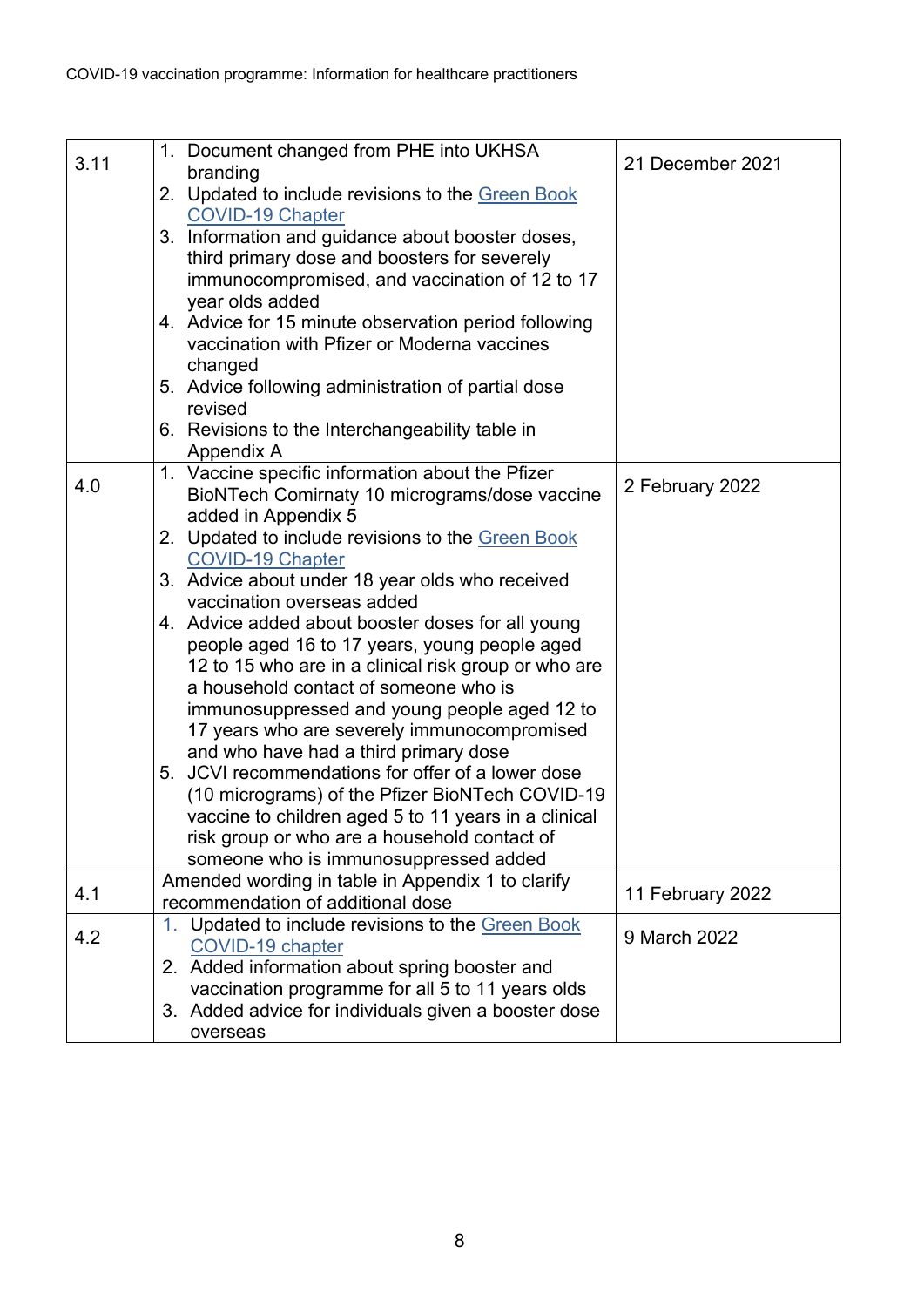| | | |
|---|---|---|
| 3.11 | 1. Document changed from PHE into UKHSA branding<br>2. Updated to include revisions to the Green Book COVID-19 Chapter<br>3. Information and guidance about booster doses, third primary dose and boosters for severely immunocompromised, and vaccination of 12 to 17 year olds added<br>4. Advice for 15 minute observation period following vaccination with Pfizer or Moderna vaccines changed<br>5. Advice following administration of partial dose revised<br>6. Revisions to the Interchangeability table in Appendix A | 21 December 2021 |
| 4.0 | 1. Vaccine specific information about the Pfizer BioNTech Comirnaty 10 micrograms/dose vaccine added in Appendix 5<br>2. Updated to include revisions to the Green Book COVID-19 Chapter<br>3. Advice about under 18 year olds who received vaccination overseas added<br>4. Advice added about booster doses for all young people aged 16 to 17 years, young people aged 12 to 15 who are in a clinical risk group or who are a household contact of someone who is immunosuppressed and young people aged 12 to 17 years who are severely immunocompromised and who have had a third primary dose<br>5. JCVI recommendations for offer of a lower dose (10 micrograms) of the Pfizer BioNTech COVID-19 vaccine to children aged 5 to 11 years in a clinical risk group or who are a household contact of someone who is immunosuppressed added | 2 February 2022 |
| 4.1 | Amended wording in table in Appendix 1 to clarify recommendation of additional dose | 11 February 2022 |
| 4.2 | 1. Updated to include revisions to the Green Book COVID-19 chapter<br>2. Added information about spring booster and vaccination programme for all 5 to 11 years olds<br>3. Added advice for individuals given a booster dose overseas | 9 March 2022 |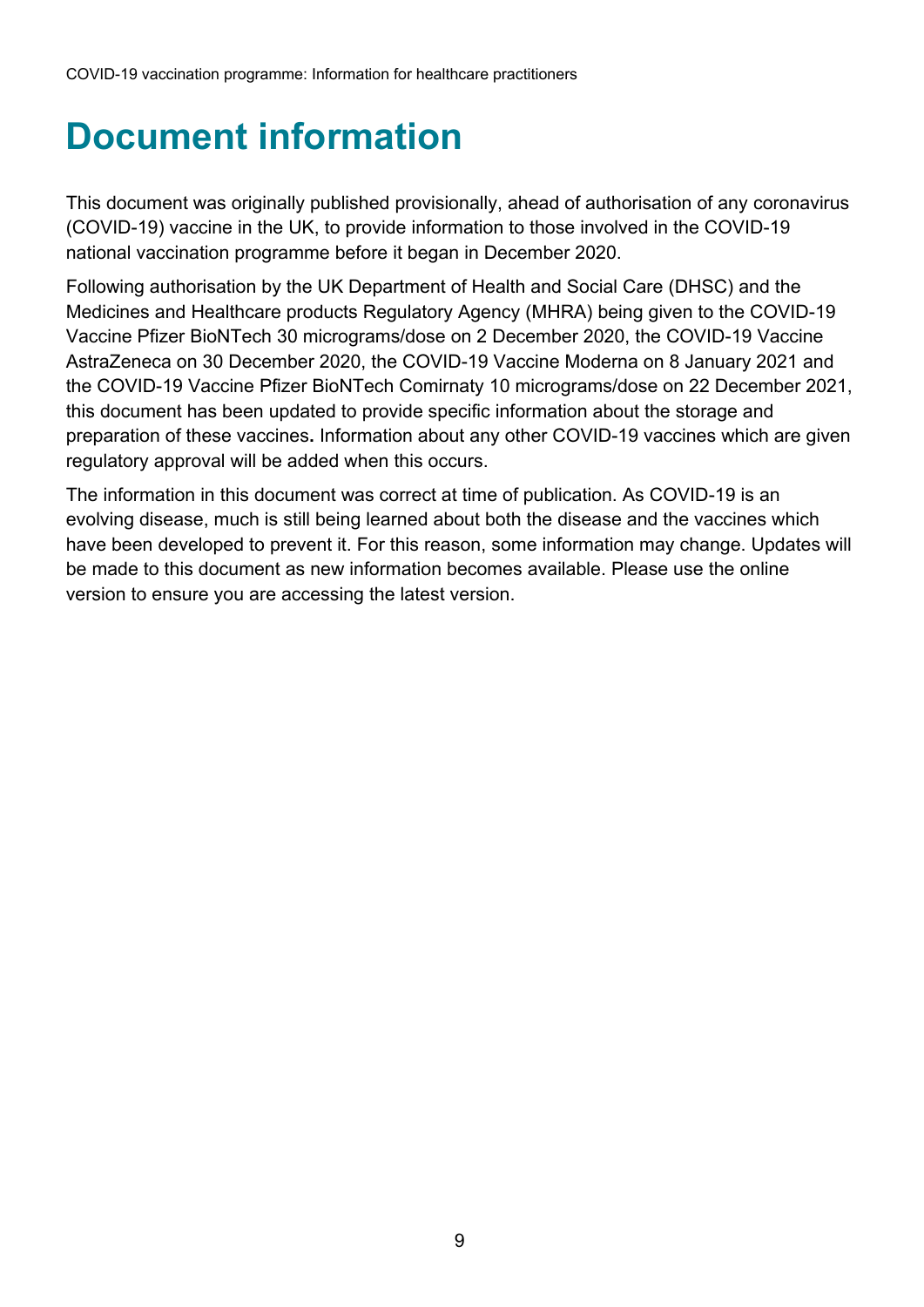# Document information

This document was originally published provisionally, ahead of authorisation of any coronavirus (COVID-19) vaccine in the UK, to provide information to those involved in the COVID-19 national vaccination programme before it began in December 2020.

Following authorisation by the UK Department of Health and Social Care (DHSC) and the Medicines and Healthcare products Regulatory Agency (MHRA) being given to the COVID-19 Vaccine Pfizer BioNTech 30 micrograms/dose on 2 December 2020, the COVID-19 Vaccine AstraZeneca on 30 December 2020, the COVID-19 Vaccine Moderna on 8 January 2021 and the COVID-19 Vaccine Pfizer BioNTech Comirnaty 10 micrograms/dose on 22 December 2021, this document has been updated to provide specific information about the storage and preparation of these vaccines**.** Information about any other COVID-19 vaccines which are given regulatory approval will be added when this occurs.

The information in this document was correct at time of publication. As COVID-19 is an evolving disease, much is still being learned about both the disease and the vaccines which have been developed to prevent it. For this reason, some information may change. Updates will be made to this document as new information becomes available. Please use the online version to ensure you are accessing the latest version.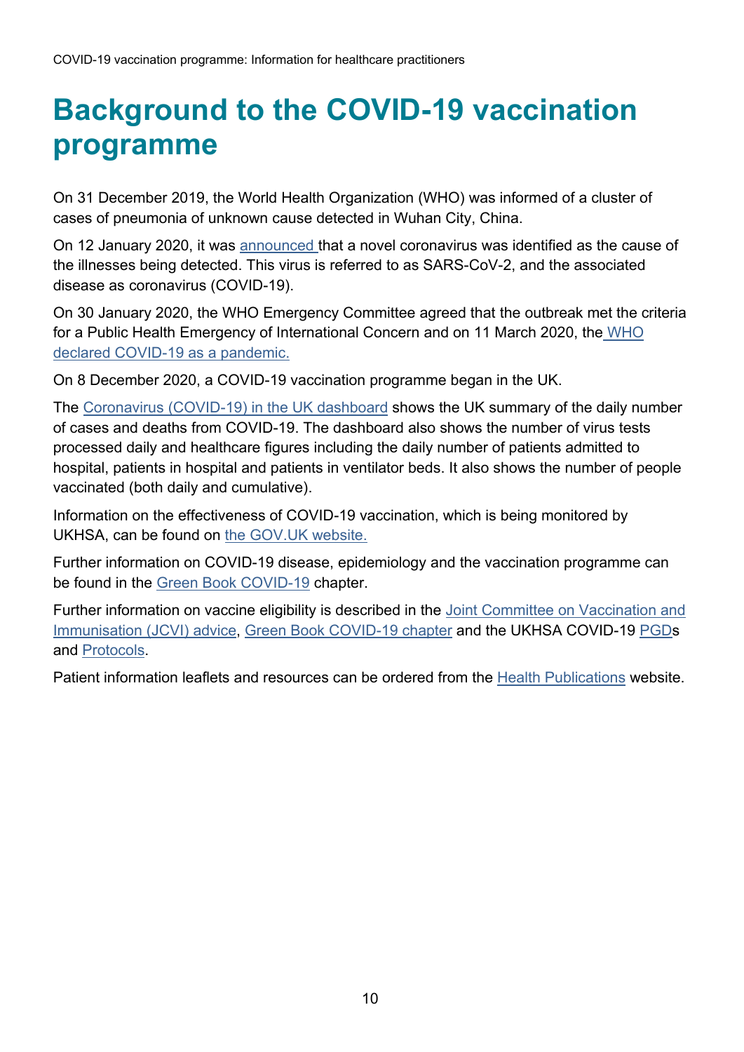# Background to the COVID-19 vaccination programme

On 31 December 2019, the World Health Organization (WHO) was informed of a cluster of cases of pneumonia of unknown cause detected in Wuhan City, China.

On 12 January 2020, it was announced that a novel coronavirus was identified as the cause of the illnesses being detected. This virus is referred to as SARS-CoV-2, and the associated disease as coronavirus (COVID-19).

On 30 January 2020, the WHO Emergency Committee agreed that the outbreak met the criteria for a Public Health Emergency of International Concern and on 11 March 2020, the WHO declared COVID-19 as a pandemic.

On 8 December 2020, a COVID-19 vaccination programme began in the UK.

The Coronavirus (COVID-19) in the UK dashboard shows the UK summary of the daily number of cases and deaths from COVID-19. The dashboard also shows the number of virus tests processed daily and healthcare figures including the daily number of patients admitted to hospital, patients in hospital and patients in ventilator beds. It also shows the number of people vaccinated (both daily and cumulative).

Information on the effectiveness of COVID-19 vaccination, which is being monitored by UKHSA, can be found on the GOV.UK website.

Further information on COVID-19 disease, epidemiology and the vaccination programme can be found in the Green Book COVID-19 chapter.

Further information on vaccine eligibility is described in the Joint Committee on Vaccination and Immunisation (JCVI) advice, Green Book COVID-19 chapter and the UKHSA COVID-19 PGDs and Protocols.

Patient information leaflets and resources can be ordered from the Health Publications website.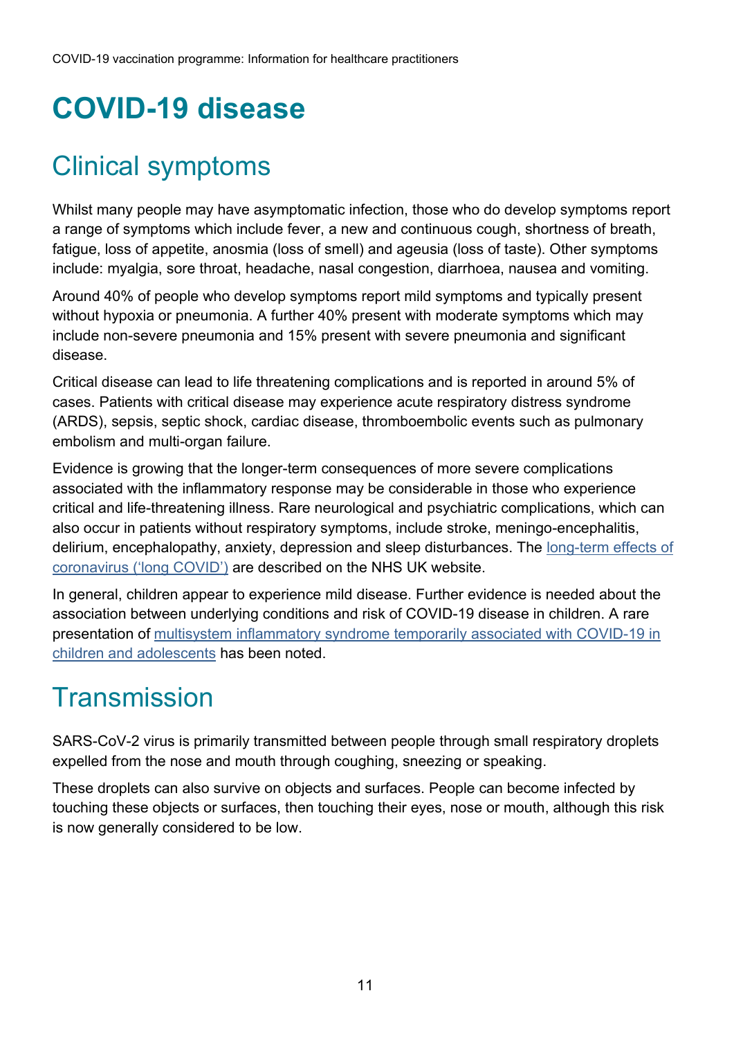# COVID-19 disease

## Clinical symptoms

Whilst many people may have asymptomatic infection, those who do develop symptoms report a range of symptoms which include fever, a new and continuous cough, shortness of breath, fatigue, loss of appetite, anosmia (loss of smell) and ageusia (loss of taste). Other symptoms include: myalgia, sore throat, headache, nasal congestion, diarrhoea, nausea and vomiting.

Around 40% of people who develop symptoms report mild symptoms and typically present without hypoxia or pneumonia. A further 40% present with moderate symptoms which may include non-severe pneumonia and 15% present with severe pneumonia and significant disease.

Critical disease can lead to life threatening complications and is reported in around 5% of cases. Patients with critical disease may experience acute respiratory distress syndrome (ARDS), sepsis, septic shock, cardiac disease, thromboembolic events such as pulmonary embolism and multi-organ failure.

Evidence is growing that the longer-term consequences of more severe complications associated with the inflammatory response may be considerable in those who experience critical and life-threatening illness. Rare neurological and psychiatric complications, which can also occur in patients without respiratory symptoms, include stroke, meningo-encephalitis, delirium, encephalopathy, anxiety, depression and sleep disturbances. The long-term effects of coronavirus ('long COVID') are described on the NHS UK website.

In general, children appear to experience mild disease. Further evidence is needed about the association between underlying conditions and risk of COVID-19 disease in children. A rare presentation of multisystem inflammatory syndrome temporarily associated with COVID-19 in children and adolescents has been noted.

## Transmission

SARS-CoV-2 virus is primarily transmitted between people through small respiratory droplets expelled from the nose and mouth through coughing, sneezing or speaking.

These droplets can also survive on objects and surfaces. People can become infected by touching these objects or surfaces, then touching their eyes, nose or mouth, although this risk is now generally considered to be low.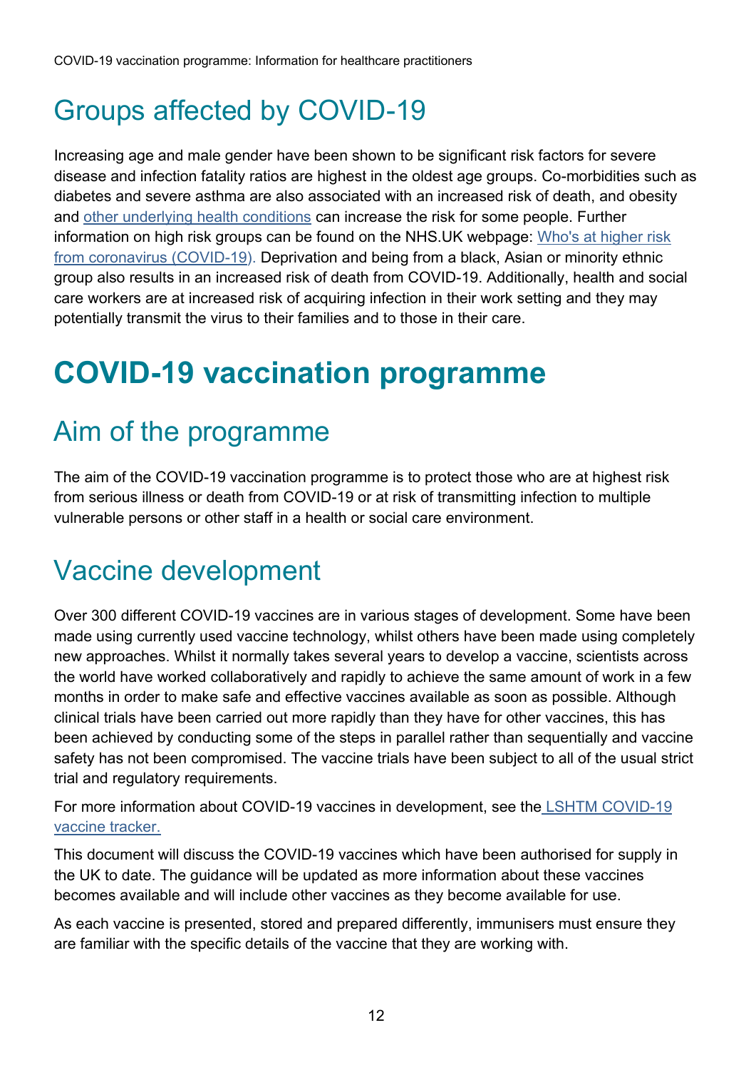## Groups affected by COVID-19

Increasing age and male gender have been shown to be significant risk factors for severe disease and infection fatality ratios are highest in the oldest age groups. Co-morbidities such as diabetes and severe asthma are also associated with an increased risk of death, and obesity and other underlying health conditions can increase the risk for some people. Further information on high risk groups can be found on the NHS.UK webpage: Who's at higher risk from coronavirus (COVID-19). Deprivation and being from a black, Asian or minority ethnic group also results in an increased risk of death from COVID-19. Additionally, health and social care workers are at increased risk of acquiring infection in their work setting and they may potentially transmit the virus to their families and to those in their care.

# COVID-19 vaccination programme

## Aim of the programme

The aim of the COVID-19 vaccination programme is to protect those who are at highest risk from serious illness or death from COVID-19 or at risk of transmitting infection to multiple vulnerable persons or other staff in a health or social care environment.

## Vaccine development

Over 300 different COVID-19 vaccines are in various stages of development. Some have been made using currently used vaccine technology, whilst others have been made using completely new approaches. Whilst it normally takes several years to develop a vaccine, scientists across the world have worked collaboratively and rapidly to achieve the same amount of work in a few months in order to make safe and effective vaccines available as soon as possible. Although clinical trials have been carried out more rapidly than they have for other vaccines, this has been achieved by conducting some of the steps in parallel rather than sequentially and vaccine safety has not been compromised. The vaccine trials have been subject to all of the usual strict trial and regulatory requirements.

For more information about COVID-19 vaccines in development, see the LSHTM COVID-19 vaccine tracker.

This document will discuss the COVID-19 vaccines which have been authorised for supply in the UK to date. The guidance will be updated as more information about these vaccines becomes available and will include other vaccines as they become available for use.

As each vaccine is presented, stored and prepared differently, immunisers must ensure they are familiar with the specific details of the vaccine that they are working with.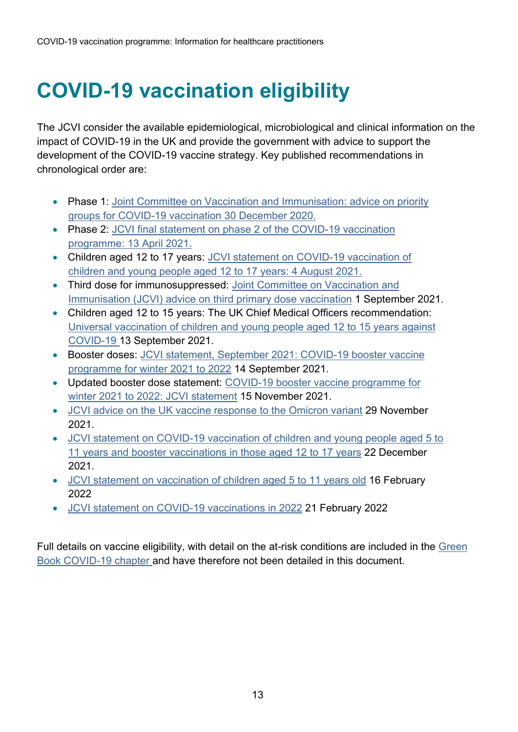# COVID-19 vaccination eligibility

The JCVI consider the available epidemiological, microbiological and clinical information on the impact of COVID-19 in the UK and provide the government with advice to support the development of the COVID-19 vaccine strategy. Key published recommendations in chronological order are:

- Phase 1: Joint Committee on Vaccination and Immunisation: advice on priority groups for COVID-19 vaccination 30 December 2020.
- Phase 2: JCVI final statement on phase 2 of the COVID-19 vaccination programme: 13 April 2021.
- Children aged 12 to 17 years: JCVI statement on COVID-19 vaccination of children and young people aged 12 to 17 years: 4 August 2021.
- Third dose for immunosuppressed: Joint Committee on Vaccination and Immunisation (JCVI) advice on third primary dose vaccination 1 September 2021.
- Children aged 12 to 15 years: The UK Chief Medical Officers recommendation: Universal vaccination of children and young people aged 12 to 15 years against COVID-19 13 September 2021.
- Booster doses: JCVI statement, September 2021: COVID-19 booster vaccine programme for winter 2021 to 2022 14 September 2021.
- Updated booster dose statement: COVID-19 booster vaccine programme for winter 2021 to 2022: JCVI statement 15 November 2021.
- JCVI advice on the UK vaccine response to the Omicron variant 29 November 2021.
- JCVI statement on COVID-19 vaccination of children and young people aged 5 to 11 years and booster vaccinations in those aged 12 to 17 years 22 December 2021.
- JCVI statement on vaccination of children aged 5 to 11 years old 16 February 2022
- JCVI statement on COVID-19 vaccinations in 2022 21 February 2022

Full details on vaccine eligibility, with detail on the at-risk conditions are included in the Green Book COVID-19 chapter and have therefore not been detailed in this document.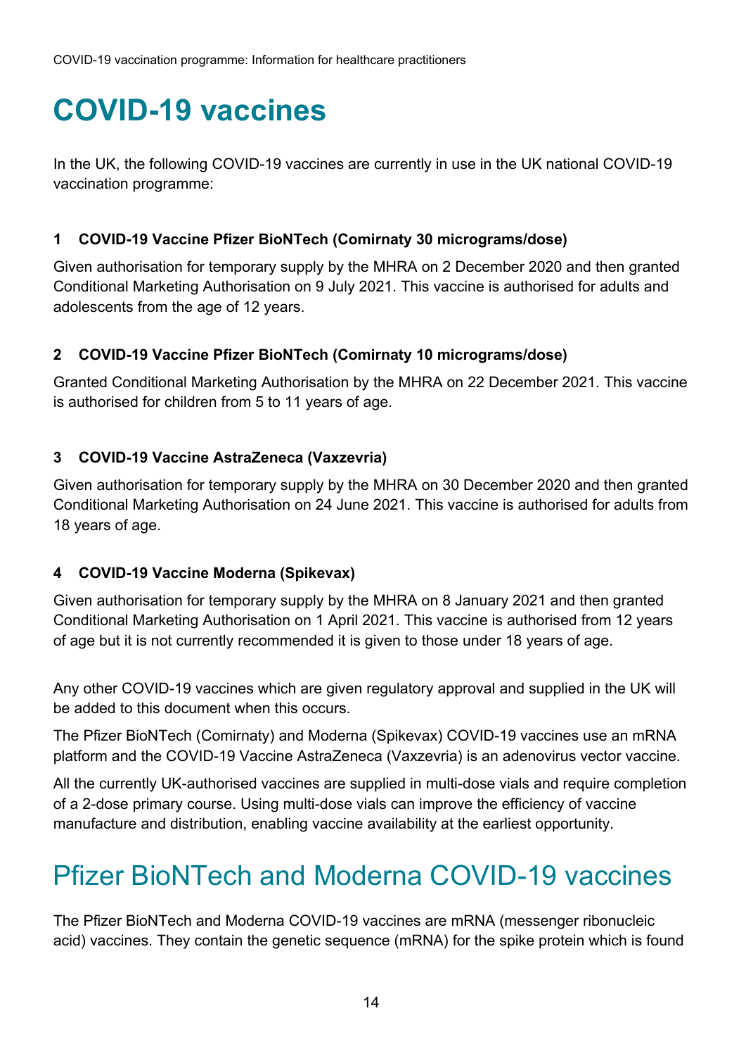# COVID-19 vaccines

In the UK, the following COVID-19 vaccines are currently in use in the UK national COVID-19 vaccination programme:

### 1 COVID-19 Vaccine Pfizer BioNTech (Comirnaty 30 micrograms/dose)

Given authorisation for temporary supply by the MHRA on 2 December 2020 and then granted Conditional Marketing Authorisation on 9 July 2021. This vaccine is authorised for adults and adolescents from the age of 12 years.

### 2 COVID-19 Vaccine Pfizer BioNTech (Comirnaty 10 micrograms/dose)

Granted Conditional Marketing Authorisation by the MHRA on 22 December 2021. This vaccine is authorised for children from 5 to 11 years of age.

### 3 COVID-19 Vaccine AstraZeneca (Vaxzevria)

Given authorisation for temporary supply by the MHRA on 30 December 2020 and then granted Conditional Marketing Authorisation on 24 June 2021. This vaccine is authorised for adults from 18 years of age.

### 4 COVID-19 Vaccine Moderna (Spikevax)

Given authorisation for temporary supply by the MHRA on 8 January 2021 and then granted Conditional Marketing Authorisation on 1 April 2021. This vaccine is authorised from 12 years of age but it is not currently recommended it is given to those under 18 years of age.

Any other COVID-19 vaccines which are given regulatory approval and supplied in the UK will be added to this document when this occurs.

The Pfizer BioNTech (Comirnaty) and Moderna (Spikevax) COVID-19 vaccines use an mRNA platform and the COVID-19 Vaccine AstraZeneca (Vaxzevria) is an adenovirus vector vaccine.

All the currently UK-authorised vaccines are supplied in multi-dose vials and require completion of a 2-dose primary course. Using multi-dose vials can improve the efficiency of vaccine manufacture and distribution, enabling vaccine availability at the earliest opportunity.

## Pfizer BioNTech and Moderna COVID-19 vaccines

The Pfizer BioNTech and Moderna COVID-19 vaccines are mRNA (messenger ribonucleic acid) vaccines. They contain the genetic sequence (mRNA) for the spike protein which is found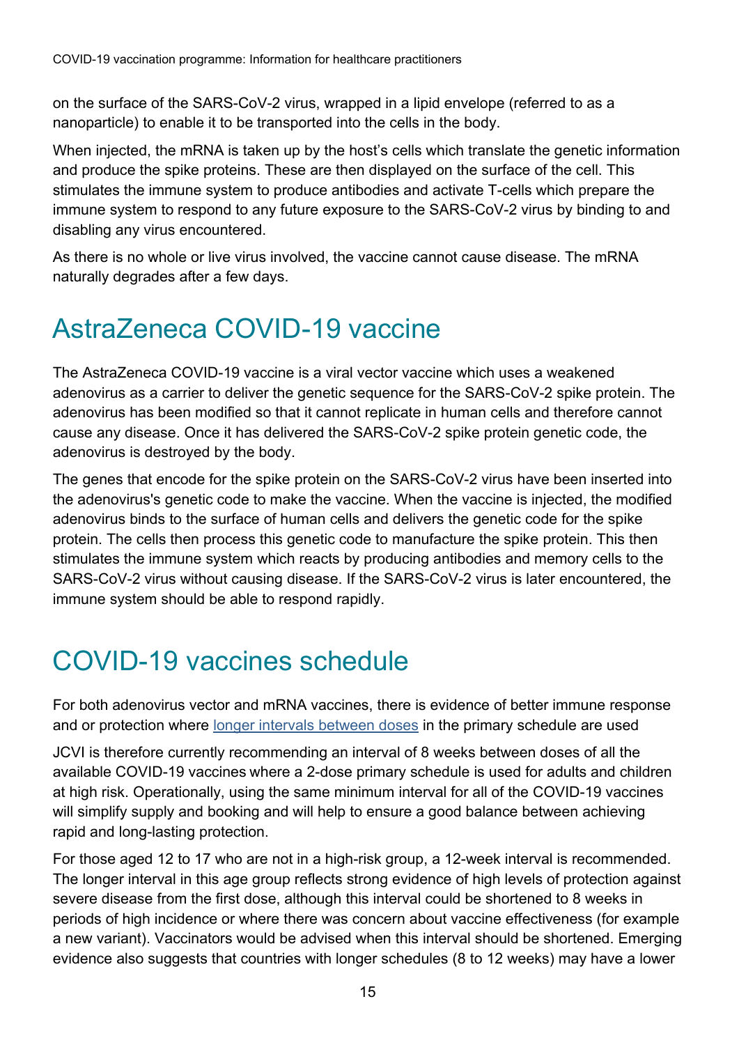on the surface of the SARS-CoV-2 virus, wrapped in a lipid envelope (referred to as a nanoparticle) to enable it to be transported into the cells in the body.

When injected, the mRNA is taken up by the host's cells which translate the genetic information and produce the spike proteins. These are then displayed on the surface of the cell. This stimulates the immune system to produce antibodies and activate T-cells which prepare the immune system to respond to any future exposure to the SARS-CoV-2 virus by binding to and disabling any virus encountered.

As there is no whole or live virus involved, the vaccine cannot cause disease. The mRNA naturally degrades after a few days.

## AstraZeneca COVID-19 vaccine

The AstraZeneca COVID-19 vaccine is a viral vector vaccine which uses a weakened adenovirus as a carrier to deliver the genetic sequence for the SARS-CoV-2 spike protein. The adenovirus has been modified so that it cannot replicate in human cells and therefore cannot cause any disease. Once it has delivered the SARS-CoV-2 spike protein genetic code, the adenovirus is destroyed by the body.

The genes that encode for the spike protein on the SARS-CoV-2 virus have been inserted into the adenovirus's genetic code to make the vaccine. When the vaccine is injected, the modified adenovirus binds to the surface of human cells and delivers the genetic code for the spike protein. The cells then process this genetic code to manufacture the spike protein. This then stimulates the immune system which reacts by producing antibodies and memory cells to the SARS-CoV-2 virus without causing disease. If the SARS-CoV-2 virus is later encountered, the immune system should be able to respond rapidly.

## COVID-19 vaccines schedule

For both adenovirus vector and mRNA vaccines, there is evidence of better immune response and or protection where longer intervals between doses in the primary schedule are used

JCVI is therefore currently recommending an interval of 8 weeks between doses of all the available COVID-19 vaccines where a 2-dose primary schedule is used for adults and children at high risk. Operationally, using the same minimum interval for all of the COVID-19 vaccines will simplify supply and booking and will help to ensure a good balance between achieving rapid and long-lasting protection.

For those aged 12 to 17 who are not in a high-risk group, a 12-week interval is recommended. The longer interval in this age group reflects strong evidence of high levels of protection against severe disease from the first dose, although this interval could be shortened to 8 weeks in periods of high incidence or where there was concern about vaccine effectiveness (for example a new variant). Vaccinators would be advised when this interval should be shortened. Emerging evidence also suggests that countries with longer schedules (8 to 12 weeks) may have a lower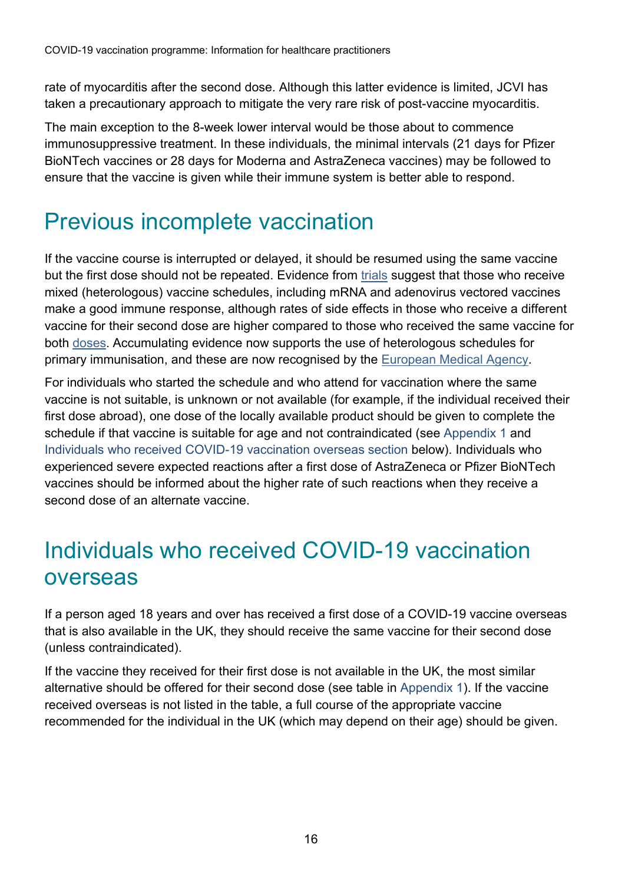rate of myocarditis after the second dose. Although this latter evidence is limited, JCVI has taken a precautionary approach to mitigate the very rare risk of post-vaccine myocarditis.

The main exception to the 8-week lower interval would be those about to commence immunosuppressive treatment. In these individuals, the minimal intervals (21 days for Pfizer BioNTech vaccines or 28 days for Moderna and AstraZeneca vaccines) may be followed to ensure that the vaccine is given while their immune system is better able to respond.

## Previous incomplete vaccination

If the vaccine course is interrupted or delayed, it should be resumed using the same vaccine but the first dose should not be repeated. Evidence from trials suggest that those who receive mixed (heterologous) vaccine schedules, including mRNA and adenovirus vectored vaccines make a good immune response, although rates of side effects in those who receive a different vaccine for their second dose are higher compared to those who received the same vaccine for both doses. Accumulating evidence now supports the use of heterologous schedules for primary immunisation, and these are now recognised by the European Medical Agency.

For individuals who started the schedule and who attend for vaccination where the same vaccine is not suitable, is unknown or not available (for example, if the individual received their first dose abroad), one dose of the locally available product should be given to complete the schedule if that vaccine is suitable for age and not contraindicated (see Appendix 1 and Individuals who received COVID-19 vaccination overseas section below). Individuals who experienced severe expected reactions after a first dose of AstraZeneca or Pfizer BioNTech vaccines should be informed about the higher rate of such reactions when they receive a second dose of an alternate vaccine.

## Individuals who received COVID-19 vaccination overseas

If a person aged 18 years and over has received a first dose of a COVID-19 vaccine overseas that is also available in the UK, they should receive the same vaccine for their second dose (unless contraindicated).

If the vaccine they received for their first dose is not available in the UK, the most similar alternative should be offered for their second dose (see table in Appendix 1). If the vaccine received overseas is not listed in the table, a full course of the appropriate vaccine recommended for the individual in the UK (which may depend on their age) should be given.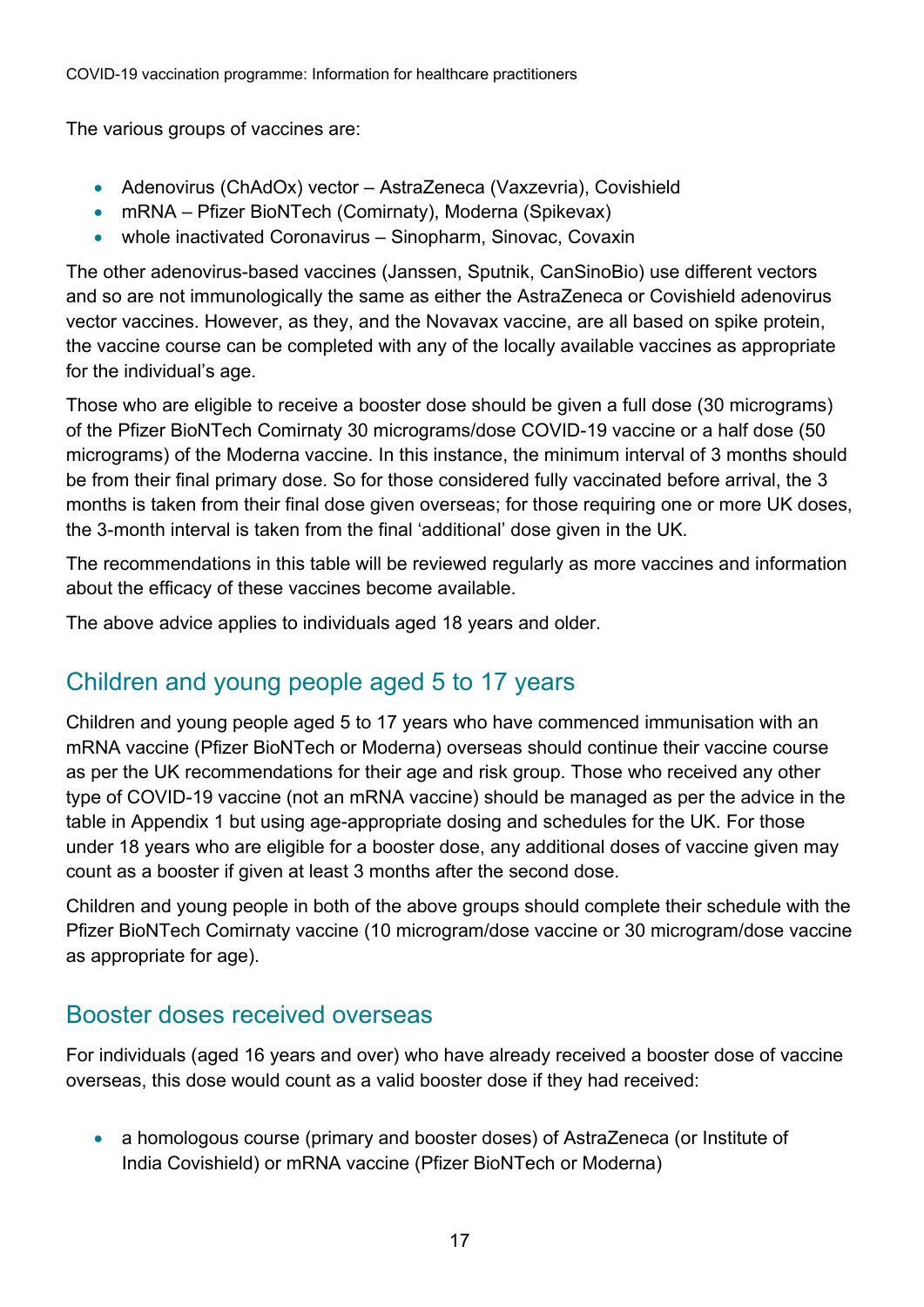The various groups of vaccines are:

- Adenovirus (ChAdOx) vector – AstraZeneca (Vaxzevria), Covishield
- mRNA – Pfizer BioNTech (Comirnaty), Moderna (Spikevax)
- whole inactivated Coronavirus – Sinopharm, Sinovac, Covaxin

The other adenovirus-based vaccines (Janssen, Sputnik, CanSinoBio) use different vectors and so are not immunologically the same as either the AstraZeneca or Covishield adenovirus vector vaccines. However, as they, and the Novavax vaccine, are all based on spike protein, the vaccine course can be completed with any of the locally available vaccines as appropriate for the individual's age.

Those who are eligible to receive a booster dose should be given a full dose (30 micrograms) of the Pfizer BioNTech Comirnaty 30 micrograms/dose COVID-19 vaccine or a half dose (50 micrograms) of the Moderna vaccine. In this instance, the minimum interval of 3 months should be from their final primary dose. So for those considered fully vaccinated before arrival, the 3 months is taken from their final dose given overseas; for those requiring one or more UK doses, the 3-month interval is taken from the final 'additional' dose given in the UK.

The recommendations in this table will be reviewed regularly as more vaccines and information about the efficacy of these vaccines become available.

The above advice applies to individuals aged 18 years and older.

## Children and young people aged 5 to 17 years

Children and young people aged 5 to 17 years who have commenced immunisation with an mRNA vaccine (Pfizer BioNTech or Moderna) overseas should continue their vaccine course as per the UK recommendations for their age and risk group. Those who received any other type of COVID-19 vaccine (not an mRNA vaccine) should be managed as per the advice in the table in Appendix 1 but using age-appropriate dosing and schedules for the UK. For those under 18 years who are eligible for a booster dose, any additional doses of vaccine given may count as a booster if given at least 3 months after the second dose.

Children and young people in both of the above groups should complete their schedule with the Pfizer BioNTech Comirnaty vaccine (10 microgram/dose vaccine or 30 microgram/dose vaccine as appropriate for age).

## Booster doses received overseas

For individuals (aged 16 years and over) who have already received a booster dose of vaccine overseas, this dose would count as a valid booster dose if they had received:

- a homologous course (primary and booster doses) of AstraZeneca (or Institute of India Covishield) or mRNA vaccine (Pfizer BioNTech or Moderna)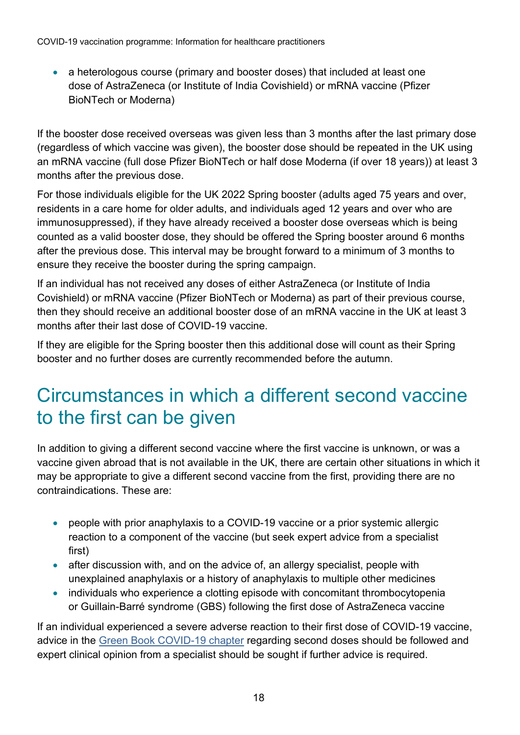- a heterologous course (primary and booster doses) that included at least one dose of AstraZeneca (or Institute of India Covishield) or mRNA vaccine (Pfizer BioNTech or Moderna)

If the booster dose received overseas was given less than 3 months after the last primary dose (regardless of which vaccine was given), the booster dose should be repeated in the UK using an mRNA vaccine (full dose Pfizer BioNTech or half dose Moderna (if over 18 years)) at least 3 months after the previous dose.

For those individuals eligible for the UK 2022 Spring booster (adults aged 75 years and over, residents in a care home for older adults, and individuals aged 12 years and over who are immunosuppressed), if they have already received a booster dose overseas which is being counted as a valid booster dose, they should be offered the Spring booster around 6 months after the previous dose. This interval may be brought forward to a minimum of 3 months to ensure they receive the booster during the spring campaign.

If an individual has not received any doses of either AstraZeneca (or Institute of India Covishield) or mRNA vaccine (Pfizer BioNTech or Moderna) as part of their previous course, then they should receive an additional booster dose of an mRNA vaccine in the UK at least 3 months after their last dose of COVID-19 vaccine.

If they are eligible for the Spring booster then this additional dose will count as their Spring booster and no further doses are currently recommended before the autumn.

## Circumstances in which a different second vaccine to the first can be given

In addition to giving a different second vaccine where the first vaccine is unknown, or was a vaccine given abroad that is not available in the UK, there are certain other situations in which it may be appropriate to give a different second vaccine from the first, providing there are no contraindications. These are:

- people with prior anaphylaxis to a COVID-19 vaccine or a prior systemic allergic reaction to a component of the vaccine (but seek expert advice from a specialist first)
- after discussion with, and on the advice of, an allergy specialist, people with unexplained anaphylaxis or a history of anaphylaxis to multiple other medicines
- individuals who experience a clotting episode with concomitant thrombocytopenia or Guillain-Barré syndrome (GBS) following the first dose of AstraZeneca vaccine

If an individual experienced a severe adverse reaction to their first dose of COVID-19 vaccine, advice in the Green Book COVID-19 chapter regarding second doses should be followed and expert clinical opinion from a specialist should be sought if further advice is required.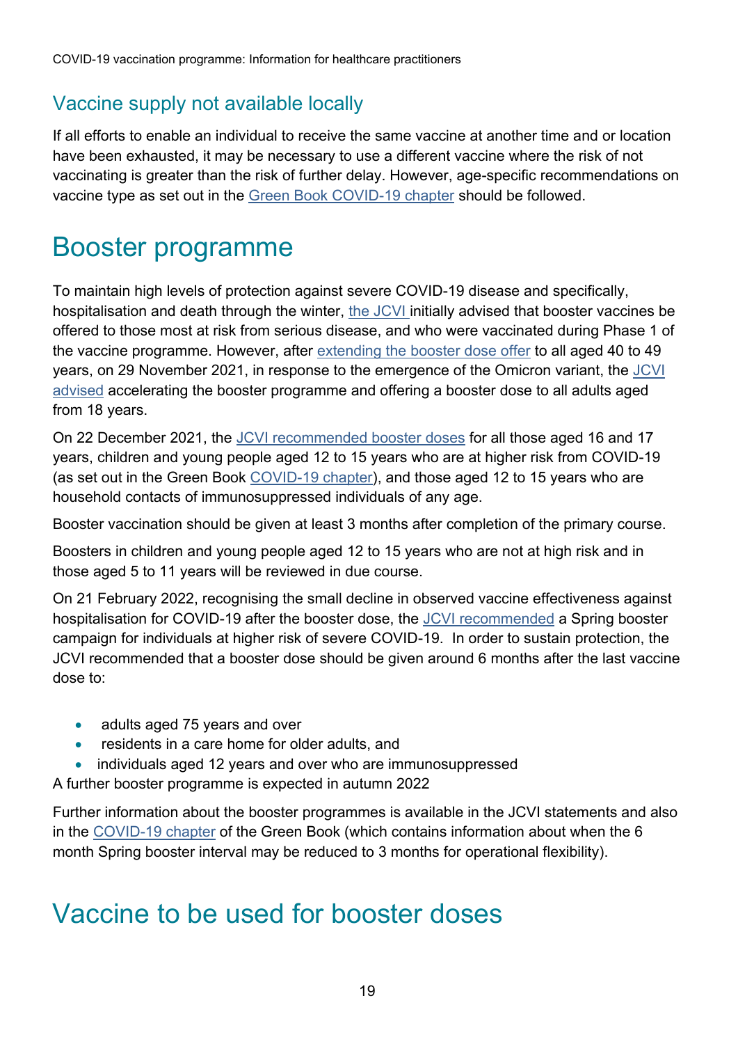## Vaccine supply not available locally

If all efforts to enable an individual to receive the same vaccine at another time and or location have been exhausted, it may be necessary to use a different vaccine where the risk of not vaccinating is greater than the risk of further delay. However, age-specific recommendations on vaccine type as set out in the Green Book COVID-19 chapter should be followed.

# Booster programme

To maintain high levels of protection against severe COVID-19 disease and specifically, hospitalisation and death through the winter, the JCVI initially advised that booster vaccines be offered to those most at risk from serious disease, and who were vaccinated during Phase 1 of the vaccine programme. However, after extending the booster dose offer to all aged 40 to 49 years, on 29 November 2021, in response to the emergence of the Omicron variant, the JCVI advised accelerating the booster programme and offering a booster dose to all adults aged from 18 years.

On 22 December 2021, the JCVI recommended booster doses for all those aged 16 and 17 years, children and young people aged 12 to 15 years who are at higher risk from COVID-19 (as set out in the Green Book COVID-19 chapter), and those aged 12 to 15 years who are household contacts of immunosuppressed individuals of any age.

Booster vaccination should be given at least 3 months after completion of the primary course.

Boosters in children and young people aged 12 to 15 years who are not at high risk and in those aged 5 to 11 years will be reviewed in due course.

On 21 February 2022, recognising the small decline in observed vaccine effectiveness against hospitalisation for COVID-19 after the booster dose, the JCVI recommended a Spring booster campaign for individuals at higher risk of severe COVID-19. In order to sustain protection, the JCVI recommended that a booster dose should be given around 6 months after the last vaccine dose to:

- adults aged 75 years and over
- residents in a care home for older adults, and
- individuals aged 12 years and over who are immunosuppressed

A further booster programme is expected in autumn 2022

Further information about the booster programmes is available in the JCVI statements and also in the COVID-19 chapter of the Green Book (which contains information about when the 6 month Spring booster interval may be reduced to 3 months for operational flexibility).

# Vaccine to be used for booster doses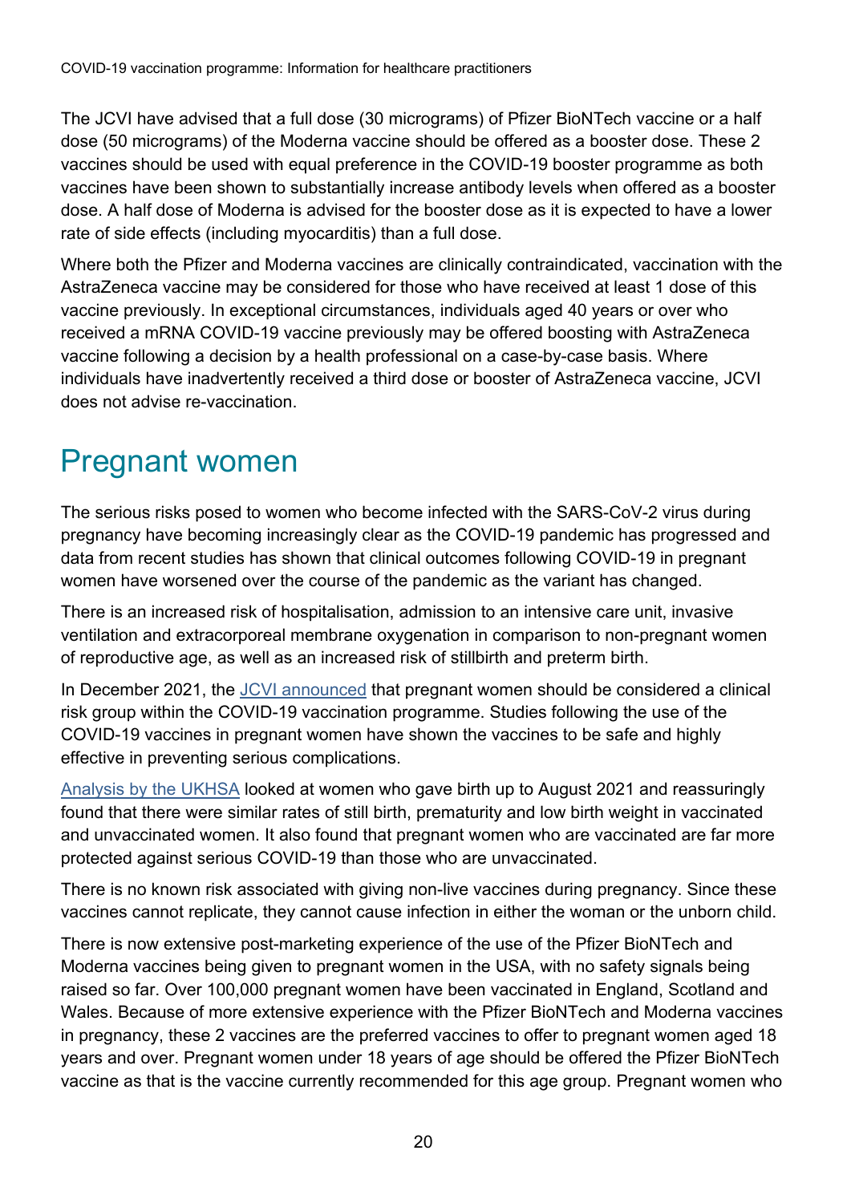The JCVI have advised that a full dose (30 micrograms) of Pfizer BioNTech vaccine or a half dose (50 micrograms) of the Moderna vaccine should be offered as a booster dose. These 2 vaccines should be used with equal preference in the COVID-19 booster programme as both vaccines have been shown to substantially increase antibody levels when offered as a booster dose. A half dose of Moderna is advised for the booster dose as it is expected to have a lower rate of side effects (including myocarditis) than a full dose.

Where both the Pfizer and Moderna vaccines are clinically contraindicated, vaccination with the AstraZeneca vaccine may be considered for those who have received at least 1 dose of this vaccine previously. In exceptional circumstances, individuals aged 40 years or over who received a mRNA COVID-19 vaccine previously may be offered boosting with AstraZeneca vaccine following a decision by a health professional on a case-by-case basis. Where individuals have inadvertently received a third dose or booster of AstraZeneca vaccine, JCVI does not advise re-vaccination.

# Pregnant women

The serious risks posed to women who become infected with the SARS-CoV-2 virus during pregnancy have becoming increasingly clear as the COVID-19 pandemic has progressed and data from recent studies has shown that clinical outcomes following COVID-19 in pregnant women have worsened over the course of the pandemic as the variant has changed.

There is an increased risk of hospitalisation, admission to an intensive care unit, invasive ventilation and extracorporeal membrane oxygenation in comparison to non-pregnant women of reproductive age, as well as an increased risk of stillbirth and preterm birth.

In December 2021, the JCVI announced that pregnant women should be considered a clinical risk group within the COVID-19 vaccination programme. Studies following the use of the COVID-19 vaccines in pregnant women have shown the vaccines to be safe and highly effective in preventing serious complications.

Analysis by the UKHSA looked at women who gave birth up to August 2021 and reassuringly found that there were similar rates of still birth, prematurity and low birth weight in vaccinated and unvaccinated women. It also found that pregnant women who are vaccinated are far more protected against serious COVID-19 than those who are unvaccinated.

There is no known risk associated with giving non-live vaccines during pregnancy. Since these vaccines cannot replicate, they cannot cause infection in either the woman or the unborn child.

There is now extensive post-marketing experience of the use of the Pfizer BioNTech and Moderna vaccines being given to pregnant women in the USA, with no safety signals being raised so far. Over 100,000 pregnant women have been vaccinated in England, Scotland and Wales. Because of more extensive experience with the Pfizer BioNTech and Moderna vaccines in pregnancy, these 2 vaccines are the preferred vaccines to offer to pregnant women aged 18 years and over. Pregnant women under 18 years of age should be offered the Pfizer BioNTech vaccine as that is the vaccine currently recommended for this age group. Pregnant women who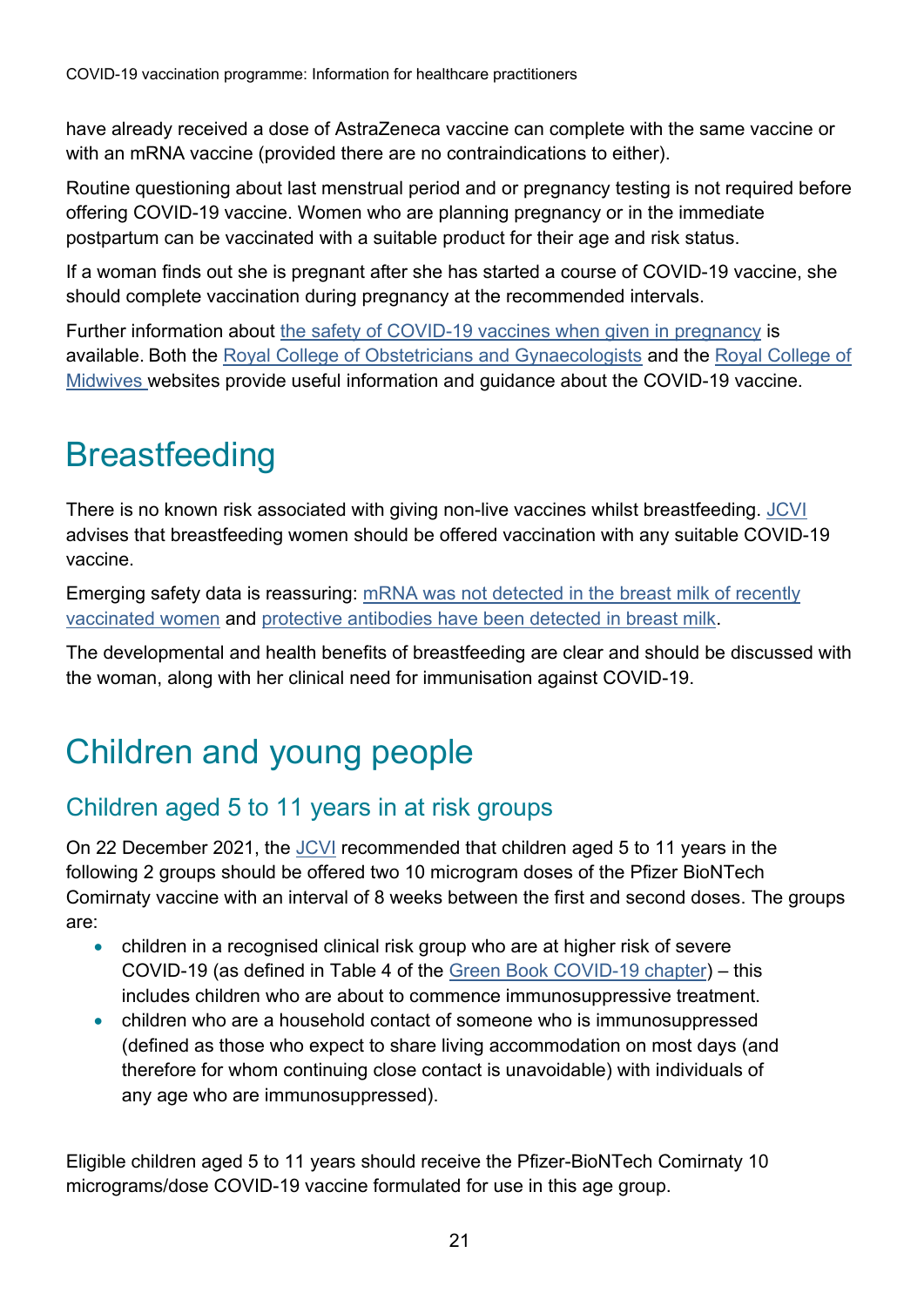have already received a dose of AstraZeneca vaccine can complete with the same vaccine or with an mRNA vaccine (provided there are no contraindications to either).

Routine questioning about last menstrual period and or pregnancy testing is not required before offering COVID-19 vaccine. Women who are planning pregnancy or in the immediate postpartum can be vaccinated with a suitable product for their age and risk status.

If a woman finds out she is pregnant after she has started a course of COVID-19 vaccine, she should complete vaccination during pregnancy at the recommended intervals.

Further information about the safety of COVID-19 vaccines when given in pregnancy is available. Both the Royal College of Obstetricians and Gynaecologists and the Royal College of Midwives websites provide useful information and guidance about the COVID-19 vaccine.

# Breastfeeding

There is no known risk associated with giving non-live vaccines whilst breastfeeding. JCVI advises that breastfeeding women should be offered vaccination with any suitable COVID-19 vaccine.

Emerging safety data is reassuring: mRNA was not detected in the breast milk of recently vaccinated women and protective antibodies have been detected in breast milk.

The developmental and health benefits of breastfeeding are clear and should be discussed with the woman, along with her clinical need for immunisation against COVID-19.

# Children and young people

## Children aged 5 to 11 years in at risk groups

On 22 December 2021, the JCVI recommended that children aged 5 to 11 years in the following 2 groups should be offered two 10 microgram doses of the Pfizer BioNTech Comirnaty vaccine with an interval of 8 weeks between the first and second doses. The groups are:

- children in a recognised clinical risk group who are at higher risk of severe COVID-19 (as defined in Table 4 of the Green Book COVID-19 chapter) – this includes children who are about to commence immunosuppressive treatment.
- children who are a household contact of someone who is immunosuppressed (defined as those who expect to share living accommodation on most days (and therefore for whom continuing close contact is unavoidable) with individuals of any age who are immunosuppressed).

Eligible children aged 5 to 11 years should receive the Pfizer-BioNTech Comirnaty 10 micrograms/dose COVID-19 vaccine formulated for use in this age group.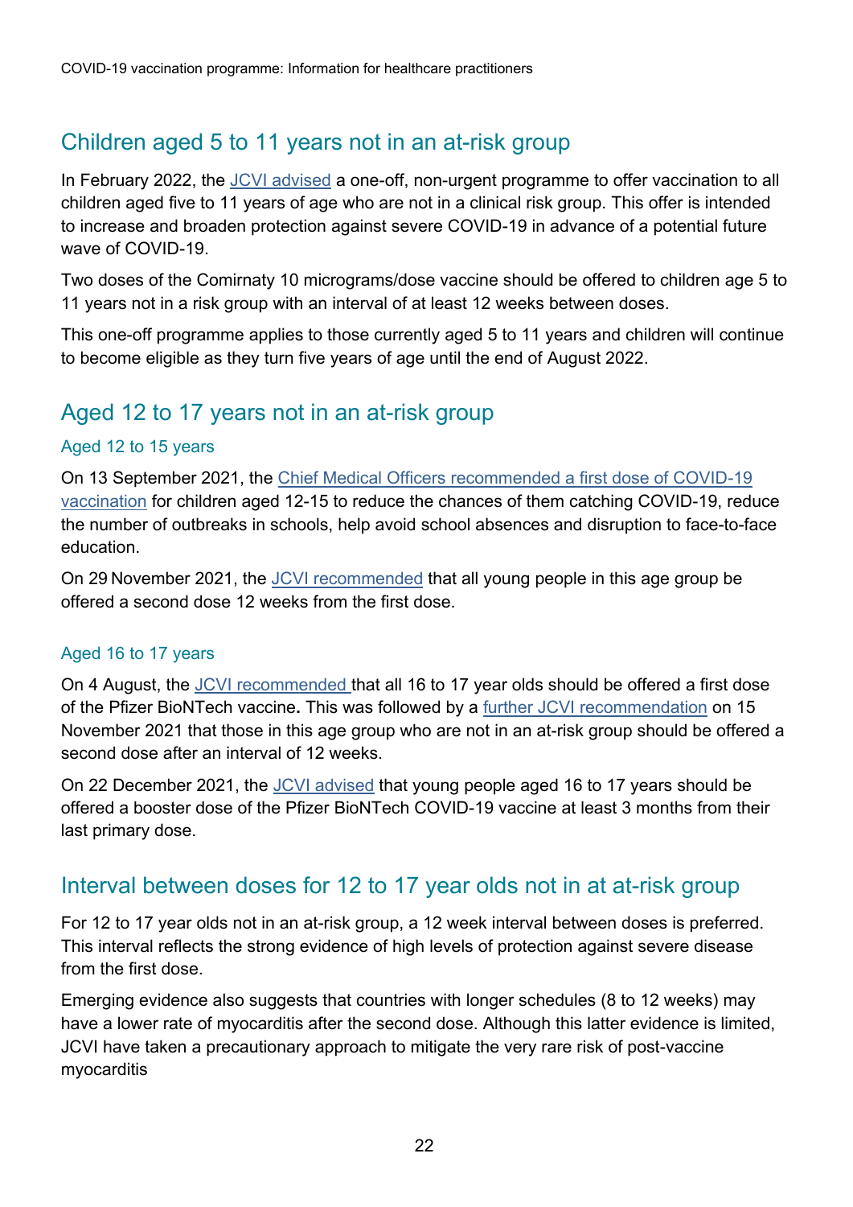## Children aged 5 to 11 years not in an at-risk group

In February 2022, the JCVI advised a one-off, non-urgent programme to offer vaccination to all children aged five to 11 years of age who are not in a clinical risk group. This offer is intended to increase and broaden protection against severe COVID-19 in advance of a potential future wave of COVID-19.

Two doses of the Comirnaty 10 micrograms/dose vaccine should be offered to children age 5 to 11 years not in a risk group with an interval of at least 12 weeks between doses.

This one-off programme applies to those currently aged 5 to 11 years and children will continue to become eligible as they turn five years of age until the end of August 2022.

## Aged 12 to 17 years not in an at-risk group

### Aged 12 to 15 years

On 13 September 2021, the Chief Medical Officers recommended a first dose of COVID-19 vaccination for children aged 12-15 to reduce the chances of them catching COVID-19, reduce the number of outbreaks in schools, help avoid school absences and disruption to face-to-face education.

On 29 November 2021, the JCVI recommended that all young people in this age group be offered a second dose 12 weeks from the first dose.

### Aged 16 to 17 years

On 4 August, the JCVI recommended that all 16 to 17 year olds should be offered a first dose of the Pfizer BioNTech vaccine**.** This was followed by a further JCVI recommendation on 15 November 2021 that those in this age group who are not in an at-risk group should be offered a second dose after an interval of 12 weeks.

On 22 December 2021, the JCVI advised that young people aged 16 to 17 years should be offered a booster dose of the Pfizer BioNTech COVID-19 vaccine at least 3 months from their last primary dose.

## Interval between doses for 12 to 17 year olds not in at at-risk group

For 12 to 17 year olds not in an at-risk group, a 12 week interval between doses is preferred. This interval reflects the strong evidence of high levels of protection against severe disease from the first dose.

Emerging evidence also suggests that countries with longer schedules (8 to 12 weeks) may have a lower rate of myocarditis after the second dose. Although this latter evidence is limited, JCVI have taken a precautionary approach to mitigate the very rare risk of post-vaccine myocarditis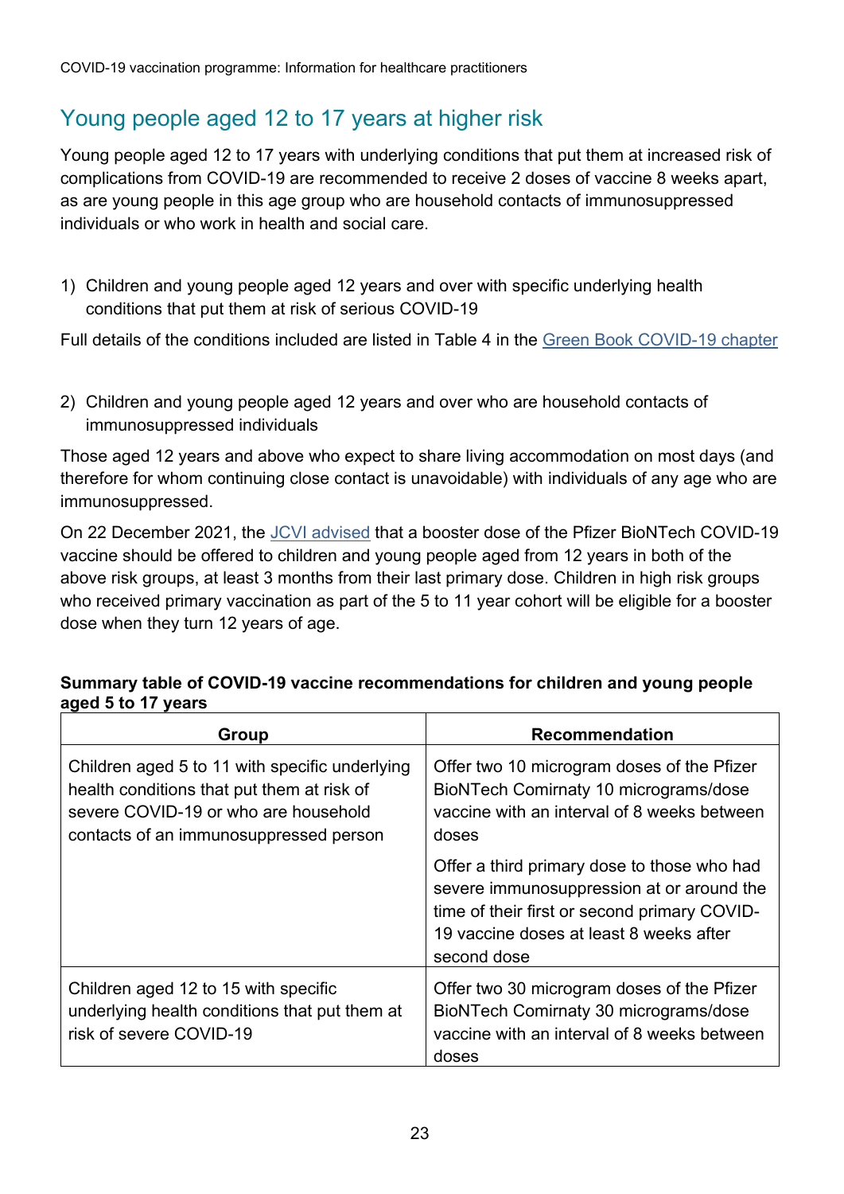## Young people aged 12 to 17 years at higher risk

Young people aged 12 to 17 years with underlying conditions that put them at increased risk of complications from COVID-19 are recommended to receive 2 doses of vaccine 8 weeks apart, as are young people in this age group who are household contacts of immunosuppressed individuals or who work in health and social care.

1) Children and young people aged 12 years and over with specific underlying health conditions that put them at risk of serious COVID-19

Full details of the conditions included are listed in Table 4 in the Green Book COVID-19 chapter

2) Children and young people aged 12 years and over who are household contacts of immunosuppressed individuals

Those aged 12 years and above who expect to share living accommodation on most days (and therefore for whom continuing close contact is unavoidable) with individuals of any age who are immunosuppressed.

On 22 December 2021, the JCVI advised that a booster dose of the Pfizer BioNTech COVID-19 vaccine should be offered to children and young people aged from 12 years in both of the above risk groups, at least 3 months from their last primary dose. Children in high risk groups who received primary vaccination as part of the 5 to 11 year cohort will be eligible for a booster dose when they turn 12 years of age.

**Summary table of COVID-19 vaccine recommendations for children and young people aged 5 to 17 years**

| Group | Recommendation |
|---|---|
| Children aged 5 to 11 with specific underlying health conditions that put them at risk of severe COVID-19 or who are household contacts of an immunosuppressed person | Offer two 10 microgram doses of the Pfizer BioNTech Comirnaty 10 micrograms/dose vaccine with an interval of 8 weeks between doses<br><br>Offer a third primary dose to those who had severe immunosuppression at or around the time of their first or second primary COVID-19 vaccine doses at least 8 weeks after second dose |
| Children aged 12 to 15 with specific underlying health conditions that put them at risk of severe COVID-19 | Offer two 30 microgram doses of the Pfizer BioNTech Comirnaty 30 micrograms/dose vaccine with an interval of 8 weeks between doses |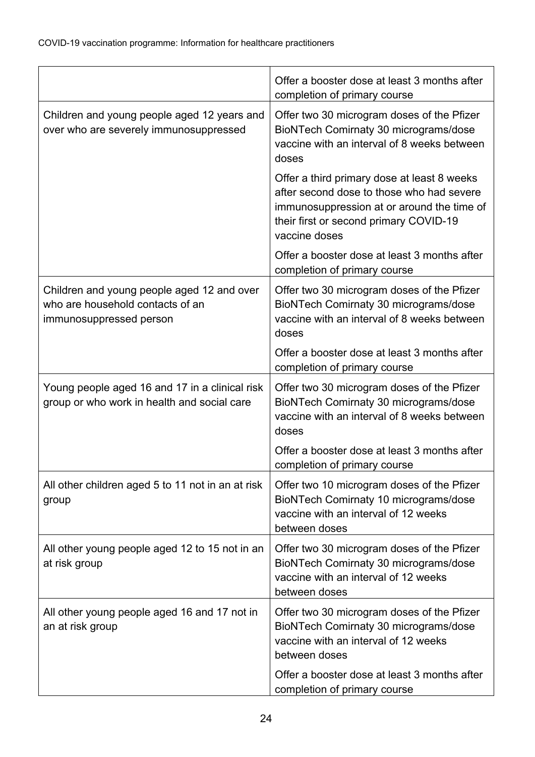| | |
|---|---|
| | Offer a booster dose at least 3 months after completion of primary course |
| Children and young people aged 12 years and over who are severely immunosuppressed | Offer two 30 microgram doses of the Pfizer BioNTech Comirnaty 30 micrograms/dose vaccine with an interval of 8 weeks between doses<br><br>Offer a third primary dose at least 8 weeks after second dose to those who had severe immunosuppression at or around the time of their first or second primary COVID-19 vaccine doses<br><br>Offer a booster dose at least 3 months after completion of primary course |
| Children and young people aged 12 and over who are household contacts of an immunosuppressed person | Offer two 30 microgram doses of the Pfizer BioNTech Comirnaty 30 micrograms/dose vaccine with an interval of 8 weeks between doses<br><br>Offer a booster dose at least 3 months after completion of primary course |
| Young people aged 16 and 17 in a clinical risk group or who work in health and social care | Offer two 30 microgram doses of the Pfizer BioNTech Comirnaty 30 micrograms/dose vaccine with an interval of 8 weeks between doses<br><br>Offer a booster dose at least 3 months after completion of primary course |
| All other children aged 5 to 11 not in an at risk group | Offer two 10 microgram doses of the Pfizer BioNTech Comirnaty 10 micrograms/dose vaccine with an interval of 12 weeks between doses |
| All other young people aged 12 to 15 not in an at risk group | Offer two 30 microgram doses of the Pfizer BioNTech Comirnaty 30 micrograms/dose vaccine with an interval of 12 weeks between doses |
| All other young people aged 16 and 17 not in an at risk group | Offer two 30 microgram doses of the Pfizer BioNTech Comirnaty 30 micrograms/dose vaccine with an interval of 12 weeks between doses<br><br>Offer a booster dose at least 3 months after completion of primary course |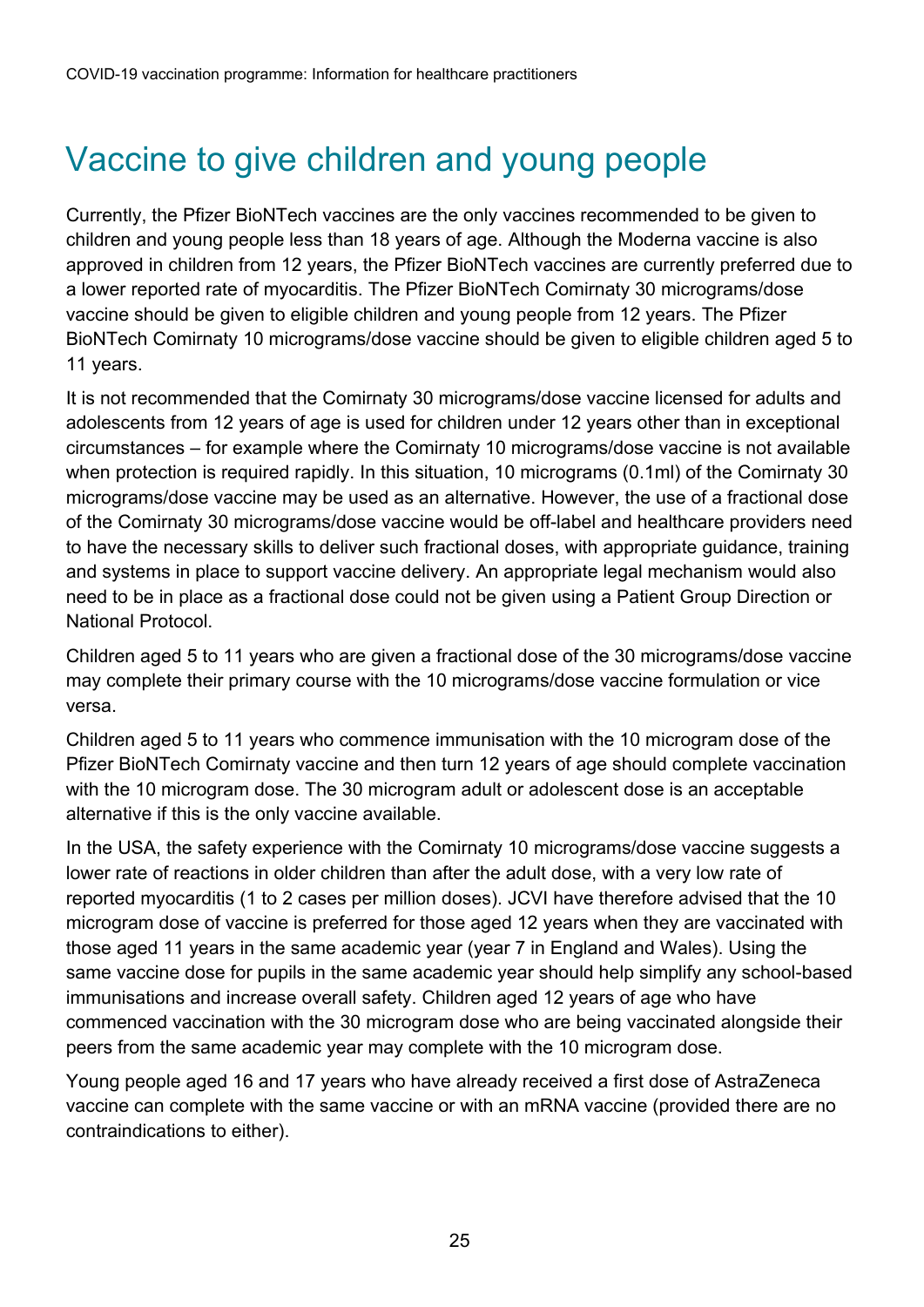# Vaccine to give children and young people

Currently, the Pfizer BioNTech vaccines are the only vaccines recommended to be given to children and young people less than 18 years of age. Although the Moderna vaccine is also approved in children from 12 years, the Pfizer BioNTech vaccines are currently preferred due to a lower reported rate of myocarditis. The Pfizer BioNTech Comirnaty 30 micrograms/dose vaccine should be given to eligible children and young people from 12 years. The Pfizer BioNTech Comirnaty 10 micrograms/dose vaccine should be given to eligible children aged 5 to 11 years.

It is not recommended that the Comirnaty 30 micrograms/dose vaccine licensed for adults and adolescents from 12 years of age is used for children under 12 years other than in exceptional circumstances – for example where the Comirnaty 10 micrograms/dose vaccine is not available when protection is required rapidly. In this situation, 10 micrograms (0.1ml) of the Comirnaty 30 micrograms/dose vaccine may be used as an alternative. However, the use of a fractional dose of the Comirnaty 30 micrograms/dose vaccine would be off-label and healthcare providers need to have the necessary skills to deliver such fractional doses, with appropriate guidance, training and systems in place to support vaccine delivery. An appropriate legal mechanism would also need to be in place as a fractional dose could not be given using a Patient Group Direction or National Protocol.

Children aged 5 to 11 years who are given a fractional dose of the 30 micrograms/dose vaccine may complete their primary course with the 10 micrograms/dose vaccine formulation or vice versa.

Children aged 5 to 11 years who commence immunisation with the 10 microgram dose of the Pfizer BioNTech Comirnaty vaccine and then turn 12 years of age should complete vaccination with the 10 microgram dose. The 30 microgram adult or adolescent dose is an acceptable alternative if this is the only vaccine available.

In the USA, the safety experience with the Comirnaty 10 micrograms/dose vaccine suggests a lower rate of reactions in older children than after the adult dose, with a very low rate of reported myocarditis (1 to 2 cases per million doses). JCVI have therefore advised that the 10 microgram dose of vaccine is preferred for those aged 12 years when they are vaccinated with those aged 11 years in the same academic year (year 7 in England and Wales). Using the same vaccine dose for pupils in the same academic year should help simplify any school-based immunisations and increase overall safety. Children aged 12 years of age who have commenced vaccination with the 30 microgram dose who are being vaccinated alongside their peers from the same academic year may complete with the 10 microgram dose.

Young people aged 16 and 17 years who have already received a first dose of AstraZeneca vaccine can complete with the same vaccine or with an mRNA vaccine (provided there are no contraindications to either).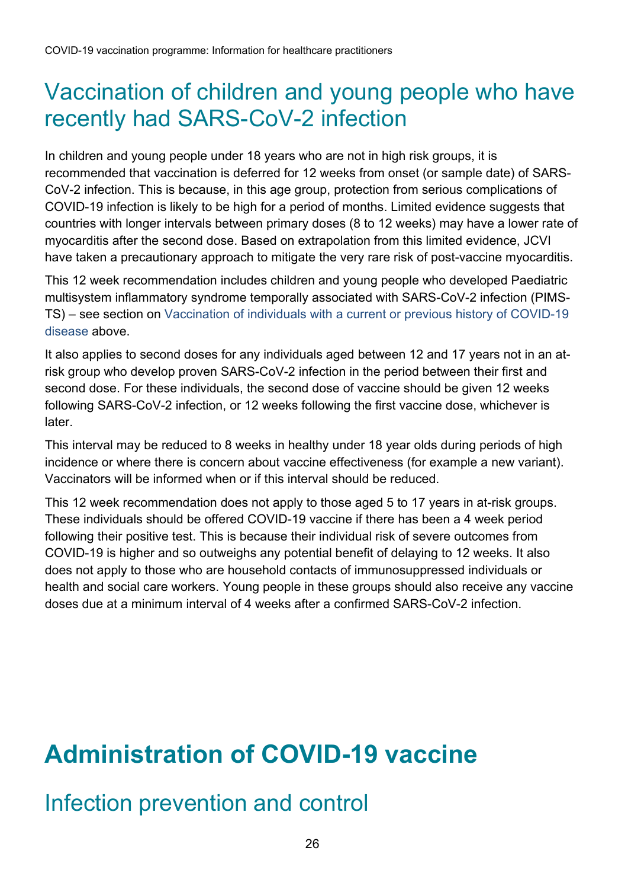## Vaccination of children and young people who have recently had SARS-CoV-2 infection

In children and young people under 18 years who are not in high risk groups, it is recommended that vaccination is deferred for 12 weeks from onset (or sample date) of SARS-CoV-2 infection. This is because, in this age group, protection from serious complications of COVID-19 infection is likely to be high for a period of months. Limited evidence suggests that countries with longer intervals between primary doses (8 to 12 weeks) may have a lower rate of myocarditis after the second dose. Based on extrapolation from this limited evidence, JCVI have taken a precautionary approach to mitigate the very rare risk of post-vaccine myocarditis.

This 12 week recommendation includes children and young people who developed Paediatric multisystem inflammatory syndrome temporally associated with SARS-CoV-2 infection (PIMS-TS) – see section on Vaccination of individuals with a current or previous history of COVID-19 disease above.

It also applies to second doses for any individuals aged between 12 and 17 years not in an at-risk group who develop proven SARS-CoV-2 infection in the period between their first and second dose. For these individuals, the second dose of vaccine should be given 12 weeks following SARS-CoV-2 infection, or 12 weeks following the first vaccine dose, whichever is later.

This interval may be reduced to 8 weeks in healthy under 18 year olds during periods of high incidence or where there is concern about vaccine effectiveness (for example a new variant). Vaccinators will be informed when or if this interval should be reduced.

This 12 week recommendation does not apply to those aged 5 to 17 years in at-risk groups. These individuals should be offered COVID-19 vaccine if there has been a 4 week period following their positive test. This is because their individual risk of severe outcomes from COVID-19 is higher and so outweighs any potential benefit of delaying to 12 weeks. It also does not apply to those who are household contacts of immunosuppressed individuals or health and social care workers. Young people in these groups should also receive any vaccine doses due at a minimum interval of 4 weeks after a confirmed SARS-CoV-2 infection.

# Administration of COVID-19 vaccine

## Infection prevention and control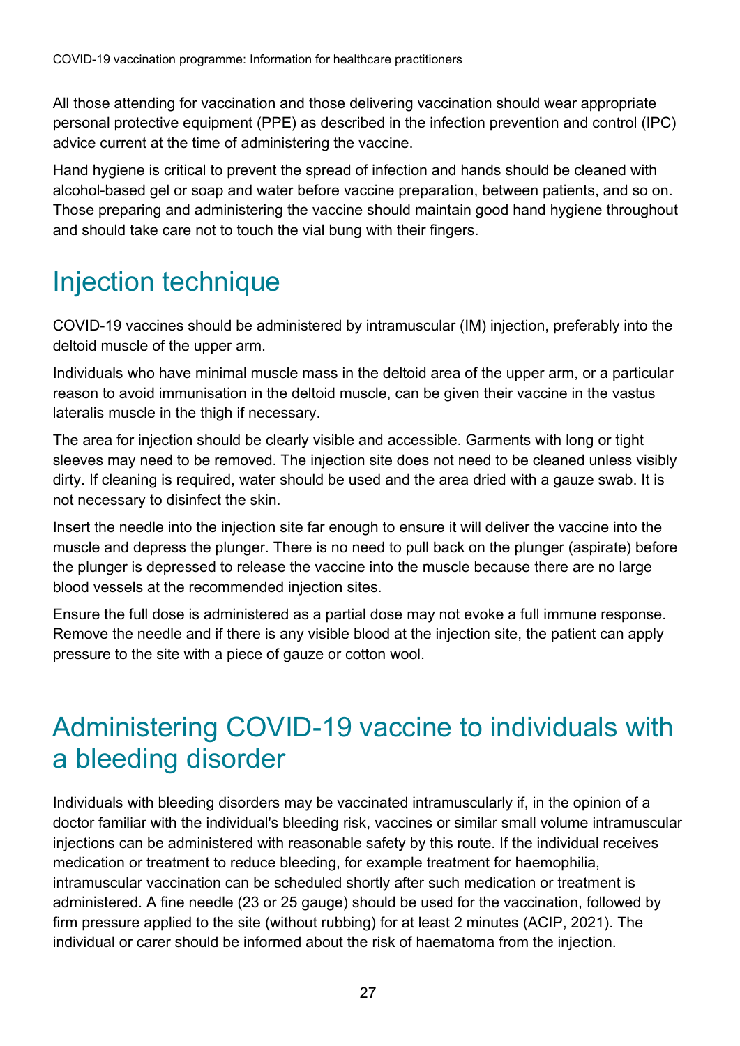All those attending for vaccination and those delivering vaccination should wear appropriate personal protective equipment (PPE) as described in the infection prevention and control (IPC) advice current at the time of administering the vaccine.

Hand hygiene is critical to prevent the spread of infection and hands should be cleaned with alcohol-based gel or soap and water before vaccine preparation, between patients, and so on. Those preparing and administering the vaccine should maintain good hand hygiene throughout and should take care not to touch the vial bung with their fingers.

## Injection technique

COVID-19 vaccines should be administered by intramuscular (IM) injection, preferably into the deltoid muscle of the upper arm.

Individuals who have minimal muscle mass in the deltoid area of the upper arm, or a particular reason to avoid immunisation in the deltoid muscle, can be given their vaccine in the vastus lateralis muscle in the thigh if necessary.

The area for injection should be clearly visible and accessible. Garments with long or tight sleeves may need to be removed. The injection site does not need to be cleaned unless visibly dirty. If cleaning is required, water should be used and the area dried with a gauze swab. It is not necessary to disinfect the skin.

Insert the needle into the injection site far enough to ensure it will deliver the vaccine into the muscle and depress the plunger. There is no need to pull back on the plunger (aspirate) before the plunger is depressed to release the vaccine into the muscle because there are no large blood vessels at the recommended injection sites.

Ensure the full dose is administered as a partial dose may not evoke a full immune response. Remove the needle and if there is any visible blood at the injection site, the patient can apply pressure to the site with a piece of gauze or cotton wool.

## Administering COVID-19 vaccine to individuals with a bleeding disorder

Individuals with bleeding disorders may be vaccinated intramuscularly if, in the opinion of a doctor familiar with the individual's bleeding risk, vaccines or similar small volume intramuscular injections can be administered with reasonable safety by this route. If the individual receives medication or treatment to reduce bleeding, for example treatment for haemophilia, intramuscular vaccination can be scheduled shortly after such medication or treatment is administered. A fine needle (23 or 25 gauge) should be used for the vaccination, followed by firm pressure applied to the site (without rubbing) for at least 2 minutes (ACIP, 2021). The individual or carer should be informed about the risk of haematoma from the injection.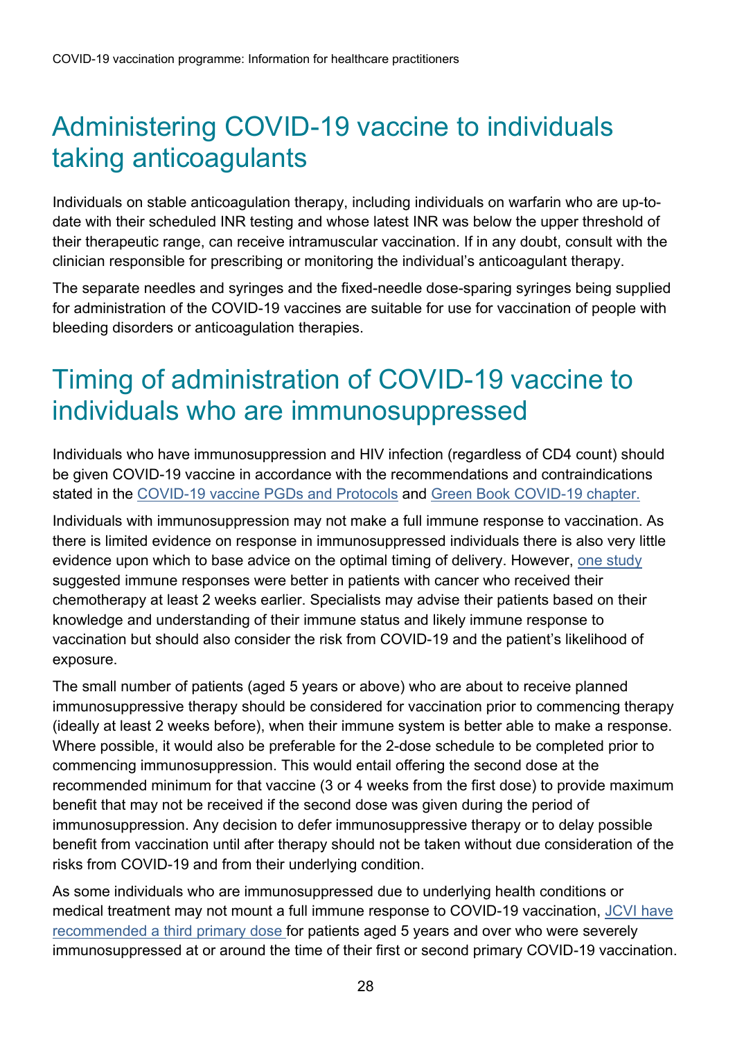## Administering COVID-19 vaccine to individuals taking anticoagulants

Individuals on stable anticoagulation therapy, including individuals on warfarin who are up-to-date with their scheduled INR testing and whose latest INR was below the upper threshold of their therapeutic range, can receive intramuscular vaccination. If in any doubt, consult with the clinician responsible for prescribing or monitoring the individual's anticoagulant therapy.

The separate needles and syringes and the fixed-needle dose-sparing syringes being supplied for administration of the COVID-19 vaccines are suitable for use for vaccination of people with bleeding disorders or anticoagulation therapies.

## Timing of administration of COVID-19 vaccine to individuals who are immunosuppressed

Individuals who have immunosuppression and HIV infection (regardless of CD4 count) should be given COVID-19 vaccine in accordance with the recommendations and contraindications stated in the COVID-19 vaccine PGDs and Protocols and Green Book COVID-19 chapter.

Individuals with immunosuppression may not make a full immune response to vaccination. As there is limited evidence on response in immunosuppressed individuals there is also very little evidence upon which to base advice on the optimal timing of delivery. However, one study suggested immune responses were better in patients with cancer who received their chemotherapy at least 2 weeks earlier. Specialists may advise their patients based on their knowledge and understanding of their immune status and likely immune response to vaccination but should also consider the risk from COVID-19 and the patient's likelihood of exposure.

The small number of patients (aged 5 years or above) who are about to receive planned immunosuppressive therapy should be considered for vaccination prior to commencing therapy (ideally at least 2 weeks before), when their immune system is better able to make a response. Where possible, it would also be preferable for the 2-dose schedule to be completed prior to commencing immunosuppression. This would entail offering the second dose at the recommended minimum for that vaccine (3 or 4 weeks from the first dose) to provide maximum benefit that may not be received if the second dose was given during the period of immunosuppression. Any decision to defer immunosuppressive therapy or to delay possible benefit from vaccination until after therapy should not be taken without due consideration of the risks from COVID-19 and from their underlying condition.

As some individuals who are immunosuppressed due to underlying health conditions or medical treatment may not mount a full immune response to COVID-19 vaccination, JCVI have recommended a third primary dose for patients aged 5 years and over who were severely immunosuppressed at or around the time of their first or second primary COVID-19 vaccination.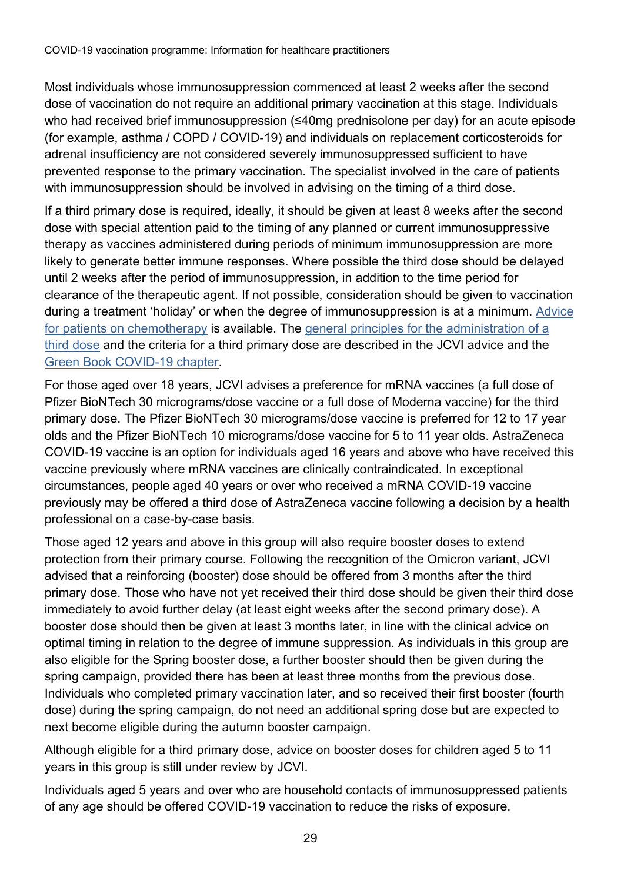Most individuals whose immunosuppression commenced at least 2 weeks after the second dose of vaccination do not require an additional primary vaccination at this stage. Individuals who had received brief immunosuppression (≤40mg prednisolone per day) for an acute episode (for example, asthma / COPD / COVID-19) and individuals on replacement corticosteroids for adrenal insufficiency are not considered severely immunosuppressed sufficient to have prevented response to the primary vaccination. The specialist involved in the care of patients with immunosuppression should be involved in advising on the timing of a third dose.

If a third primary dose is required, ideally, it should be given at least 8 weeks after the second dose with special attention paid to the timing of any planned or current immunosuppressive therapy as vaccines administered during periods of minimum immunosuppression are more likely to generate better immune responses. Where possible the third dose should be delayed until 2 weeks after the period of immunosuppression, in addition to the time period for clearance of the therapeutic agent. If not possible, consideration should be given to vaccination during a treatment 'holiday' or when the degree of immunosuppression is at a minimum. Advice for patients on chemotherapy is available. The general principles for the administration of a third dose and the criteria for a third primary dose are described in the JCVI advice and the Green Book COVID-19 chapter.

For those aged over 18 years, JCVI advises a preference for mRNA vaccines (a full dose of Pfizer BioNTech 30 micrograms/dose vaccine or a full dose of Moderna vaccine) for the third primary dose. The Pfizer BioNTech 30 micrograms/dose vaccine is preferred for 12 to 17 year olds and the Pfizer BioNTech 10 micrograms/dose vaccine for 5 to 11 year olds. AstraZeneca COVID-19 vaccine is an option for individuals aged 16 years and above who have received this vaccine previously where mRNA vaccines are clinically contraindicated. In exceptional circumstances, people aged 40 years or over who received a mRNA COVID-19 vaccine previously may be offered a third dose of AstraZeneca vaccine following a decision by a health professional on a case-by-case basis.

Those aged 12 years and above in this group will also require booster doses to extend protection from their primary course. Following the recognition of the Omicron variant, JCVI advised that a reinforcing (booster) dose should be offered from 3 months after the third primary dose. Those who have not yet received their third dose should be given their third dose immediately to avoid further delay (at least eight weeks after the second primary dose). A booster dose should then be given at least 3 months later, in line with the clinical advice on optimal timing in relation to the degree of immune suppression. As individuals in this group are also eligible for the Spring booster dose, a further booster should then be given during the spring campaign, provided there has been at least three months from the previous dose. Individuals who completed primary vaccination later, and so received their first booster (fourth dose) during the spring campaign, do not need an additional spring dose but are expected to next become eligible during the autumn booster campaign.

Although eligible for a third primary dose, advice on booster doses for children aged 5 to 11 years in this group is still under review by JCVI.

Individuals aged 5 years and over who are household contacts of immunosuppressed patients of any age should be offered COVID-19 vaccination to reduce the risks of exposure.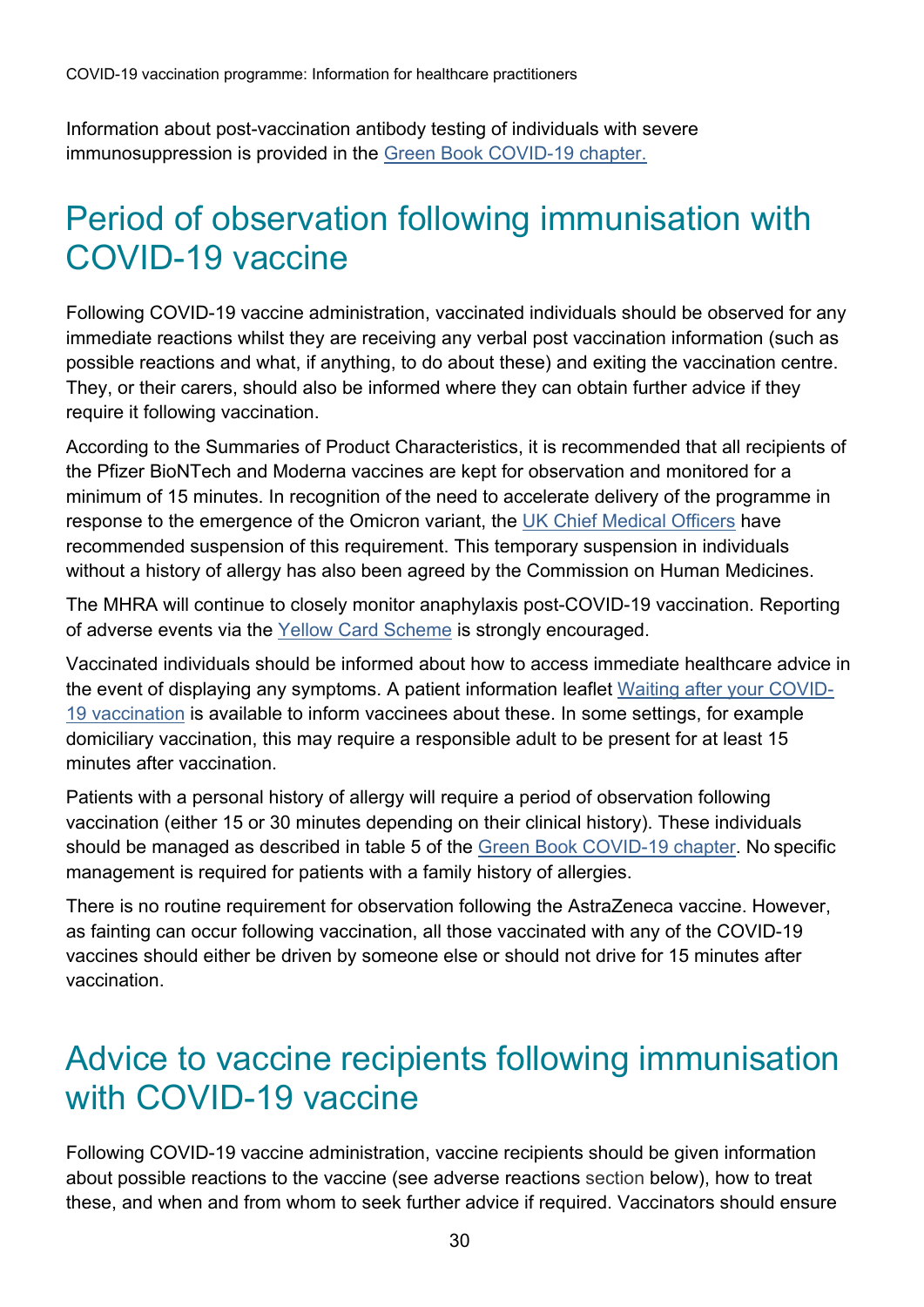Information about post-vaccination antibody testing of individuals with severe immunosuppression is provided in the Green Book COVID-19 chapter.

## Period of observation following immunisation with COVID-19 vaccine

Following COVID-19 vaccine administration, vaccinated individuals should be observed for any immediate reactions whilst they are receiving any verbal post vaccination information (such as possible reactions and what, if anything, to do about these) and exiting the vaccination centre. They, or their carers, should also be informed where they can obtain further advice if they require it following vaccination.

According to the Summaries of Product Characteristics, it is recommended that all recipients of the Pfizer BioNTech and Moderna vaccines are kept for observation and monitored for a minimum of 15 minutes. In recognition of the need to accelerate delivery of the programme in response to the emergence of the Omicron variant, the UK Chief Medical Officers have recommended suspension of this requirement. This temporary suspension in individuals without a history of allergy has also been agreed by the Commission on Human Medicines.

The MHRA will continue to closely monitor anaphylaxis post-COVID-19 vaccination. Reporting of adverse events via the Yellow Card Scheme is strongly encouraged.

Vaccinated individuals should be informed about how to access immediate healthcare advice in the event of displaying any symptoms. A patient information leaflet Waiting after your COVID-19 vaccination is available to inform vaccinees about these. In some settings, for example domiciliary vaccination, this may require a responsible adult to be present for at least 15 minutes after vaccination.

Patients with a personal history of allergy will require a period of observation following vaccination (either 15 or 30 minutes depending on their clinical history). These individuals should be managed as described in table 5 of the Green Book COVID-19 chapter. No specific management is required for patients with a family history of allergies.

There is no routine requirement for observation following the AstraZeneca vaccine. However, as fainting can occur following vaccination, all those vaccinated with any of the COVID-19 vaccines should either be driven by someone else or should not drive for 15 minutes after vaccination.

## Advice to vaccine recipients following immunisation with COVID-19 vaccine

Following COVID-19 vaccine administration, vaccine recipients should be given information about possible reactions to the vaccine (see adverse reactions section below), how to treat these, and when and from whom to seek further advice if required. Vaccinators should ensure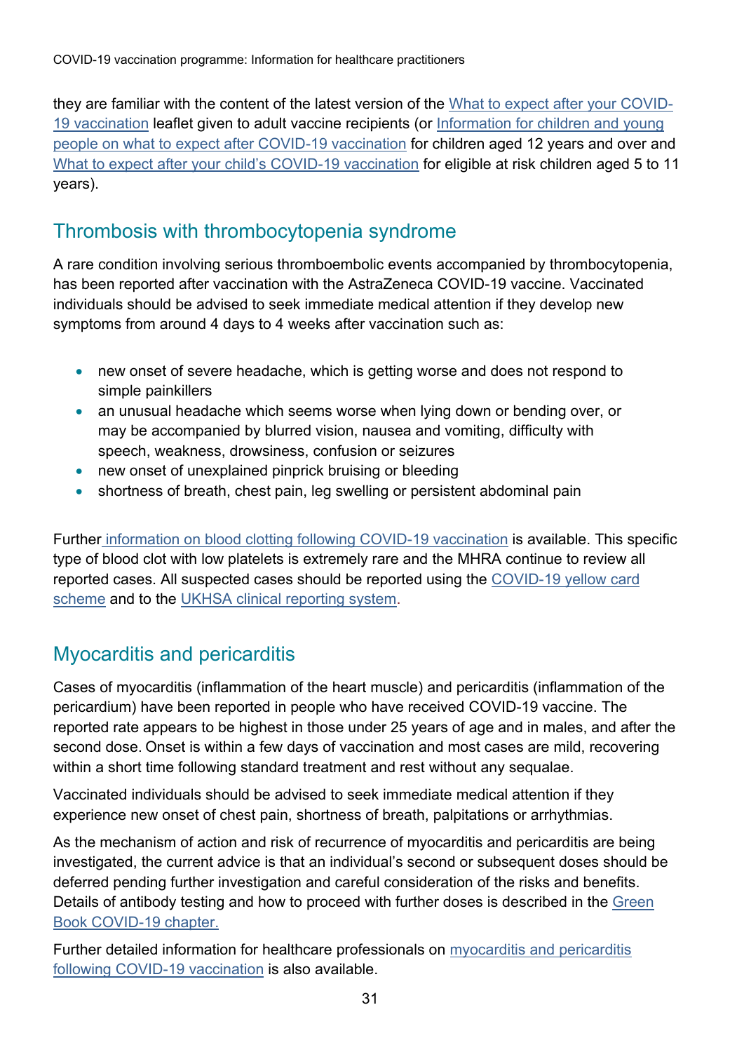they are familiar with the content of the latest version of the What to expect after your COVID-19 vaccination leaflet given to adult vaccine recipients (or Information for children and young people on what to expect after COVID-19 vaccination for children aged 12 years and over and What to expect after your child's COVID-19 vaccination for eligible at risk children aged 5 to 11 years).

## Thrombosis with thrombocytopenia syndrome

A rare condition involving serious thromboembolic events accompanied by thrombocytopenia, has been reported after vaccination with the AstraZeneca COVID-19 vaccine. Vaccinated individuals should be advised to seek immediate medical attention if they develop new symptoms from around 4 days to 4 weeks after vaccination such as:

- new onset of severe headache, which is getting worse and does not respond to simple painkillers
- an unusual headache which seems worse when lying down or bending over, or may be accompanied by blurred vision, nausea and vomiting, difficulty with speech, weakness, drowsiness, confusion or seizures
- new onset of unexplained pinprick bruising or bleeding
- shortness of breath, chest pain, leg swelling or persistent abdominal pain

Further information on blood clotting following COVID-19 vaccination is available. This specific type of blood clot with low platelets is extremely rare and the MHRA continue to review all reported cases. All suspected cases should be reported using the COVID-19 yellow card scheme and to the UKHSA clinical reporting system.

## Myocarditis and pericarditis

Cases of myocarditis (inflammation of the heart muscle) and pericarditis (inflammation of the pericardium) have been reported in people who have received COVID-19 vaccine. The reported rate appears to be highest in those under 25 years of age and in males, and after the second dose. Onset is within a few days of vaccination and most cases are mild, recovering within a short time following standard treatment and rest without any sequalae.

Vaccinated individuals should be advised to seek immediate medical attention if they experience new onset of chest pain, shortness of breath, palpitations or arrhythmias.

As the mechanism of action and risk of recurrence of myocarditis and pericarditis are being investigated, the current advice is that an individual's second or subsequent doses should be deferred pending further investigation and careful consideration of the risks and benefits. Details of antibody testing and how to proceed with further doses is described in the Green Book COVID-19 chapter.

Further detailed information for healthcare professionals on myocarditis and pericarditis following COVID-19 vaccination is also available.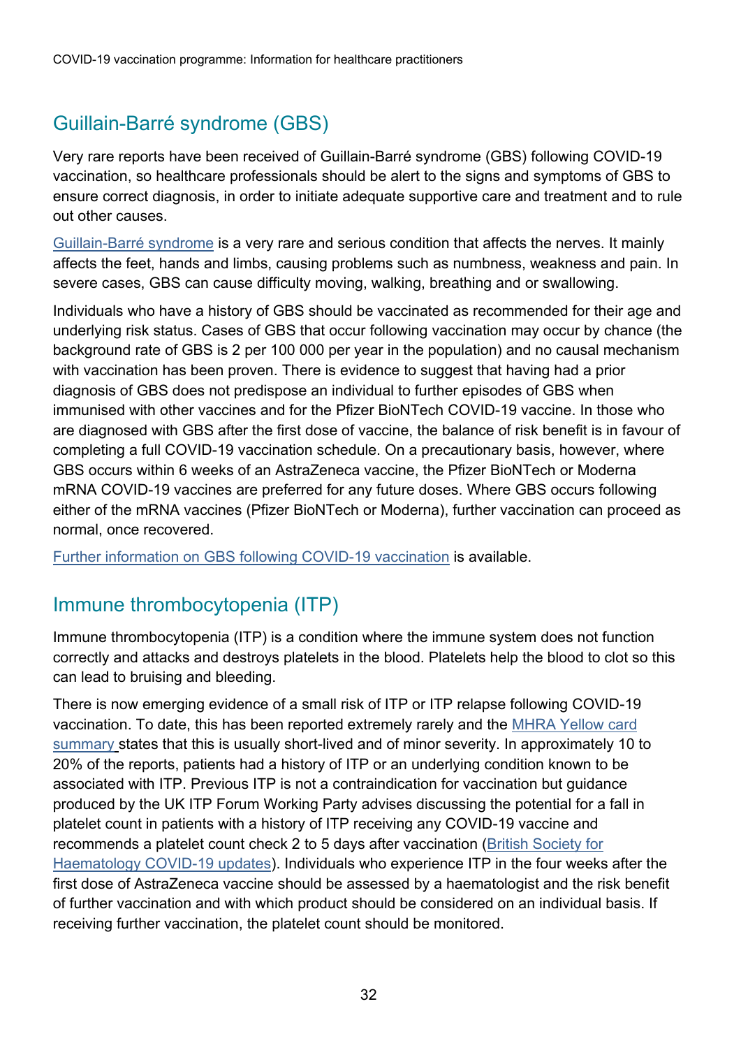## Guillain-Barré syndrome (GBS)

Very rare reports have been received of Guillain-Barré syndrome (GBS) following COVID-19 vaccination, so healthcare professionals should be alert to the signs and symptoms of GBS to ensure correct diagnosis, in order to initiate adequate supportive care and treatment and to rule out other causes.

Guillain-Barré syndrome is a very rare and serious condition that affects the nerves. It mainly affects the feet, hands and limbs, causing problems such as numbness, weakness and pain. In severe cases, GBS can cause difficulty moving, walking, breathing and or swallowing.

Individuals who have a history of GBS should be vaccinated as recommended for their age and underlying risk status. Cases of GBS that occur following vaccination may occur by chance (the background rate of GBS is 2 per 100 000 per year in the population) and no causal mechanism with vaccination has been proven. There is evidence to suggest that having had a prior diagnosis of GBS does not predispose an individual to further episodes of GBS when immunised with other vaccines and for the Pfizer BioNTech COVID-19 vaccine. In those who are diagnosed with GBS after the first dose of vaccine, the balance of risk benefit is in favour of completing a full COVID-19 vaccination schedule. On a precautionary basis, however, where GBS occurs within 6 weeks of an AstraZeneca vaccine, the Pfizer BioNTech or Moderna mRNA COVID-19 vaccines are preferred for any future doses. Where GBS occurs following either of the mRNA vaccines (Pfizer BioNTech or Moderna), further vaccination can proceed as normal, once recovered.

Further information on GBS following COVID-19 vaccination is available.

## Immune thrombocytopenia (ITP)

Immune thrombocytopenia (ITP) is a condition where the immune system does not function correctly and attacks and destroys platelets in the blood. Platelets help the blood to clot so this can lead to bruising and bleeding.

There is now emerging evidence of a small risk of ITP or ITP relapse following COVID-19 vaccination. To date, this has been reported extremely rarely and the MHRA Yellow card summary states that this is usually short-lived and of minor severity. In approximately 10 to 20% of the reports, patients had a history of ITP or an underlying condition known to be associated with ITP. Previous ITP is not a contraindication for vaccination but guidance produced by the UK ITP Forum Working Party advises discussing the potential for a fall in platelet count in patients with a history of ITP receiving any COVID-19 vaccine and recommends a platelet count check 2 to 5 days after vaccination (British Society for Haematology COVID-19 updates). Individuals who experience ITP in the four weeks after the first dose of AstraZeneca vaccine should be assessed by a haematologist and the risk benefit of further vaccination and with which product should be considered on an individual basis. If receiving further vaccination, the platelet count should be monitored.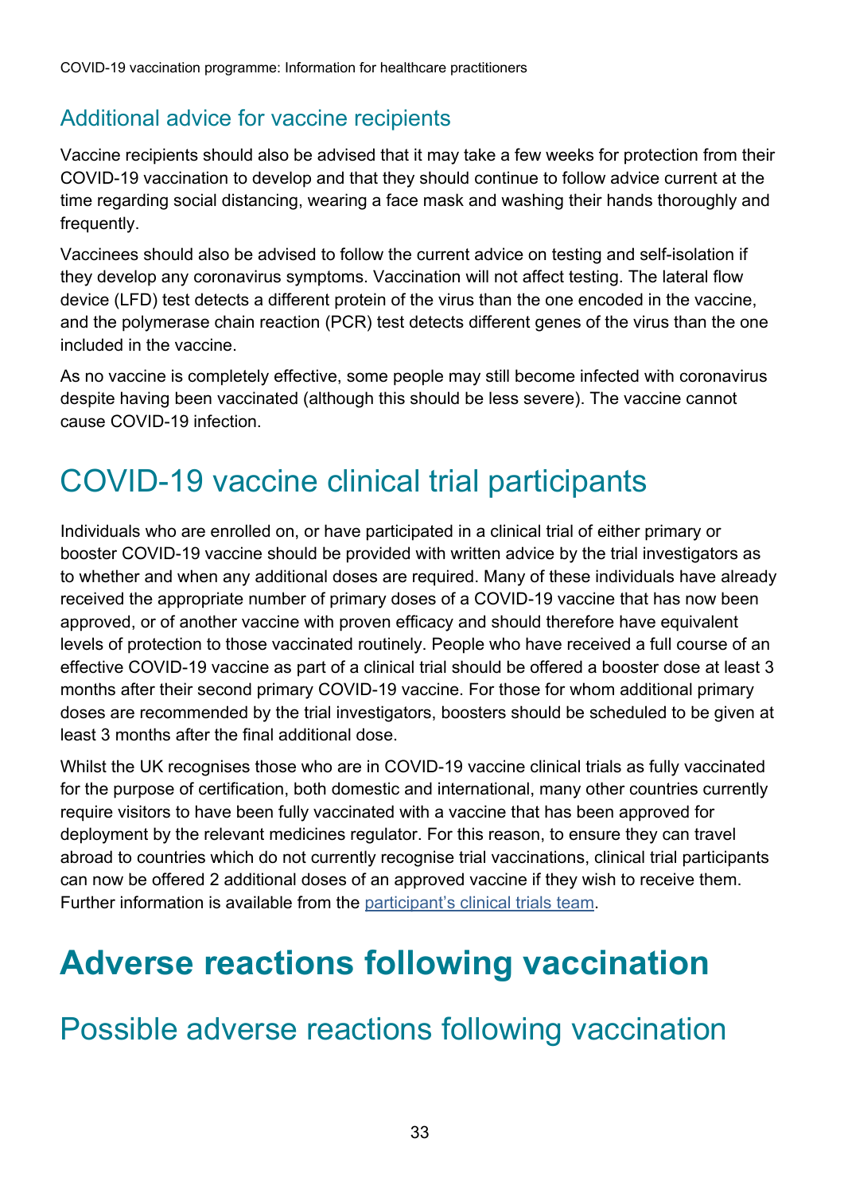## Additional advice for vaccine recipients

Vaccine recipients should also be advised that it may take a few weeks for protection from their COVID-19 vaccination to develop and that they should continue to follow advice current at the time regarding social distancing, wearing a face mask and washing their hands thoroughly and frequently.

Vaccinees should also be advised to follow the current advice on testing and self-isolation if they develop any coronavirus symptoms. Vaccination will not affect testing. The lateral flow device (LFD) test detects a different protein of the virus than the one encoded in the vaccine, and the polymerase chain reaction (PCR) test detects different genes of the virus than the one included in the vaccine.

As no vaccine is completely effective, some people may still become infected with coronavirus despite having been vaccinated (although this should be less severe). The vaccine cannot cause COVID-19 infection.

## COVID-19 vaccine clinical trial participants

Individuals who are enrolled on, or have participated in a clinical trial of either primary or booster COVID-19 vaccine should be provided with written advice by the trial investigators as to whether and when any additional doses are required. Many of these individuals have already received the appropriate number of primary doses of a COVID-19 vaccine that has now been approved, or of another vaccine with proven efficacy and should therefore have equivalent levels of protection to those vaccinated routinely. People who have received a full course of an effective COVID-19 vaccine as part of a clinical trial should be offered a booster dose at least 3 months after their second primary COVID-19 vaccine. For those for whom additional primary doses are recommended by the trial investigators, boosters should be scheduled to be given at least 3 months after the final additional dose.

Whilst the UK recognises those who are in COVID-19 vaccine clinical trials as fully vaccinated for the purpose of certification, both domestic and international, many other countries currently require visitors to have been fully vaccinated with a vaccine that has been approved for deployment by the relevant medicines regulator. For this reason, to ensure they can travel abroad to countries which do not currently recognise trial vaccinations, clinical trial participants can now be offered 2 additional doses of an approved vaccine if they wish to receive them. Further information is available from the participant's clinical trials team.

# Adverse reactions following vaccination

## Possible adverse reactions following vaccination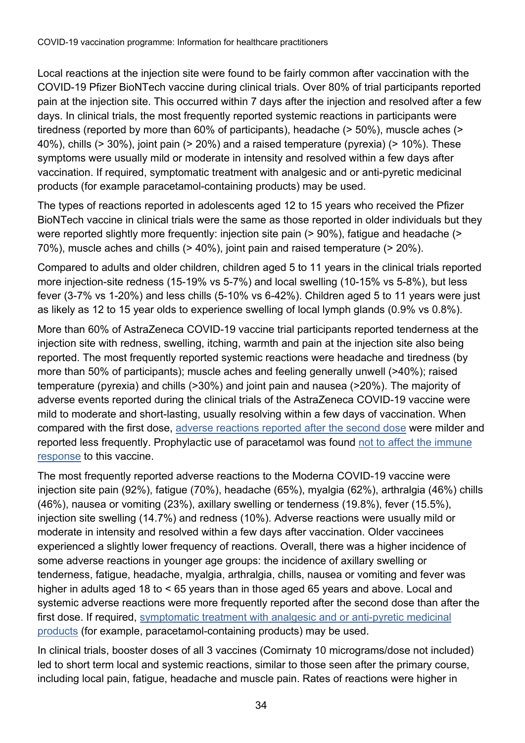Local reactions at the injection site were found to be fairly common after vaccination with the COVID-19 Pfizer BioNTech vaccine during clinical trials. Over 80% of trial participants reported pain at the injection site. This occurred within 7 days after the injection and resolved after a few days. In clinical trials, the most frequently reported systemic reactions in participants were tiredness (reported by more than 60% of participants), headache (> 50%), muscle aches (> 40%), chills (> 30%), joint pain (> 20%) and a raised temperature (pyrexia) (> 10%). These symptoms were usually mild or moderate in intensity and resolved within a few days after vaccination. If required, symptomatic treatment with analgesic and or anti-pyretic medicinal products (for example paracetamol-containing products) may be used.

The types of reactions reported in adolescents aged 12 to 15 years who received the Pfizer BioNTech vaccine in clinical trials were the same as those reported in older individuals but they were reported slightly more frequently: injection site pain (> 90%), fatigue and headache (> 70%), muscle aches and chills (> 40%), joint pain and raised temperature (> 20%).

Compared to adults and older children, children aged 5 to 11 years in the clinical trials reported more injection-site redness (15-19% vs 5-7%) and local swelling (10-15% vs 5-8%), but less fever (3-7% vs 1-20%) and less chills (5-10% vs 6-42%). Children aged 5 to 11 years were just as likely as 12 to 15 year olds to experience swelling of local lymph glands (0.9% vs 0.8%).

More than 60% of AstraZeneca COVID-19 vaccine trial participants reported tenderness at the injection site with redness, swelling, itching, warmth and pain at the injection site also being reported. The most frequently reported systemic reactions were headache and tiredness (by more than 50% of participants); muscle aches and feeling generally unwell (>40%); raised temperature (pyrexia) and chills (>30%) and joint pain and nausea (>20%). The majority of adverse events reported during the clinical trials of the AstraZeneca COVID-19 vaccine were mild to moderate and short-lasting, usually resolving within a few days of vaccination. When compared with the first dose, adverse reactions reported after the second dose were milder and reported less frequently. Prophylactic use of paracetamol was found not to affect the immune response to this vaccine.

The most frequently reported adverse reactions to the Moderna COVID-19 vaccine were injection site pain (92%), fatigue (70%), headache (65%), myalgia (62%), arthralgia (46%) chills (46%), nausea or vomiting (23%), axillary swelling or tenderness (19.8%), fever (15.5%), injection site swelling (14.7%) and redness (10%). Adverse reactions were usually mild or moderate in intensity and resolved within a few days after vaccination. Older vaccinees experienced a slightly lower frequency of reactions. Overall, there was a higher incidence of some adverse reactions in younger age groups: the incidence of axillary swelling or tenderness, fatigue, headache, myalgia, arthralgia, chills, nausea or vomiting and fever was higher in adults aged 18 to < 65 years than in those aged 65 years and above. Local and systemic adverse reactions were more frequently reported after the second dose than after the first dose. If required, symptomatic treatment with analgesic and or anti-pyretic medicinal products (for example, paracetamol-containing products) may be used.

In clinical trials, booster doses of all 3 vaccines (Comirnaty 10 micrograms/dose not included) led to short term local and systemic reactions, similar to those seen after the primary course, including local pain, fatigue, headache and muscle pain. Rates of reactions were higher in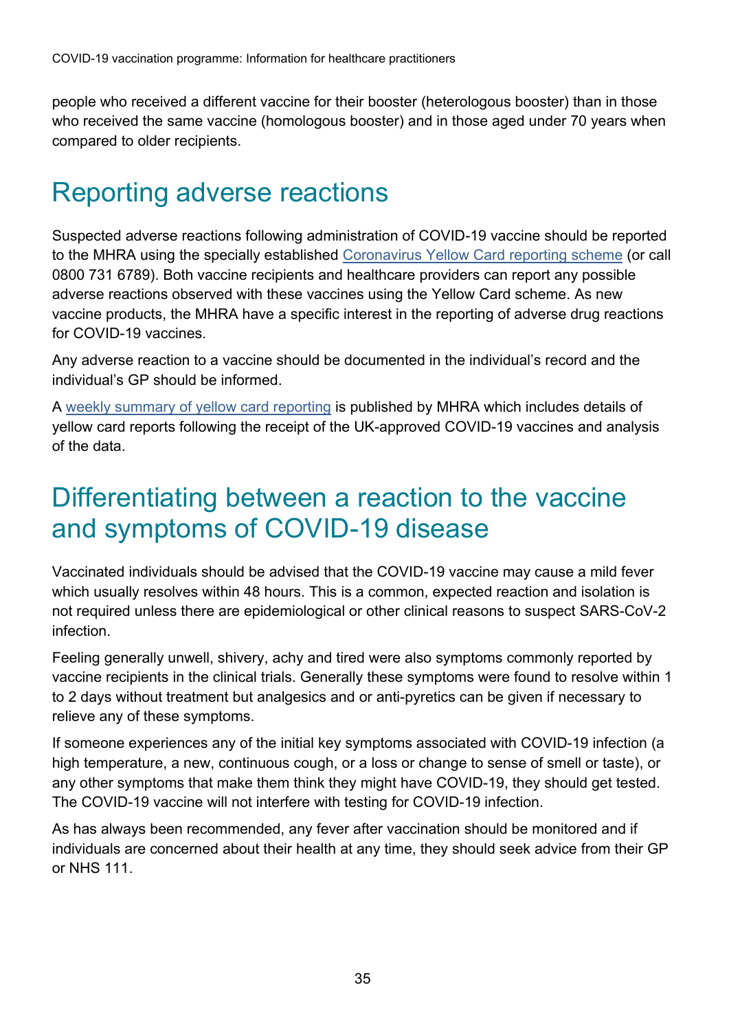people who received a different vaccine for their booster (heterologous booster) than in those who received the same vaccine (homologous booster) and in those aged under 70 years when compared to older recipients.

# Reporting adverse reactions

Suspected adverse reactions following administration of COVID-19 vaccine should be reported to the MHRA using the specially established [Coronavirus Yellow Card reporting scheme](#) (or call 0800 731 6789). Both vaccine recipients and healthcare providers can report any possible adverse reactions observed with these vaccines using the Yellow Card scheme. As new vaccine products, the MHRA have a specific interest in the reporting of adverse drug reactions for COVID-19 vaccines.

Any adverse reaction to a vaccine should be documented in the individual's record and the individual's GP should be informed.

A [weekly summary of yellow card reporting](#) is published by MHRA which includes details of yellow card reports following the receipt of the UK-approved COVID-19 vaccines and analysis of the data.

# Differentiating between a reaction to the vaccine and symptoms of COVID-19 disease

Vaccinated individuals should be advised that the COVID-19 vaccine may cause a mild fever which usually resolves within 48 hours. This is a common, expected reaction and isolation is not required unless there are epidemiological or other clinical reasons to suspect SARS-CoV-2 infection.

Feeling generally unwell, shivery, achy and tired were also symptoms commonly reported by vaccine recipients in the clinical trials. Generally these symptoms were found to resolve within 1 to 2 days without treatment but analgesics and or anti-pyretics can be given if necessary to relieve any of these symptoms.

If someone experiences any of the initial key symptoms associated with COVID-19 infection (a high temperature, a new, continuous cough, or a loss or change to sense of smell or taste), or any other symptoms that make them think they might have COVID-19, they should get tested. The COVID-19 vaccine will not interfere with testing for COVID-19 infection.

As has always been recommended, any fever after vaccination should be monitored and if individuals are concerned about their health at any time, they should seek advice from their GP or NHS 111.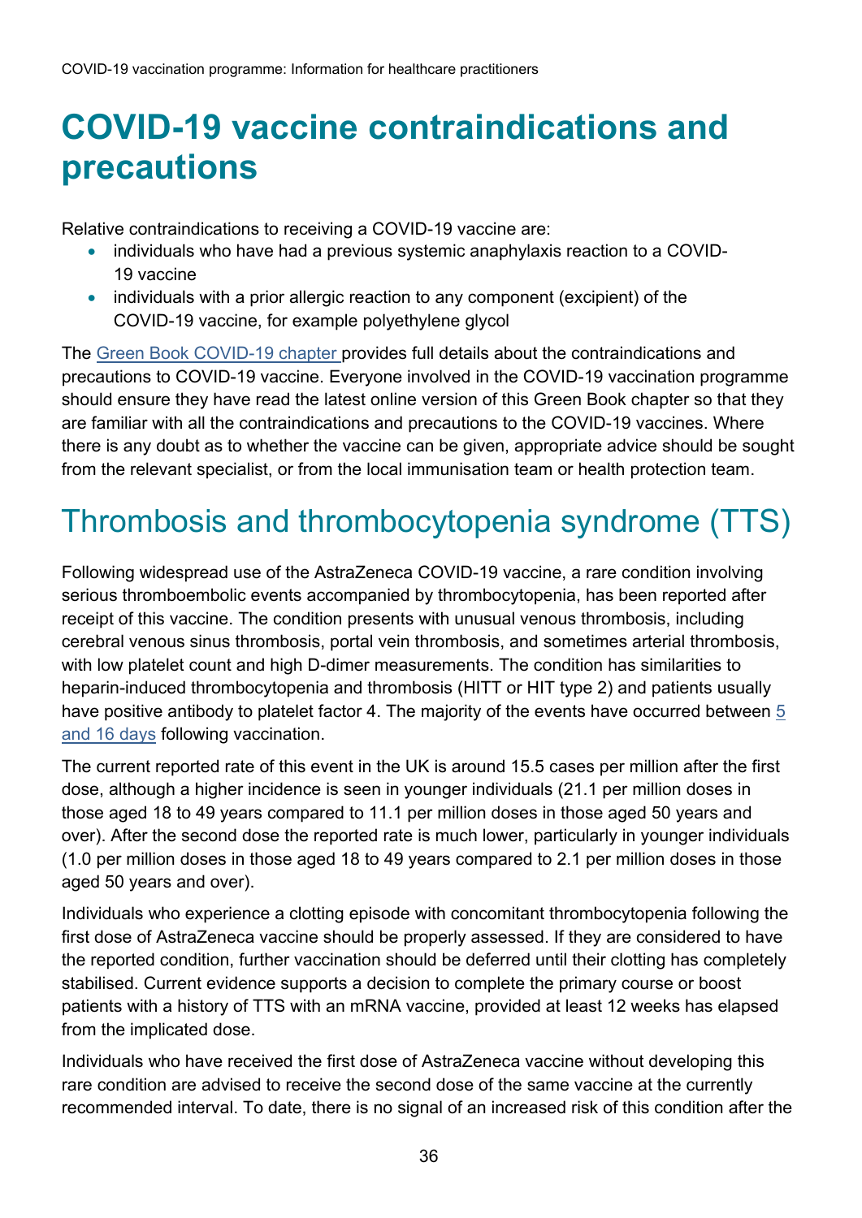# COVID-19 vaccine contraindications and precautions

Relative contraindications to receiving a COVID-19 vaccine are:

- individuals who have had a previous systemic anaphylaxis reaction to a COVID-19 vaccine
- individuals with a prior allergic reaction to any component (excipient) of the COVID-19 vaccine, for example polyethylene glycol

The Green Book COVID-19 chapter provides full details about the contraindications and precautions to COVID-19 vaccine. Everyone involved in the COVID-19 vaccination programme should ensure they have read the latest online version of this Green Book chapter so that they are familiar with all the contraindications and precautions to the COVID-19 vaccines. Where there is any doubt as to whether the vaccine can be given, appropriate advice should be sought from the relevant specialist, or from the local immunisation team or health protection team.

## Thrombosis and thrombocytopenia syndrome (TTS)

Following widespread use of the AstraZeneca COVID-19 vaccine, a rare condition involving serious thromboembolic events accompanied by thrombocytopenia, has been reported after receipt of this vaccine. The condition presents with unusual venous thrombosis, including cerebral venous sinus thrombosis, portal vein thrombosis, and sometimes arterial thrombosis, with low platelet count and high D-dimer measurements. The condition has similarities to heparin-induced thrombocytopenia and thrombosis (HITT or HIT type 2) and patients usually have positive antibody to platelet factor 4. The majority of the events have occurred between 5 and 16 days following vaccination.

The current reported rate of this event in the UK is around 15.5 cases per million after the first dose, although a higher incidence is seen in younger individuals (21.1 per million doses in those aged 18 to 49 years compared to 11.1 per million doses in those aged 50 years and over). After the second dose the reported rate is much lower, particularly in younger individuals (1.0 per million doses in those aged 18 to 49 years compared to 2.1 per million doses in those aged 50 years and over).

Individuals who experience a clotting episode with concomitant thrombocytopenia following the first dose of AstraZeneca vaccine should be properly assessed. If they are considered to have the reported condition, further vaccination should be deferred until their clotting has completely stabilised. Current evidence supports a decision to complete the primary course or boost patients with a history of TTS with an mRNA vaccine, provided at least 12 weeks has elapsed from the implicated dose.

Individuals who have received the first dose of AstraZeneca vaccine without developing this rare condition are advised to receive the second dose of the same vaccine at the currently recommended interval. To date, there is no signal of an increased risk of this condition after the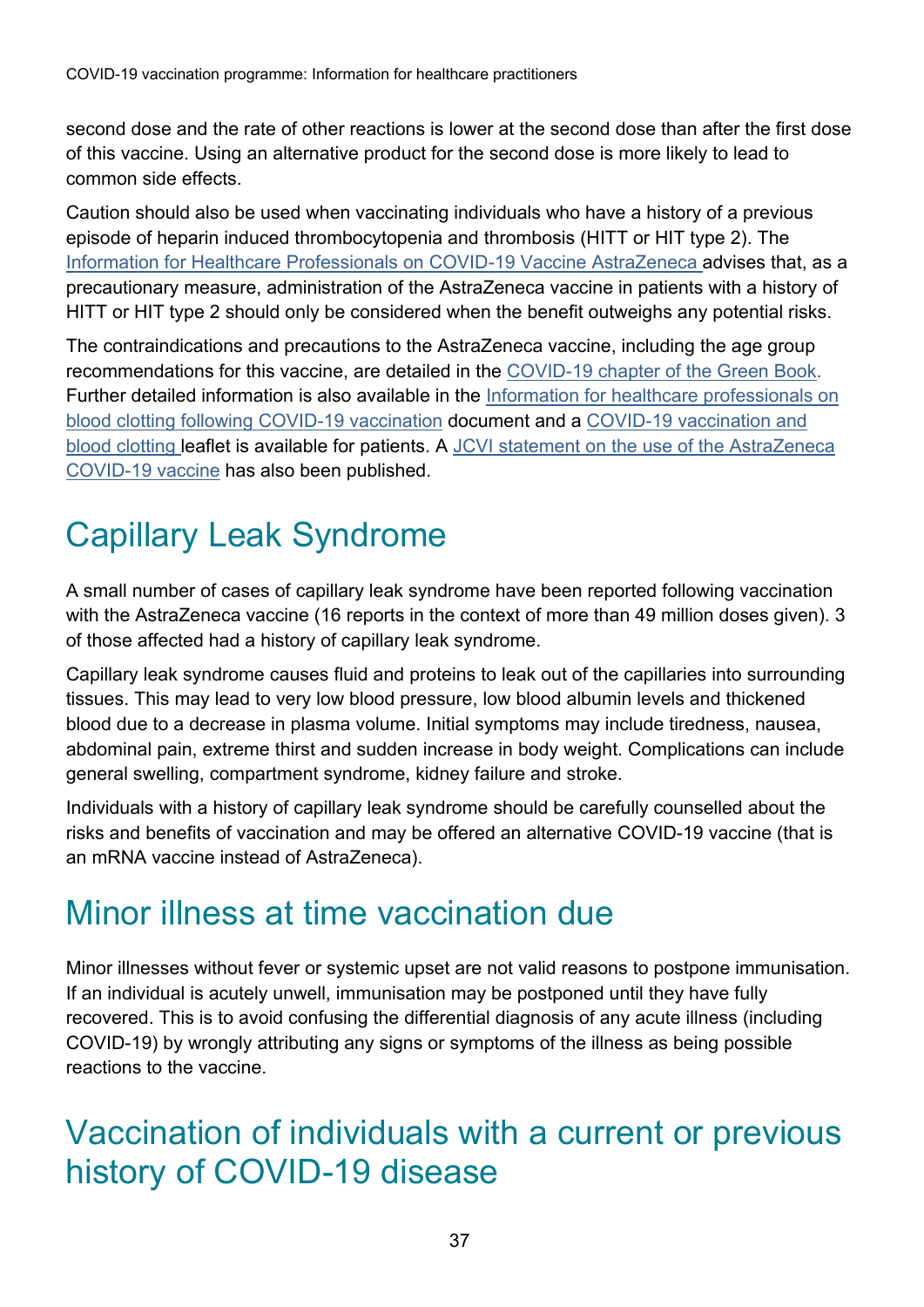second dose and the rate of other reactions is lower at the second dose than after the first dose of this vaccine. Using an alternative product for the second dose is more likely to lead to common side effects.

Caution should also be used when vaccinating individuals who have a history of a previous episode of heparin induced thrombocytopenia and thrombosis (HITT or HIT type 2). The Information for Healthcare Professionals on COVID-19 Vaccine AstraZeneca advises that, as a precautionary measure, administration of the AstraZeneca vaccine in patients with a history of HITT or HIT type 2 should only be considered when the benefit outweighs any potential risks.

The contraindications and precautions to the AstraZeneca vaccine, including the age group recommendations for this vaccine, are detailed in the COVID-19 chapter of the Green Book. Further detailed information is also available in the Information for healthcare professionals on blood clotting following COVID-19 vaccination document and a COVID-19 vaccination and blood clotting leaflet is available for patients. A JCVI statement on the use of the AstraZeneca COVID-19 vaccine has also been published.

## Capillary Leak Syndrome

A small number of cases of capillary leak syndrome have been reported following vaccination with the AstraZeneca vaccine (16 reports in the context of more than 49 million doses given). 3 of those affected had a history of capillary leak syndrome.

Capillary leak syndrome causes fluid and proteins to leak out of the capillaries into surrounding tissues. This may lead to very low blood pressure, low blood albumin levels and thickened blood due to a decrease in plasma volume. Initial symptoms may include tiredness, nausea, abdominal pain, extreme thirst and sudden increase in body weight. Complications can include general swelling, compartment syndrome, kidney failure and stroke.

Individuals with a history of capillary leak syndrome should be carefully counselled about the risks and benefits of vaccination and may be offered an alternative COVID-19 vaccine (that is an mRNA vaccine instead of AstraZeneca).

## Minor illness at time vaccination due

Minor illnesses without fever or systemic upset are not valid reasons to postpone immunisation. If an individual is acutely unwell, immunisation may be postponed until they have fully recovered. This is to avoid confusing the differential diagnosis of any acute illness (including COVID-19) by wrongly attributing any signs or symptoms of the illness as being possible reactions to the vaccine.

## Vaccination of individuals with a current or previous history of COVID-19 disease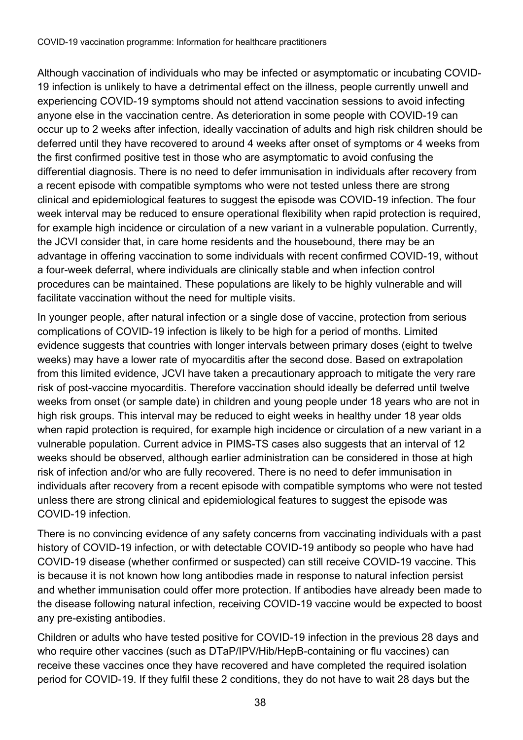Although vaccination of individuals who may be infected or asymptomatic or incubating COVID-19 infection is unlikely to have a detrimental effect on the illness, people currently unwell and experiencing COVID-19 symptoms should not attend vaccination sessions to avoid infecting anyone else in the vaccination centre. As deterioration in some people with COVID-19 can occur up to 2 weeks after infection, ideally vaccination of adults and high risk children should be deferred until they have recovered to around 4 weeks after onset of symptoms or 4 weeks from the first confirmed positive test in those who are asymptomatic to avoid confusing the differential diagnosis. There is no need to defer immunisation in individuals after recovery from a recent episode with compatible symptoms who were not tested unless there are strong clinical and epidemiological features to suggest the episode was COVID-19 infection. The four week interval may be reduced to ensure operational flexibility when rapid protection is required, for example high incidence or circulation of a new variant in a vulnerable population. Currently, the JCVI consider that, in care home residents and the housebound, there may be an advantage in offering vaccination to some individuals with recent confirmed COVID-19, without a four-week deferral, where individuals are clinically stable and when infection control procedures can be maintained. These populations are likely to be highly vulnerable and will facilitate vaccination without the need for multiple visits.

In younger people, after natural infection or a single dose of vaccine, protection from serious complications of COVID-19 infection is likely to be high for a period of months. Limited evidence suggests that countries with longer intervals between primary doses (eight to twelve weeks) may have a lower rate of myocarditis after the second dose. Based on extrapolation from this limited evidence, JCVI have taken a precautionary approach to mitigate the very rare risk of post-vaccine myocarditis. Therefore vaccination should ideally be deferred until twelve weeks from onset (or sample date) in children and young people under 18 years who are not in high risk groups. This interval may be reduced to eight weeks in healthy under 18 year olds when rapid protection is required, for example high incidence or circulation of a new variant in a vulnerable population. Current advice in PIMS-TS cases also suggests that an interval of 12 weeks should be observed, although earlier administration can be considered in those at high risk of infection and/or who are fully recovered. There is no need to defer immunisation in individuals after recovery from a recent episode with compatible symptoms who were not tested unless there are strong clinical and epidemiological features to suggest the episode was COVID-19 infection.

There is no convincing evidence of any safety concerns from vaccinating individuals with a past history of COVID-19 infection, or with detectable COVID-19 antibody so people who have had COVID-19 disease (whether confirmed or suspected) can still receive COVID-19 vaccine. This is because it is not known how long antibodies made in response to natural infection persist and whether immunisation could offer more protection. If antibodies have already been made to the disease following natural infection, receiving COVID-19 vaccine would be expected to boost any pre-existing antibodies.

Children or adults who have tested positive for COVID-19 infection in the previous 28 days and who require other vaccines (such as DTaP/IPV/Hib/HepB-containing or flu vaccines) can receive these vaccines once they have recovered and have completed the required isolation period for COVID-19. If they fulfil these 2 conditions, they do not have to wait 28 days but the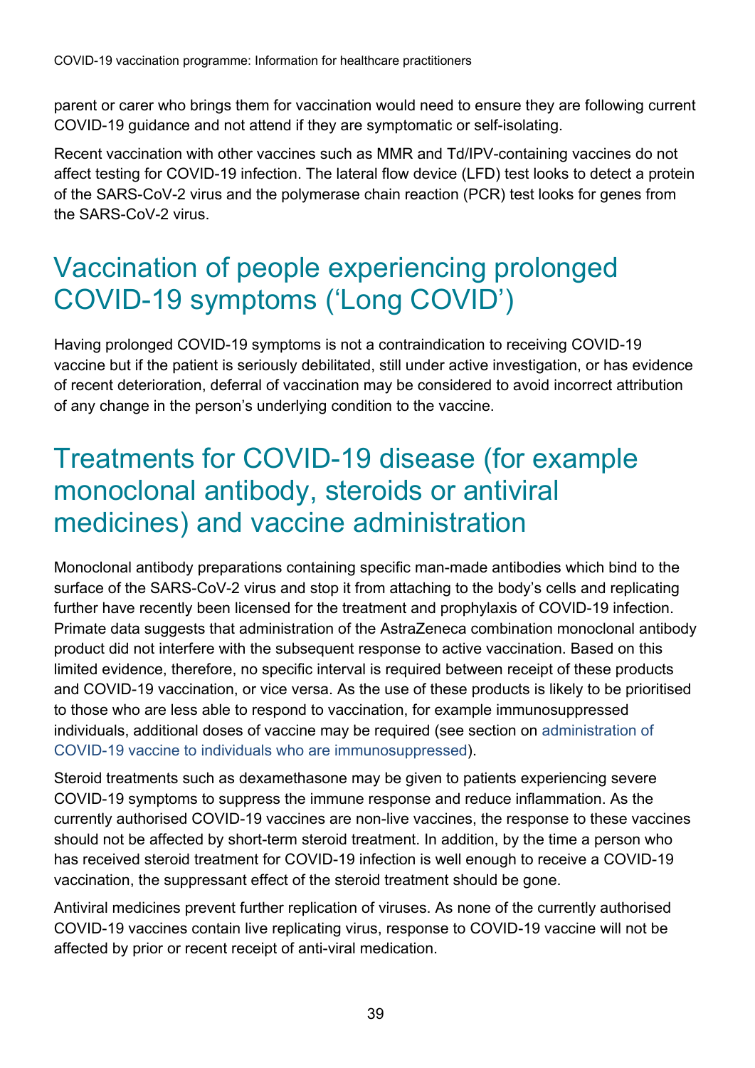parent or carer who brings them for vaccination would need to ensure they are following current COVID-19 guidance and not attend if they are symptomatic or self-isolating.

Recent vaccination with other vaccines such as MMR and Td/IPV-containing vaccines do not affect testing for COVID-19 infection. The lateral flow device (LFD) test looks to detect a protein of the SARS-CoV-2 virus and the polymerase chain reaction (PCR) test looks for genes from the SARS-CoV-2 virus.

## Vaccination of people experiencing prolonged COVID-19 symptoms ('Long COVID')

Having prolonged COVID-19 symptoms is not a contraindication to receiving COVID-19 vaccine but if the patient is seriously debilitated, still under active investigation, or has evidence of recent deterioration, deferral of vaccination may be considered to avoid incorrect attribution of any change in the person's underlying condition to the vaccine.

## Treatments for COVID-19 disease (for example monoclonal antibody, steroids or antiviral medicines) and vaccine administration

Monoclonal antibody preparations containing specific man-made antibodies which bind to the surface of the SARS-CoV-2 virus and stop it from attaching to the body's cells and replicating further have recently been licensed for the treatment and prophylaxis of COVID-19 infection. Primate data suggests that administration of the AstraZeneca combination monoclonal antibody product did not interfere with the subsequent response to active vaccination. Based on this limited evidence, therefore, no specific interval is required between receipt of these products and COVID-19 vaccination, or vice versa. As the use of these products is likely to be prioritised to those who are less able to respond to vaccination, for example immunosuppressed individuals, additional doses of vaccine may be required (see section on administration of COVID-19 vaccine to individuals who are immunosuppressed).

Steroid treatments such as dexamethasone may be given to patients experiencing severe COVID-19 symptoms to suppress the immune response and reduce inflammation. As the currently authorised COVID-19 vaccines are non-live vaccines, the response to these vaccines should not be affected by short-term steroid treatment. In addition, by the time a person who has received steroid treatment for COVID-19 infection is well enough to receive a COVID-19 vaccination, the suppressant effect of the steroid treatment should be gone.

Antiviral medicines prevent further replication of viruses. As none of the currently authorised COVID-19 vaccines contain live replicating virus, response to COVID-19 vaccine will not be affected by prior or recent receipt of anti-viral medication.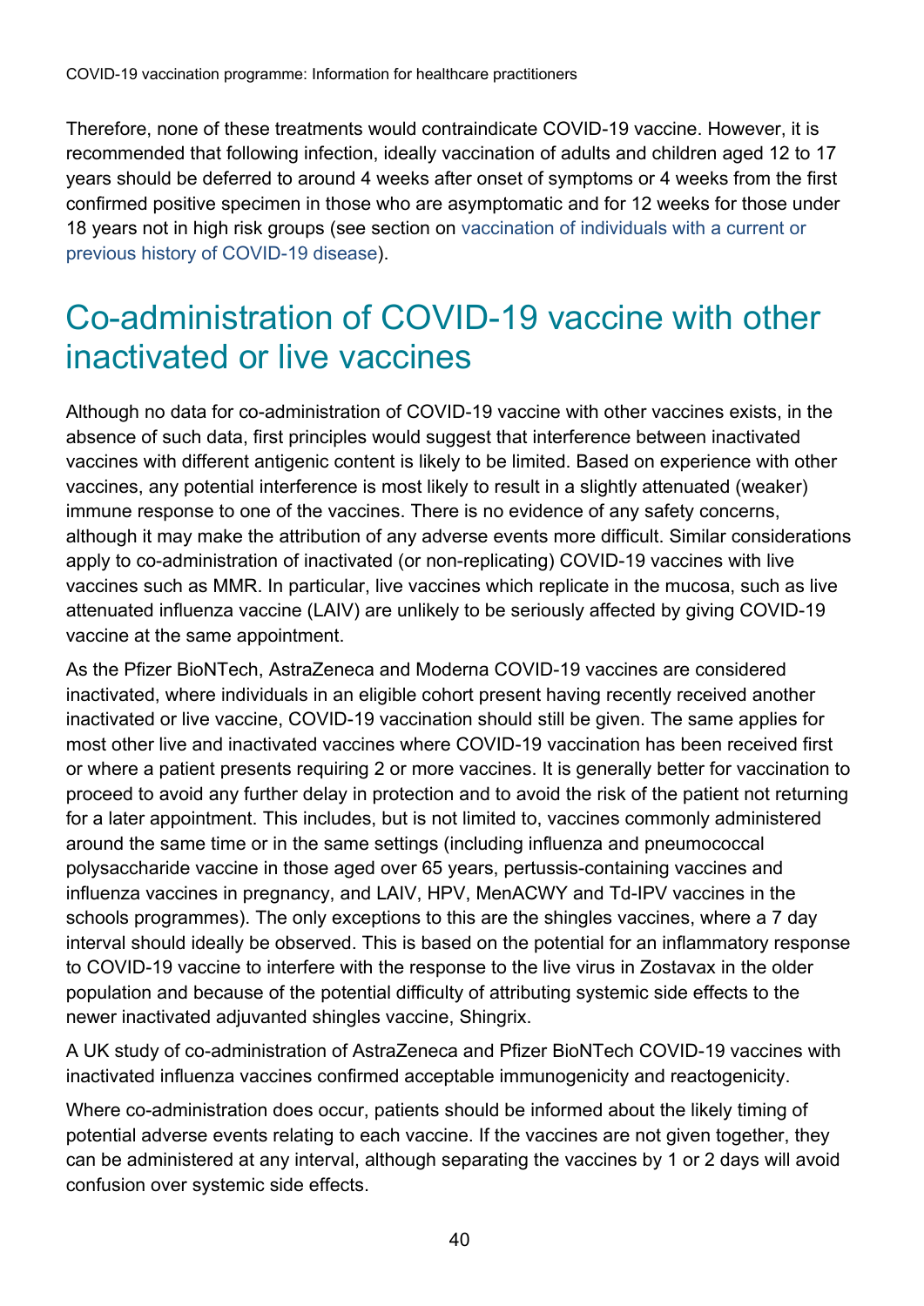Therefore, none of these treatments would contraindicate COVID-19 vaccine. However, it is recommended that following infection, ideally vaccination of adults and children aged 12 to 17 years should be deferred to around 4 weeks after onset of symptoms or 4 weeks from the first confirmed positive specimen in those who are asymptomatic and for 12 weeks for those under 18 years not in high risk groups (see section on vaccination of individuals with a current or previous history of COVID-19 disease).

# Co-administration of COVID-19 vaccine with other inactivated or live vaccines

Although no data for co-administration of COVID-19 vaccine with other vaccines exists, in the absence of such data, first principles would suggest that interference between inactivated vaccines with different antigenic content is likely to be limited. Based on experience with other vaccines, any potential interference is most likely to result in a slightly attenuated (weaker) immune response to one of the vaccines. There is no evidence of any safety concerns, although it may make the attribution of any adverse events more difficult. Similar considerations apply to co-administration of inactivated (or non-replicating) COVID-19 vaccines with live vaccines such as MMR. In particular, live vaccines which replicate in the mucosa, such as live attenuated influenza vaccine (LAIV) are unlikely to be seriously affected by giving COVID-19 vaccine at the same appointment.

As the Pfizer BioNTech, AstraZeneca and Moderna COVID-19 vaccines are considered inactivated, where individuals in an eligible cohort present having recently received another inactivated or live vaccine, COVID-19 vaccination should still be given. The same applies for most other live and inactivated vaccines where COVID-19 vaccination has been received first or where a patient presents requiring 2 or more vaccines. It is generally better for vaccination to proceed to avoid any further delay in protection and to avoid the risk of the patient not returning for a later appointment. This includes, but is not limited to, vaccines commonly administered around the same time or in the same settings (including influenza and pneumococcal polysaccharide vaccine in those aged over 65 years, pertussis-containing vaccines and influenza vaccines in pregnancy, and LAIV, HPV, MenACWY and Td-IPV vaccines in the schools programmes). The only exceptions to this are the shingles vaccines, where a 7 day interval should ideally be observed. This is based on the potential for an inflammatory response to COVID-19 vaccine to interfere with the response to the live virus in Zostavax in the older population and because of the potential difficulty of attributing systemic side effects to the newer inactivated adjuvanted shingles vaccine, Shingrix.

A UK study of co-administration of AstraZeneca and Pfizer BioNTech COVID-19 vaccines with inactivated influenza vaccines confirmed acceptable immunogenicity and reactogenicity.

Where co-administration does occur, patients should be informed about the likely timing of potential adverse events relating to each vaccine. If the vaccines are not given together, they can be administered at any interval, although separating the vaccines by 1 or 2 days will avoid confusion over systemic side effects.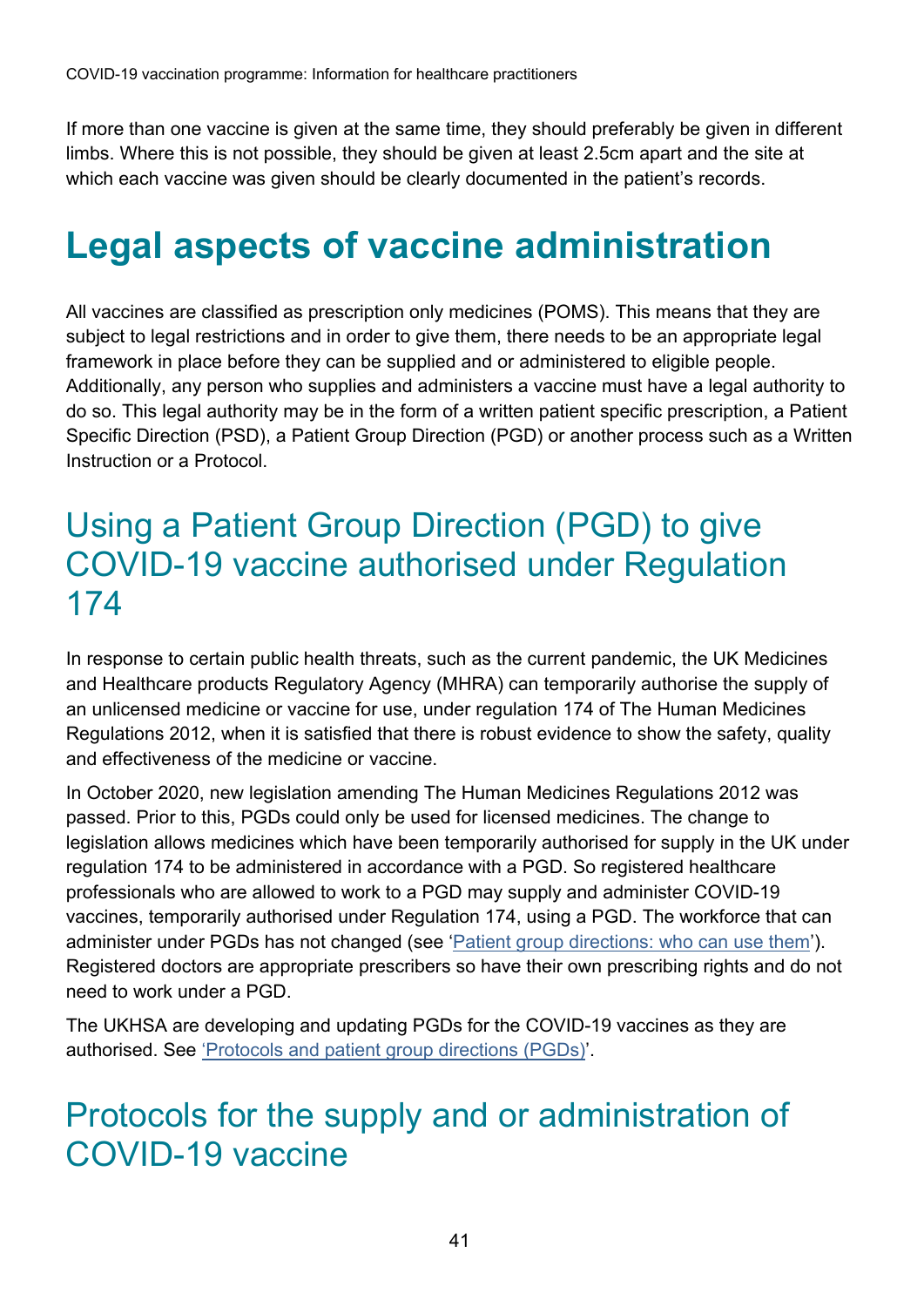If more than one vaccine is given at the same time, they should preferably be given in different limbs. Where this is not possible, they should be given at least 2.5cm apart and the site at which each vaccine was given should be clearly documented in the patient's records.

# Legal aspects of vaccine administration

All vaccines are classified as prescription only medicines (POMS). This means that they are subject to legal restrictions and in order to give them, there needs to be an appropriate legal framework in place before they can be supplied and or administered to eligible people. Additionally, any person who supplies and administers a vaccine must have a legal authority to do so. This legal authority may be in the form of a written patient specific prescription, a Patient Specific Direction (PSD), a Patient Group Direction (PGD) or another process such as a Written Instruction or a Protocol.

## Using a Patient Group Direction (PGD) to give COVID-19 vaccine authorised under Regulation 174

In response to certain public health threats, such as the current pandemic, the UK Medicines and Healthcare products Regulatory Agency (MHRA) can temporarily authorise the supply of an unlicensed medicine or vaccine for use, under regulation 174 of The Human Medicines Regulations 2012, when it is satisfied that there is robust evidence to show the safety, quality and effectiveness of the medicine or vaccine.

In October 2020, new legislation amending The Human Medicines Regulations 2012 was passed. Prior to this, PGDs could only be used for licensed medicines. The change to legislation allows medicines which have been temporarily authorised for supply in the UK under regulation 174 to be administered in accordance with a PGD. So registered healthcare professionals who are allowed to work to a PGD may supply and administer COVID-19 vaccines, temporarily authorised under Regulation 174, using a PGD. The workforce that can administer under PGDs has not changed (see 'Patient group directions: who can use them'). Registered doctors are appropriate prescribers so have their own prescribing rights and do not need to work under a PGD.

The UKHSA are developing and updating PGDs for the COVID-19 vaccines as they are authorised. See 'Protocols and patient group directions (PGDs)'.

## Protocols for the supply and or administration of COVID-19 vaccine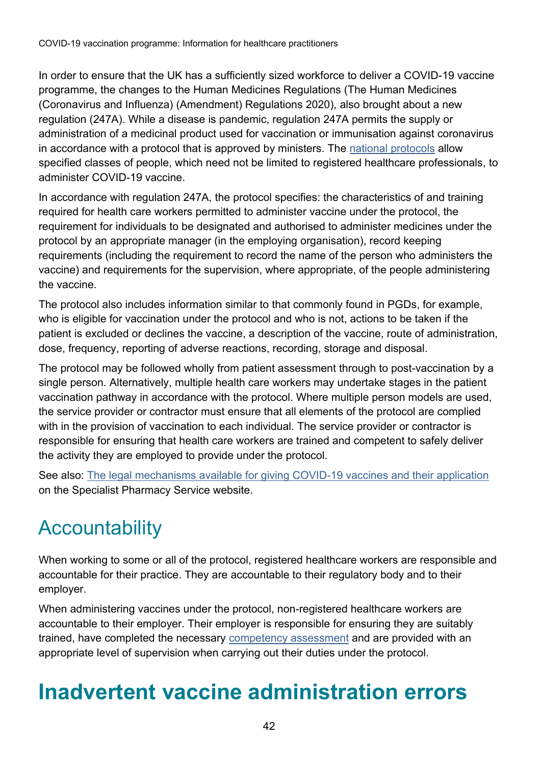In order to ensure that the UK has a sufficiently sized workforce to deliver a COVID-19 vaccine programme, the changes to the Human Medicines Regulations (The Human Medicines (Coronavirus and Influenza) (Amendment) Regulations 2020), also brought about a new regulation (247A). While a disease is pandemic, regulation 247A permits the supply or administration of a medicinal product used for vaccination or immunisation against coronavirus in accordance with a protocol that is approved by ministers. The national protocols allow specified classes of people, which need not be limited to registered healthcare professionals, to administer COVID-19 vaccine.

In accordance with regulation 247A, the protocol specifies: the characteristics of and training required for health care workers permitted to administer vaccine under the protocol, the requirement for individuals to be designated and authorised to administer medicines under the protocol by an appropriate manager (in the employing organisation), record keeping requirements (including the requirement to record the name of the person who administers the vaccine) and requirements for the supervision, where appropriate, of the people administering the vaccine.

The protocol also includes information similar to that commonly found in PGDs, for example, who is eligible for vaccination under the protocol and who is not, actions to be taken if the patient is excluded or declines the vaccine, a description of the vaccine, route of administration, dose, frequency, reporting of adverse reactions, recording, storage and disposal.

The protocol may be followed wholly from patient assessment through to post-vaccination by a single person. Alternatively, multiple health care workers may undertake stages in the patient vaccination pathway in accordance with the protocol. Where multiple person models are used, the service provider or contractor must ensure that all elements of the protocol are complied with in the provision of vaccination to each individual. The service provider or contractor is responsible for ensuring that health care workers are trained and competent to safely deliver the activity they are employed to provide under the protocol.

See also: The legal mechanisms available for giving COVID-19 vaccines and their application on the Specialist Pharmacy Service website.

## Accountability

When working to some or all of the protocol, registered healthcare workers are responsible and accountable for their practice. They are accountable to their regulatory body and to their employer.

When administering vaccines under the protocol, non-registered healthcare workers are accountable to their employer. Their employer is responsible for ensuring they are suitably trained, have completed the necessary competency assessment and are provided with an appropriate level of supervision when carrying out their duties under the protocol.

# Inadvertent vaccine administration errors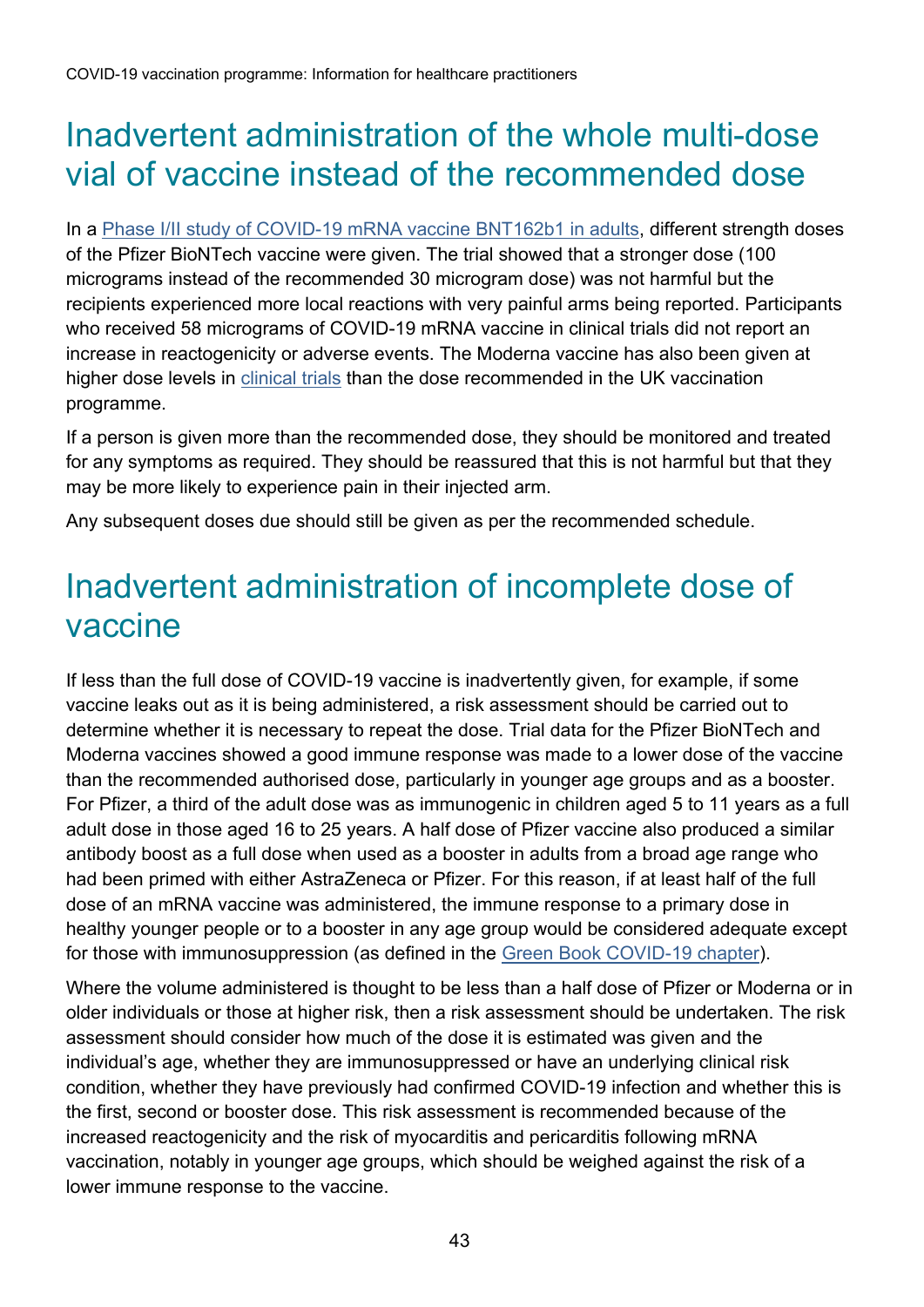## Inadvertent administration of the whole multi-dose vial of vaccine instead of the recommended dose

In a Phase I/II study of COVID-19 mRNA vaccine BNT162b1 in adults, different strength doses of the Pfizer BioNTech vaccine were given. The trial showed that a stronger dose (100 micrograms instead of the recommended 30 microgram dose) was not harmful but the recipients experienced more local reactions with very painful arms being reported. Participants who received 58 micrograms of COVID-19 mRNA vaccine in clinical trials did not report an increase in reactogenicity or adverse events. The Moderna vaccine has also been given at higher dose levels in clinical trials than the dose recommended in the UK vaccination programme.

If a person is given more than the recommended dose, they should be monitored and treated for any symptoms as required. They should be reassured that this is not harmful but that they may be more likely to experience pain in their injected arm.

Any subsequent doses due should still be given as per the recommended schedule.

## Inadvertent administration of incomplete dose of vaccine

If less than the full dose of COVID-19 vaccine is inadvertently given, for example, if some vaccine leaks out as it is being administered, a risk assessment should be carried out to determine whether it is necessary to repeat the dose. Trial data for the Pfizer BioNTech and Moderna vaccines showed a good immune response was made to a lower dose of the vaccine than the recommended authorised dose, particularly in younger age groups and as a booster. For Pfizer, a third of the adult dose was as immunogenic in children aged 5 to 11 years as a full adult dose in those aged 16 to 25 years. A half dose of Pfizer vaccine also produced a similar antibody boost as a full dose when used as a booster in adults from a broad age range who had been primed with either AstraZeneca or Pfizer. For this reason, if at least half of the full dose of an mRNA vaccine was administered, the immune response to a primary dose in healthy younger people or to a booster in any age group would be considered adequate except for those with immunosuppression (as defined in the Green Book COVID-19 chapter).

Where the volume administered is thought to be less than a half dose of Pfizer or Moderna or in older individuals or those at higher risk, then a risk assessment should be undertaken. The risk assessment should consider how much of the dose it is estimated was given and the individual's age, whether they are immunosuppressed or have an underlying clinical risk condition, whether they have previously had confirmed COVID-19 infection and whether this is the first, second or booster dose. This risk assessment is recommended because of the increased reactogenicity and the risk of myocarditis and pericarditis following mRNA vaccination, notably in younger age groups, which should be weighed against the risk of a lower immune response to the vaccine.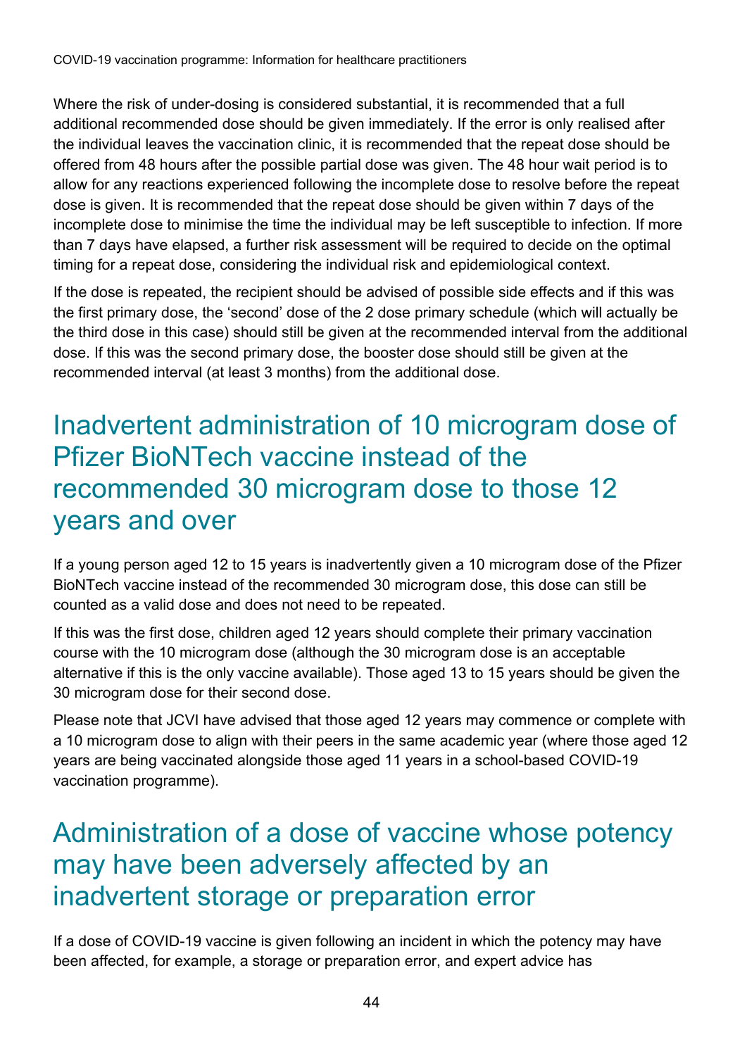Where the risk of under-dosing is considered substantial, it is recommended that a full additional recommended dose should be given immediately. If the error is only realised after the individual leaves the vaccination clinic, it is recommended that the repeat dose should be offered from 48 hours after the possible partial dose was given. The 48 hour wait period is to allow for any reactions experienced following the incomplete dose to resolve before the repeat dose is given. It is recommended that the repeat dose should be given within 7 days of the incomplete dose to minimise the time the individual may be left susceptible to infection. If more than 7 days have elapsed, a further risk assessment will be required to decide on the optimal timing for a repeat dose, considering the individual risk and epidemiological context.

If the dose is repeated, the recipient should be advised of possible side effects and if this was the first primary dose, the 'second' dose of the 2 dose primary schedule (which will actually be the third dose in this case) should still be given at the recommended interval from the additional dose. If this was the second primary dose, the booster dose should still be given at the recommended interval (at least 3 months) from the additional dose.

## Inadvertent administration of 10 microgram dose of Pfizer BioNTech vaccine instead of the recommended 30 microgram dose to those 12 years and over

If a young person aged 12 to 15 years is inadvertently given a 10 microgram dose of the Pfizer BioNTech vaccine instead of the recommended 30 microgram dose, this dose can still be counted as a valid dose and does not need to be repeated.

If this was the first dose, children aged 12 years should complete their primary vaccination course with the 10 microgram dose (although the 30 microgram dose is an acceptable alternative if this is the only vaccine available). Those aged 13 to 15 years should be given the 30 microgram dose for their second dose.

Please note that JCVI have advised that those aged 12 years may commence or complete with a 10 microgram dose to align with their peers in the same academic year (where those aged 12 years are being vaccinated alongside those aged 11 years in a school-based COVID-19 vaccination programme).

## Administration of a dose of vaccine whose potency may have been adversely affected by an inadvertent storage or preparation error

If a dose of COVID-19 vaccine is given following an incident in which the potency may have been affected, for example, a storage or preparation error, and expert advice has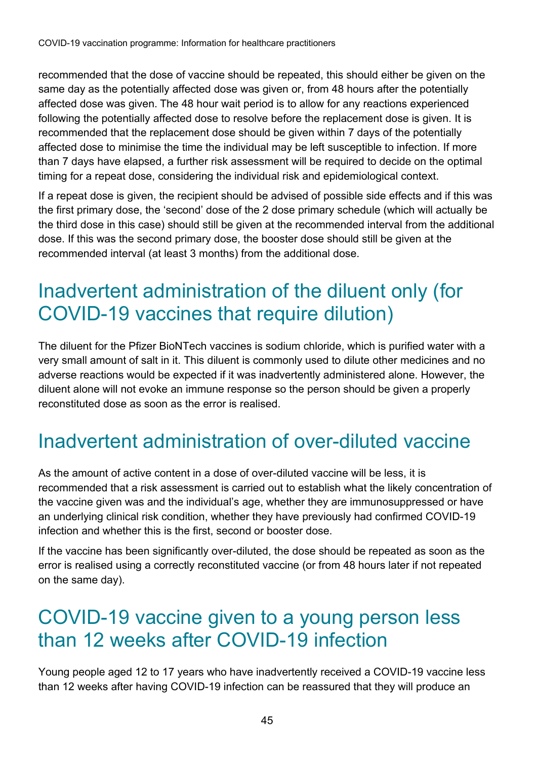recommended that the dose of vaccine should be repeated, this should either be given on the same day as the potentially affected dose was given or, from 48 hours after the potentially affected dose was given. The 48 hour wait period is to allow for any reactions experienced following the potentially affected dose to resolve before the replacement dose is given. It is recommended that the replacement dose should be given within 7 days of the potentially affected dose to minimise the time the individual may be left susceptible to infection. If more than 7 days have elapsed, a further risk assessment will be required to decide on the optimal timing for a repeat dose, considering the individual risk and epidemiological context.

If a repeat dose is given, the recipient should be advised of possible side effects and if this was the first primary dose, the 'second' dose of the 2 dose primary schedule (which will actually be the third dose in this case) should still be given at the recommended interval from the additional dose. If this was the second primary dose, the booster dose should still be given at the recommended interval (at least 3 months) from the additional dose.

## Inadvertent administration of the diluent only (for COVID-19 vaccines that require dilution)

The diluent for the Pfizer BioNTech vaccines is sodium chloride, which is purified water with a very small amount of salt in it. This diluent is commonly used to dilute other medicines and no adverse reactions would be expected if it was inadvertently administered alone. However, the diluent alone will not evoke an immune response so the person should be given a properly reconstituted dose as soon as the error is realised.

## Inadvertent administration of over-diluted vaccine

As the amount of active content in a dose of over-diluted vaccine will be less, it is recommended that a risk assessment is carried out to establish what the likely concentration of the vaccine given was and the individual's age, whether they are immunosuppressed or have an underlying clinical risk condition, whether they have previously had confirmed COVID-19 infection and whether this is the first, second or booster dose.

If the vaccine has been significantly over-diluted, the dose should be repeated as soon as the error is realised using a correctly reconstituted vaccine (or from 48 hours later if not repeated on the same day).

## COVID-19 vaccine given to a young person less than 12 weeks after COVID-19 infection

Young people aged 12 to 17 years who have inadvertently received a COVID-19 vaccine less than 12 weeks after having COVID-19 infection can be reassured that they will produce an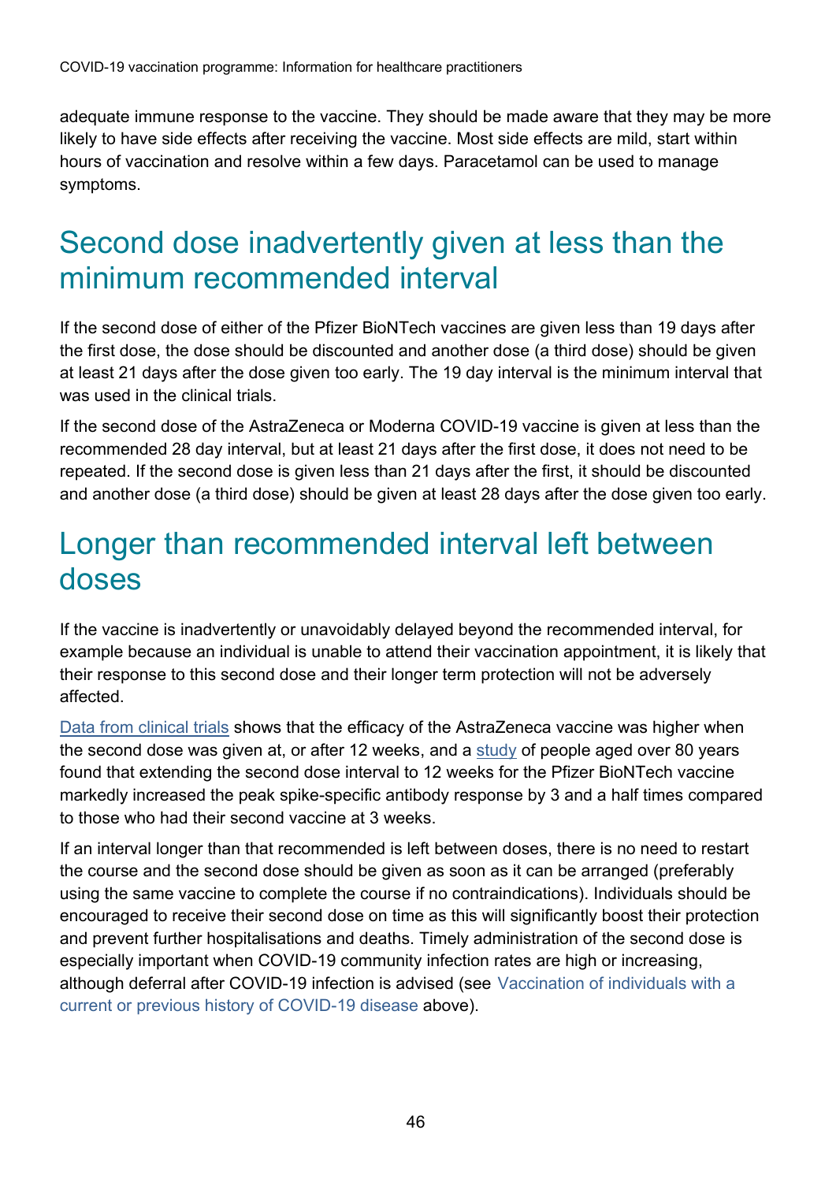adequate immune response to the vaccine. They should be made aware that they may be more likely to have side effects after receiving the vaccine. Most side effects are mild, start within hours of vaccination and resolve within a few days. Paracetamol can be used to manage symptoms.

## Second dose inadvertently given at less than the minimum recommended interval

If the second dose of either of the Pfizer BioNTech vaccines are given less than 19 days after the first dose, the dose should be discounted and another dose (a third dose) should be given at least 21 days after the dose given too early. The 19 day interval is the minimum interval that was used in the clinical trials.

If the second dose of the AstraZeneca or Moderna COVID-19 vaccine is given at less than the recommended 28 day interval, but at least 21 days after the first dose, it does not need to be repeated. If the second dose is given less than 21 days after the first, it should be discounted and another dose (a third dose) should be given at least 28 days after the dose given too early.

## Longer than recommended interval left between doses

If the vaccine is inadvertently or unavoidably delayed beyond the recommended interval, for example because an individual is unable to attend their vaccination appointment, it is likely that their response to this second dose and their longer term protection will not be adversely affected.

Data from clinical trials shows that the efficacy of the AstraZeneca vaccine was higher when the second dose was given at, or after 12 weeks, and a study of people aged over 80 years found that extending the second dose interval to 12 weeks for the Pfizer BioNTech vaccine markedly increased the peak spike-specific antibody response by 3 and a half times compared to those who had their second vaccine at 3 weeks.

If an interval longer than that recommended is left between doses, there is no need to restart the course and the second dose should be given as soon as it can be arranged (preferably using the same vaccine to complete the course if no contraindications). Individuals should be encouraged to receive their second dose on time as this will significantly boost their protection and prevent further hospitalisations and deaths. Timely administration of the second dose is especially important when COVID-19 community infection rates are high or increasing, although deferral after COVID-19 infection is advised (see Vaccination of individuals with a current or previous history of COVID-19 disease above).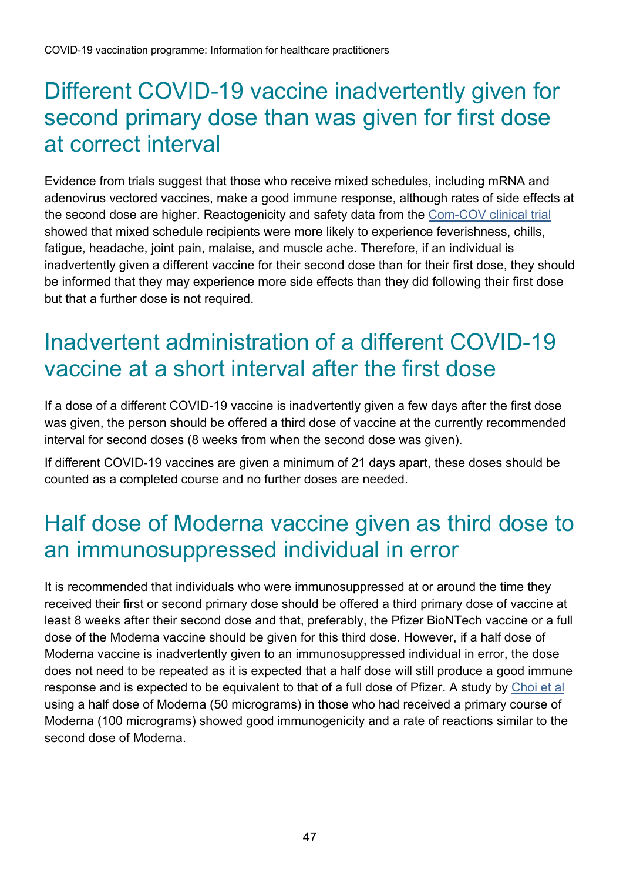## Different COVID-19 vaccine inadvertently given for second primary dose than was given for first dose at correct interval

Evidence from trials suggest that those who receive mixed schedules, including mRNA and adenovirus vectored vaccines, make a good immune response, although rates of side effects at the second dose are higher. Reactogenicity and safety data from the Com-COV clinical trial showed that mixed schedule recipients were more likely to experience feverishness, chills, fatigue, headache, joint pain, malaise, and muscle ache. Therefore, if an individual is inadvertently given a different vaccine for their second dose than for their first dose, they should be informed that they may experience more side effects than they did following their first dose but that a further dose is not required.

## Inadvertent administration of a different COVID-19 vaccine at a short interval after the first dose

If a dose of a different COVID-19 vaccine is inadvertently given a few days after the first dose was given, the person should be offered a third dose of vaccine at the currently recommended interval for second doses (8 weeks from when the second dose was given).

If different COVID-19 vaccines are given a minimum of 21 days apart, these doses should be counted as a completed course and no further doses are needed.

## Half dose of Moderna vaccine given as third dose to an immunosuppressed individual in error

It is recommended that individuals who were immunosuppressed at or around the time they received their first or second primary dose should be offered a third primary dose of vaccine at least 8 weeks after their second dose and that, preferably, the Pfizer BioNTech vaccine or a full dose of the Moderna vaccine should be given for this third dose. However, if a half dose of Moderna vaccine is inadvertently given to an immunosuppressed individual in error, the dose does not need to be repeated as it is expected that a half dose will still produce a good immune response and is expected to be equivalent to that of a full dose of Pfizer. A study by Choi et al using a half dose of Moderna (50 micrograms) in those who had received a primary course of Moderna (100 micrograms) showed good immunogenicity and a rate of reactions similar to the second dose of Moderna.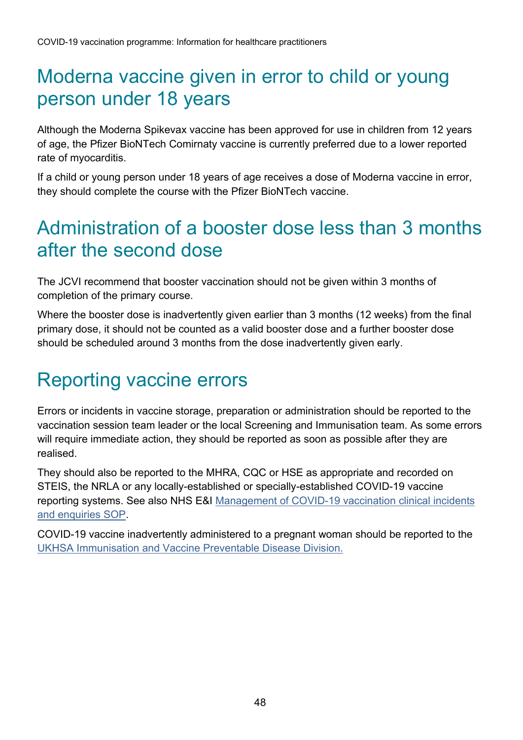## Moderna vaccine given in error to child or young person under 18 years

Although the Moderna Spikevax vaccine has been approved for use in children from 12 years of age, the Pfizer BioNTech Comirnaty vaccine is currently preferred due to a lower reported rate of myocarditis.

If a child or young person under 18 years of age receives a dose of Moderna vaccine in error, they should complete the course with the Pfizer BioNTech vaccine.

## Administration of a booster dose less than 3 months after the second dose

The JCVI recommend that booster vaccination should not be given within 3 months of completion of the primary course.

Where the booster dose is inadvertently given earlier than 3 months (12 weeks) from the final primary dose, it should not be counted as a valid booster dose and a further booster dose should be scheduled around 3 months from the dose inadvertently given early.

## Reporting vaccine errors

Errors or incidents in vaccine storage, preparation or administration should be reported to the vaccination session team leader or the local Screening and Immunisation team. As some errors will require immediate action, they should be reported as soon as possible after they are realised.

They should also be reported to the MHRA, CQC or HSE as appropriate and recorded on STEIS, the NRLA or any locally-established or specially-established COVID-19 vaccine reporting systems. See also NHS E&I [Management of COVID-19 vaccination clinical incidents and enquiries SOP](#).

COVID-19 vaccine inadvertently administered to a pregnant woman should be reported to the [UKHSA Immunisation and Vaccine Preventable Disease Division.](#)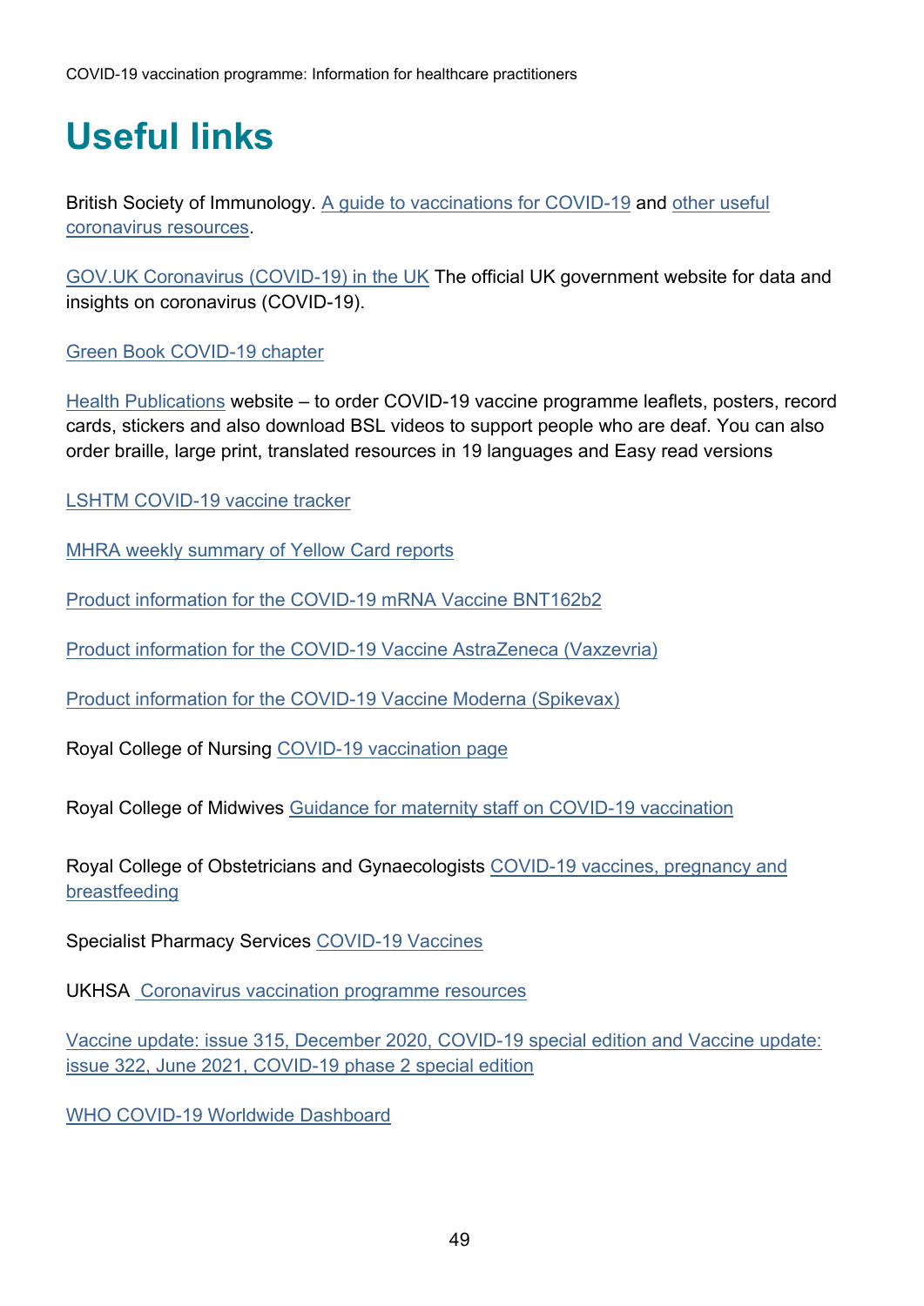# Useful links

British Society of Immunology. A guide to vaccinations for COVID-19 and other useful coronavirus resources.

GOV.UK Coronavirus (COVID-19) in the UK The official UK government website for data and insights on coronavirus (COVID-19).

Green Book COVID-19 chapter

Health Publications website – to order COVID-19 vaccine programme leaflets, posters, record cards, stickers and also download BSL videos to support people who are deaf. You can also order braille, large print, translated resources in 19 languages and Easy read versions

LSHTM COVID-19 vaccine tracker

MHRA weekly summary of Yellow Card reports

Product information for the COVID-19 mRNA Vaccine BNT162b2

Product information for the COVID-19 Vaccine AstraZeneca (Vaxzevria)

Product information for the COVID-19 Vaccine Moderna (Spikevax)

Royal College of Nursing COVID-19 vaccination page

Royal College of Midwives Guidance for maternity staff on COVID-19 vaccination

Royal College of Obstetricians and Gynaecologists COVID-19 vaccines, pregnancy and breastfeeding

Specialist Pharmacy Services COVID-19 Vaccines

UKHSA Coronavirus vaccination programme resources

Vaccine update: issue 315, December 2020, COVID-19 special edition and Vaccine update: issue 322, June 2021, COVID-19 phase 2 special edition

WHO COVID-19 Worldwide Dashboard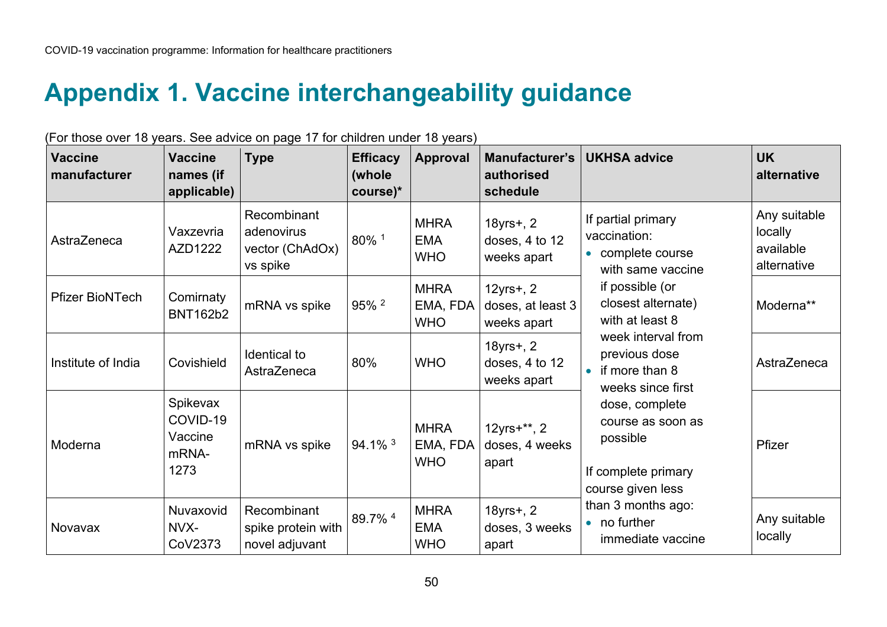# Appendix 1. Vaccine interchangeability guidance

(For those over 18 years. See advice on page 17 for children under 18 years)

| Vaccine manufacturer | Vaccine names (if applicable) | Type | Efficacy (whole course)* | Approval | Manufacturer's authorised schedule | UKHSA advice | UK alternative |
|---|---|---|---|---|---|---|---|
| AstraZeneca | Vaxzevria AZD1222 | Recombinant adenovirus vector (ChAdOx) vs spike | 80% [1] | MHRA EMA WHO | 18yrs+, 2 doses, 4 to 12 weeks apart | If partial primary vaccination:<br>• complete course with same vaccine if possible (or closest alternate) with at least 8 week interval from previous dose<br>• if more than 8 weeks since first dose, complete course as soon as possible<br><br>If complete primary course given less than 3 months ago:<br>• no further immediate vaccine | Any suitable locally available alternative |
| Pfizer BioNTech | Comirnaty BNT162b2 | mRNA vs spike | 95% [2] | MHRA EMA, FDA WHO | 12yrs+, 2 doses, at least 3 weeks apart | | Moderna** |
| Institute of India | Covishield | Identical to AstraZeneca | 80% | WHO | 18yrs+, 2 doses, 4 to 12 weeks apart | | AstraZeneca |
| Moderna | Spikevax COVID-19 Vaccine mRNA-1273 | mRNA vs spike | 94.1% [3] | MHRA EMA, FDA WHO | 12yrs+**, 2 doses, 4 weeks apart | | Pfizer |
| Novavax | Nuvaxovid NVX-CoV2373 | Recombinant spike protein with novel adjuvant | 89.7% [4] | MHRA EMA WHO | 18yrs+, 2 doses, 3 weeks apart | | Any suitable locally |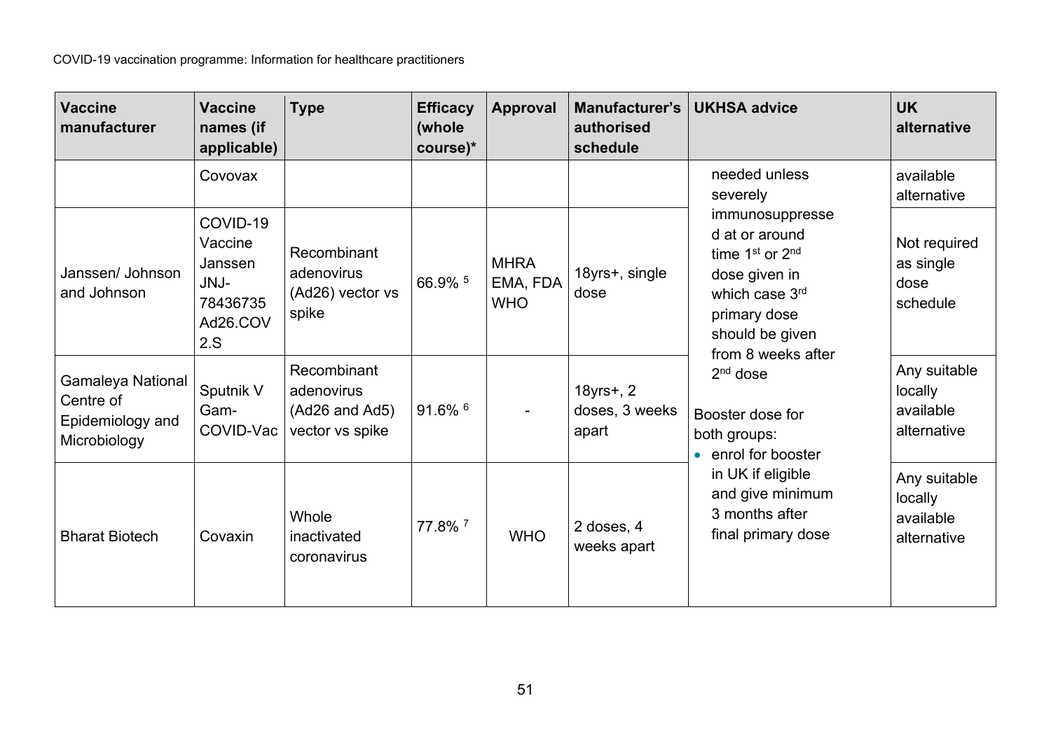| Vaccine manufacturer | Vaccine names (if applicable) | Type | Efficacy (whole course)* | Approval | Manufacturer's authorised schedule | UKHSA advice | UK alternative |
|---|---|---|---|---|---|---|---|
| | Covovax | | | | | needed unless severely immunosuppressed at or around time 1st or 2nd dose given in which case 3rd primary dose should be given from 8 weeks after 2nd dose<br><br>Booster dose for both groups:<br>• enrol for booster in UK if eligible and give minimum 3 months after final primary dose | available alternative |
| Janssen/ Johnson and Johnson | COVID-19 Vaccine Janssen JNJ-78436735 Ad26.COV2.S | Recombinant adenovirus (Ad26) vector vs spike | 66.9% [5] | MHRA EMA, FDA WHO | 18yrs+, single dose | | Not required as single dose schedule |
| Gamaleya National Centre of Epidemiology and Microbiology | Sputnik V Gam-COVID-Vac | Recombinant adenovirus (Ad26 and Ad5) vector vs spike | 91.6% [6] | - | 18yrs+, 2 doses, 3 weeks apart | | Any suitable locally available alternative |
| Bharat Biotech | Covaxin | Whole inactivated coronavirus | 77.8% [7] | WHO | 2 doses, 4 weeks apart | | Any suitable locally available alternative |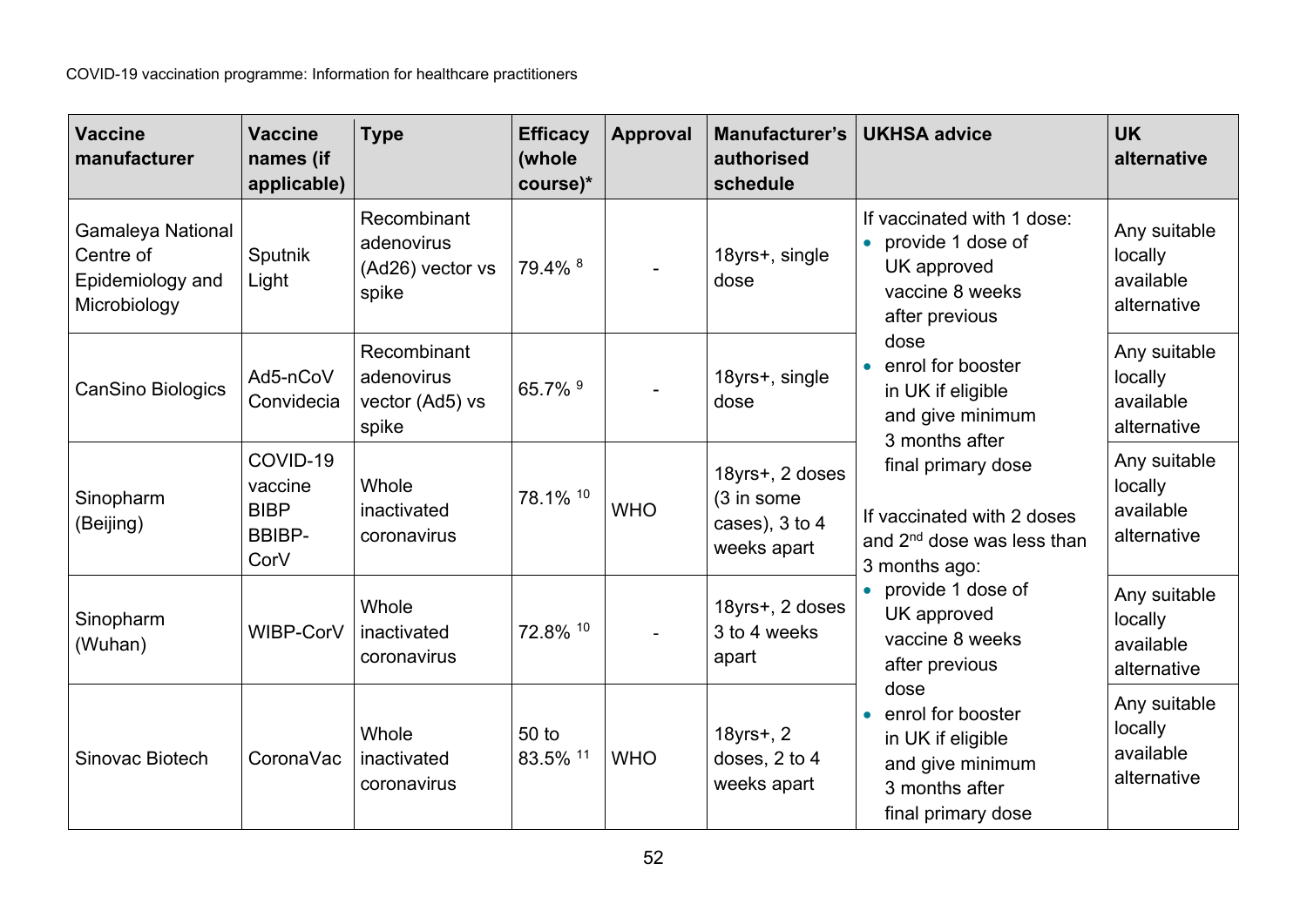| Vaccine manufacturer | Vaccine names (if applicable) | Type | Efficacy (whole course)* | Approval | Manufacturer's authorised schedule | UKHSA advice | UK alternative |
|---|---|---|---|---|---|---|---|
| Gamaleya National Centre of Epidemiology and Microbiology | Sputnik Light | Recombinant adenovirus (Ad26) vector vs spike | 79.4% [8] | - | 18yrs+, single dose | If vaccinated with 1 dose:<br>• provide 1 dose of UK approved vaccine 8 weeks after previous dose<br>• enrol for booster in UK if eligible and give minimum 3 months after final primary dose<br><br>If vaccinated with 2 doses and 2nd dose was less than 3 months ago:<br>• provide 1 dose of UK approved vaccine 8 weeks after previous dose<br>• enrol for booster in UK if eligible and give minimum 3 months after final primary dose | Any suitable locally available alternative |
| CanSino Biologics | Ad5-nCoV Convidecia | Recombinant adenovirus vector (Ad5) vs spike | 65.7% [9] | - | 18yrs+, single dose | | Any suitable locally available alternative |
| Sinopharm (Beijing) | COVID-19 vaccine BIBP BBIBP-CorV | Whole inactivated coronavirus | 78.1% [10] | WHO | 18yrs+, 2 doses (3 in some cases), 3 to 4 weeks apart | | Any suitable locally available alternative |
| Sinopharm (Wuhan) | WIBP-CorV | Whole inactivated coronavirus | 72.8% [10] | - | 18yrs+, 2 doses 3 to 4 weeks apart | | Any suitable locally available alternative |
| Sinovac Biotech | CoronaVac | Whole inactivated coronavirus | 50 to 83.5% [11] | WHO | 18yrs+, 2 doses, 2 to 4 weeks apart | | Any suitable locally available alternative |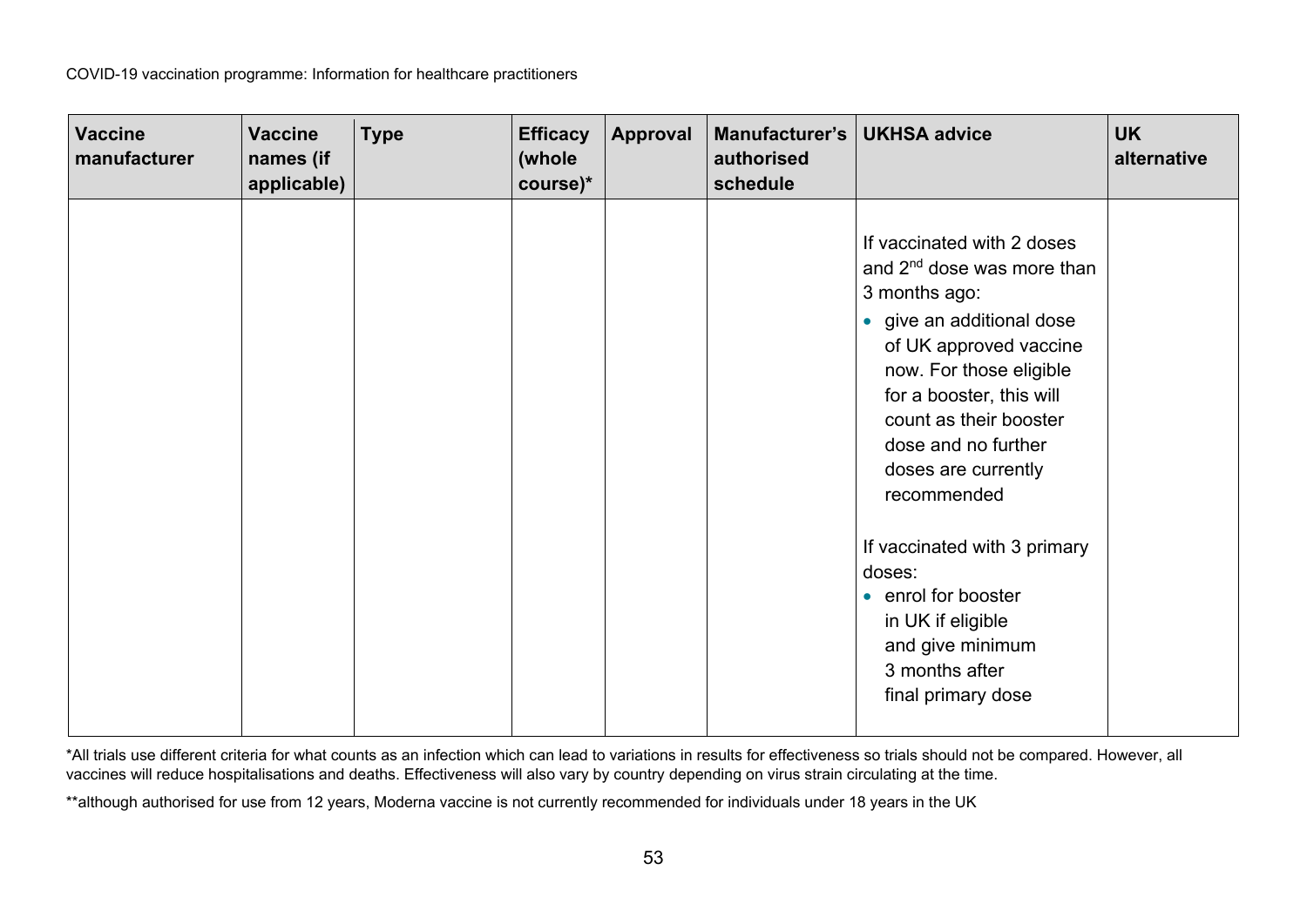| Vaccine manufacturer | Vaccine names (if applicable) | Type | Efficacy (whole course)* | Approval | Manufacturer's authorised schedule | UKHSA advice | UK alternative |
|---|---|---|---|---|---|---|---|
| | | | | | | If vaccinated with 2 doses and 2nd dose was more than 3 months ago:<br>• give an additional dose of UK approved vaccine now. For those eligible for a booster, this will count as their booster dose and no further doses are currently recommended<br><br>If vaccinated with 3 primary doses:<br>• enrol for booster in UK if eligible and give minimum 3 months after final primary dose | |

*All trials use different criteria for what counts as an infection which can lead to variations in results for effectiveness so trials should not be compared. However, all vaccines will reduce hospitalisations and deaths. Effectiveness will also vary by country depending on virus strain circulating at the time.

**although authorised for use from 12 years, Moderna vaccine is not currently recommended for individuals under 18 years in the UK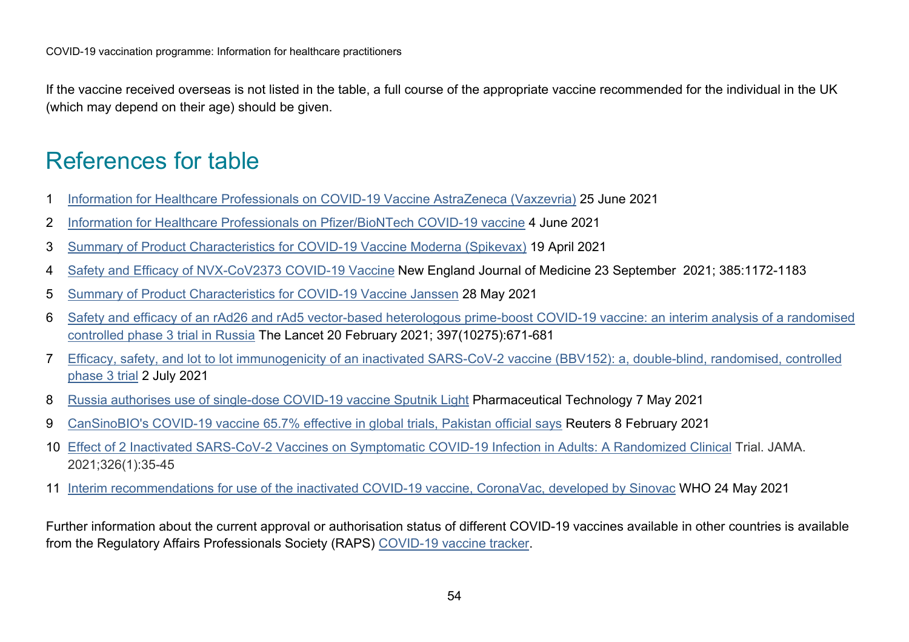If the vaccine received overseas is not listed in the table, a full course of the appropriate vaccine recommended for the individual in the UK (which may depend on their age) should be given.

## References for table

1. Information for Healthcare Professionals on COVID-19 Vaccine AstraZeneca (Vaxzevria) 25 June 2021
2. Information for Healthcare Professionals on Pfizer/BioNTech COVID-19 vaccine 4 June 2021
3. Summary of Product Characteristics for COVID-19 Vaccine Moderna (Spikevax) 19 April 2021
4. Safety and Efficacy of NVX-CoV2373 COVID-19 Vaccine New England Journal of Medicine 23 September 2021; 385:1172-1183
5. Summary of Product Characteristics for COVID-19 Vaccine Janssen 28 May 2021
6. Safety and efficacy of an rAd26 and rAd5 vector-based heterologous prime-boost COVID-19 vaccine: an interim analysis of a randomised controlled phase 3 trial in Russia The Lancet 20 February 2021; 397(10275):671-681
7. Efficacy, safety, and lot to lot immunogenicity of an inactivated SARS-CoV-2 vaccine (BBV152): a, double-blind, randomised, controlled phase 3 trial 2 July 2021
8. Russia authorises use of single-dose COVID-19 vaccine Sputnik Light Pharmaceutical Technology 7 May 2021
9. CanSinoBIO's COVID-19 vaccine 65.7% effective in global trials, Pakistan official says Reuters 8 February 2021
10. Effect of 2 Inactivated SARS-CoV-2 Vaccines on Symptomatic COVID-19 Infection in Adults: A Randomized Clinical Trial. JAMA. 2021;326(1):35-45
11. Interim recommendations for use of the inactivated COVID-19 vaccine, CoronaVac, developed by Sinovac WHO 24 May 2021

Further information about the current approval or authorisation status of different COVID-19 vaccines available in other countries is available from the Regulatory Affairs Professionals Society (RAPS) COVID-19 vaccine tracker.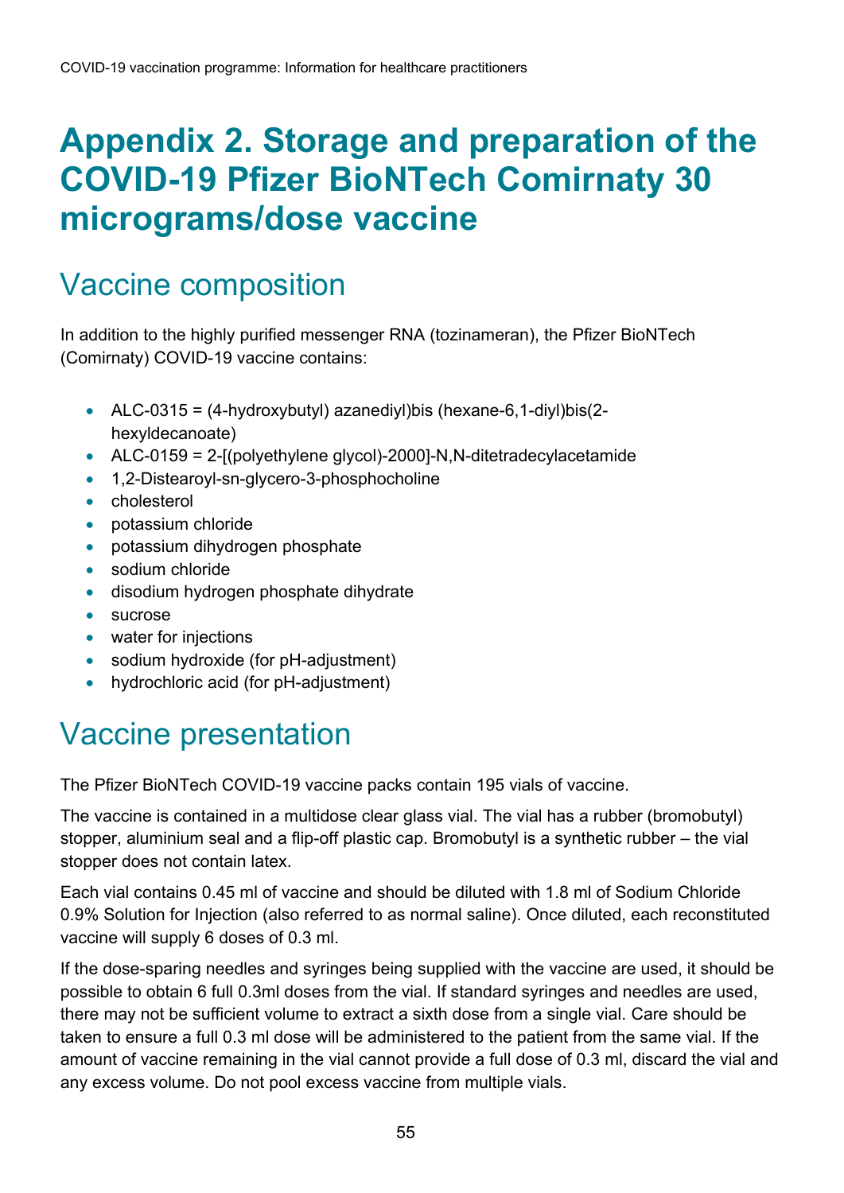# Appendix 2. Storage and preparation of the COVID-19 Pfizer BioNTech Comirnaty 30 micrograms/dose vaccine

## Vaccine composition

In addition to the highly purified messenger RNA (tozinameran), the Pfizer BioNTech (Comirnaty) COVID-19 vaccine contains:

- ALC-0315 = (4-hydroxybutyl) azanediyl)bis (hexane-6,1-diyl)bis(2-hexyldecanoate)
- ALC-0159 = 2-[(polyethylene glycol)-2000]-N,N-ditetradecylacetamide
- 1,2-Distearoyl-sn-glycero-3-phosphocholine
- cholesterol
- potassium chloride
- potassium dihydrogen phosphate
- sodium chloride
- disodium hydrogen phosphate dihydrate
- sucrose
- water for injections
- sodium hydroxide (for pH-adjustment)
- hydrochloric acid (for pH-adjustment)

## Vaccine presentation

The Pfizer BioNTech COVID-19 vaccine packs contain 195 vials of vaccine.

The vaccine is contained in a multidose clear glass vial. The vial has a rubber (bromobutyl) stopper, aluminium seal and a flip-off plastic cap. Bromobutyl is a synthetic rubber – the vial stopper does not contain latex.

Each vial contains 0.45 ml of vaccine and should be diluted with 1.8 ml of Sodium Chloride 0.9% Solution for Injection (also referred to as normal saline). Once diluted, each reconstituted vaccine will supply 6 doses of 0.3 ml.

If the dose-sparing needles and syringes being supplied with the vaccine are used, it should be possible to obtain 6 full 0.3ml doses from the vial. If standard syringes and needles are used, there may not be sufficient volume to extract a sixth dose from a single vial. Care should be taken to ensure a full 0.3 ml dose will be administered to the patient from the same vial. If the amount of vaccine remaining in the vial cannot provide a full dose of 0.3 ml, discard the vial and any excess volume. Do not pool excess vaccine from multiple vials.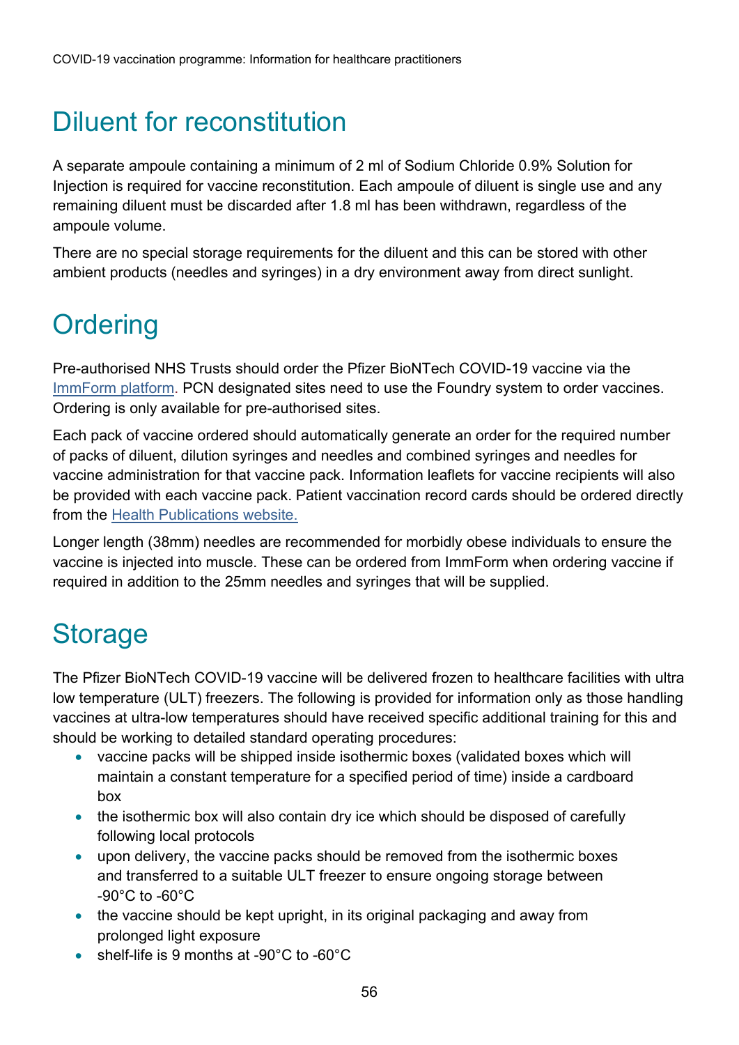## Diluent for reconstitution

A separate ampoule containing a minimum of 2 ml of Sodium Chloride 0.9% Solution for Injection is required for vaccine reconstitution. Each ampoule of diluent is single use and any remaining diluent must be discarded after 1.8 ml has been withdrawn, regardless of the ampoule volume.

There are no special storage requirements for the diluent and this can be stored with other ambient products (needles and syringes) in a dry environment away from direct sunlight.

## Ordering

Pre-authorised NHS Trusts should order the Pfizer BioNTech COVID-19 vaccine via the ImmForm platform. PCN designated sites need to use the Foundry system to order vaccines. Ordering is only available for pre-authorised sites.

Each pack of vaccine ordered should automatically generate an order for the required number of packs of diluent, dilution syringes and needles and combined syringes and needles for vaccine administration for that vaccine pack. Information leaflets for vaccine recipients will also be provided with each vaccine pack. Patient vaccination record cards should be ordered directly from the Health Publications website.

Longer length (38mm) needles are recommended for morbidly obese individuals to ensure the vaccine is injected into muscle. These can be ordered from ImmForm when ordering vaccine if required in addition to the 25mm needles and syringes that will be supplied.

## Storage

The Pfizer BioNTech COVID-19 vaccine will be delivered frozen to healthcare facilities with ultra low temperature (ULT) freezers. The following is provided for information only as those handling vaccines at ultra-low temperatures should have received specific additional training for this and should be working to detailed standard operating procedures:

- vaccine packs will be shipped inside isothermic boxes (validated boxes which will maintain a constant temperature for a specified period of time) inside a cardboard box
- the isothermic box will also contain dry ice which should be disposed of carefully following local protocols
- upon delivery, the vaccine packs should be removed from the isothermic boxes and transferred to a suitable ULT freezer to ensure ongoing storage between -90°C to -60°C
- the vaccine should be kept upright, in its original packaging and away from prolonged light exposure
- shelf-life is 9 months at -90°C to -60°C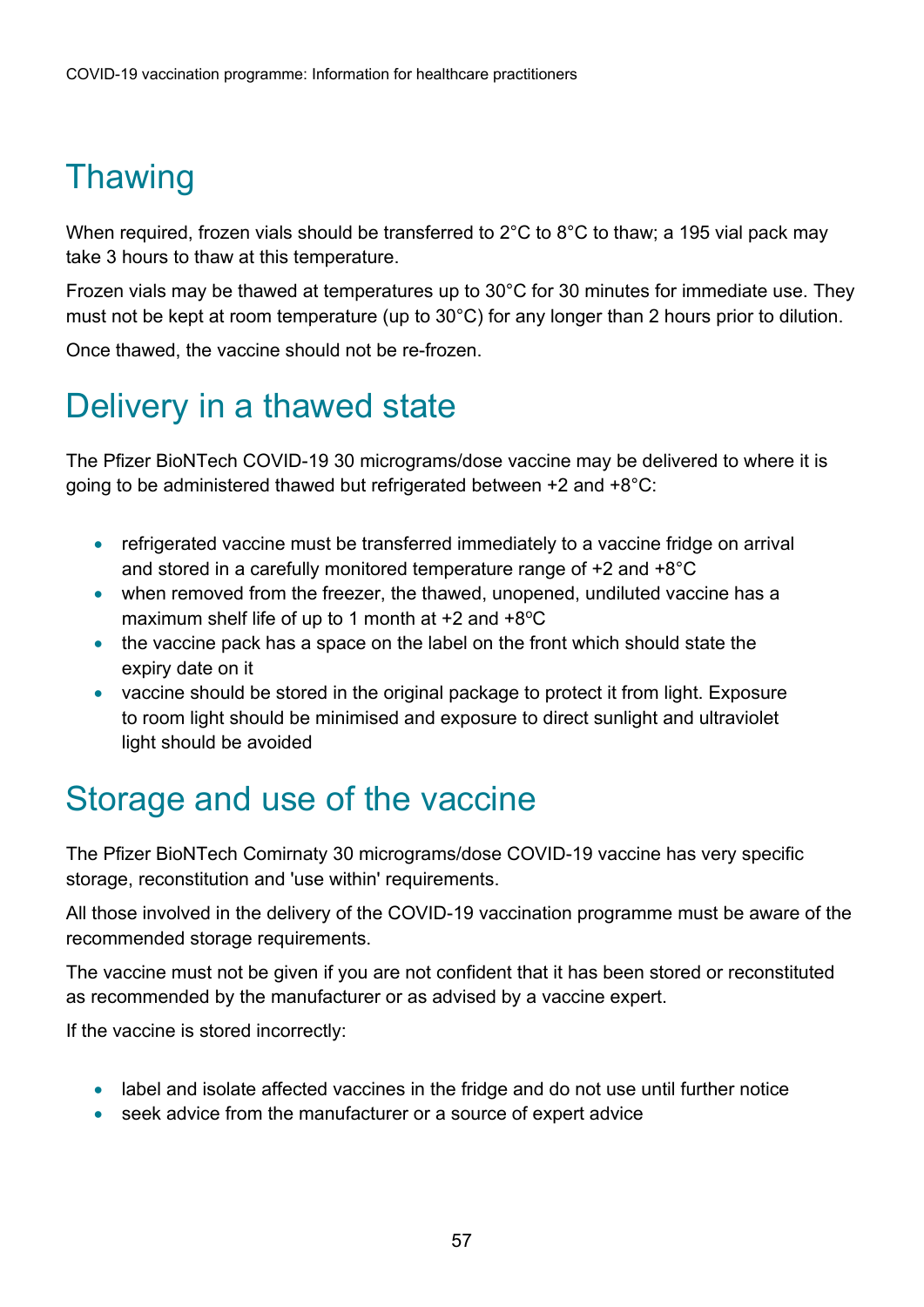## Thawing

When required, frozen vials should be transferred to 2°C to 8°C to thaw; a 195 vial pack may take 3 hours to thaw at this temperature.

Frozen vials may be thawed at temperatures up to 30°C for 30 minutes for immediate use. They must not be kept at room temperature (up to 30°C) for any longer than 2 hours prior to dilution.

Once thawed, the vaccine should not be re-frozen.

## Delivery in a thawed state

The Pfizer BioNTech COVID-19 30 micrograms/dose vaccine may be delivered to where it is going to be administered thawed but refrigerated between +2 and +8°C:

- refrigerated vaccine must be transferred immediately to a vaccine fridge on arrival and stored in a carefully monitored temperature range of +2 and +8°C
- when removed from the freezer, the thawed, unopened, undiluted vaccine has a maximum shelf life of up to 1 month at +2 and +8°C
- the vaccine pack has a space on the label on the front which should state the expiry date on it
- vaccine should be stored in the original package to protect it from light. Exposure to room light should be minimised and exposure to direct sunlight and ultraviolet light should be avoided

## Storage and use of the vaccine

The Pfizer BioNTech Comirnaty 30 micrograms/dose COVID-19 vaccine has very specific storage, reconstitution and 'use within' requirements.

All those involved in the delivery of the COVID-19 vaccination programme must be aware of the recommended storage requirements.

The vaccine must not be given if you are not confident that it has been stored or reconstituted as recommended by the manufacturer or as advised by a vaccine expert.

If the vaccine is stored incorrectly:

- label and isolate affected vaccines in the fridge and do not use until further notice
- seek advice from the manufacturer or a source of expert advice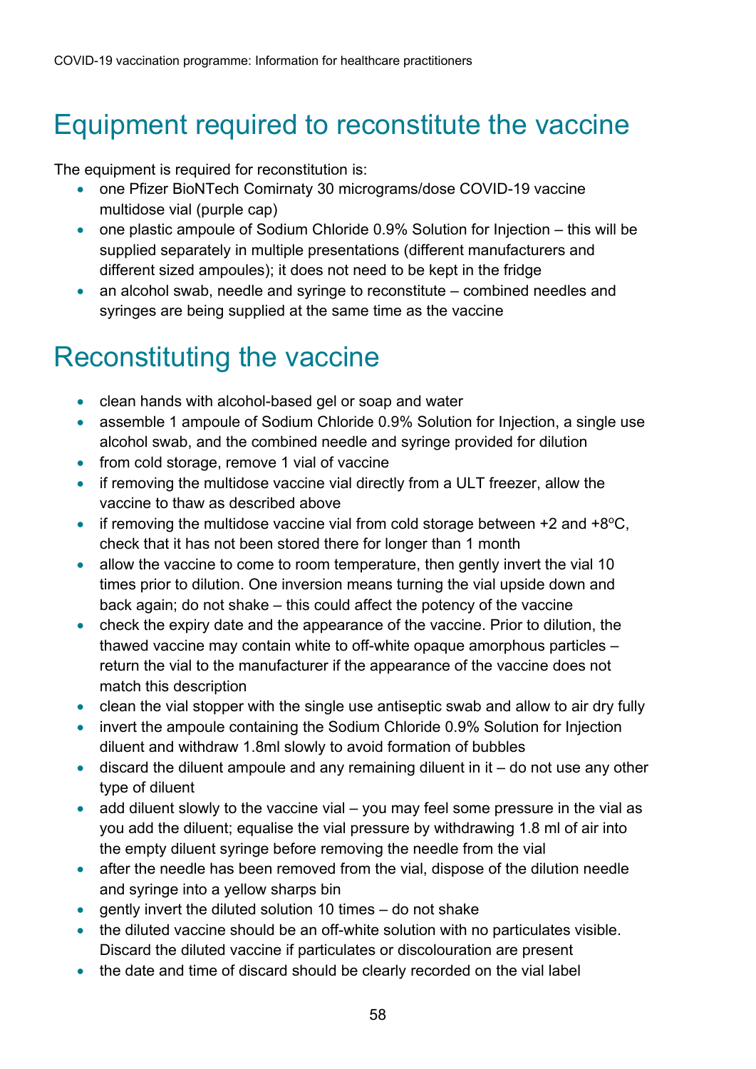## Equipment required to reconstitute the vaccine

The equipment is required for reconstitution is:

- one Pfizer BioNTech Comirnaty 30 micrograms/dose COVID-19 vaccine multidose vial (purple cap)
- one plastic ampoule of Sodium Chloride 0.9% Solution for Injection – this will be supplied separately in multiple presentations (different manufacturers and different sized ampoules); it does not need to be kept in the fridge
- an alcohol swab, needle and syringe to reconstitute – combined needles and syringes are being supplied at the same time as the vaccine

## Reconstituting the vaccine

- clean hands with alcohol-based gel or soap and water
- assemble 1 ampoule of Sodium Chloride 0.9% Solution for Injection, a single use alcohol swab, and the combined needle and syringe provided for dilution
- from cold storage, remove 1 vial of vaccine
- if removing the multidose vaccine vial directly from a ULT freezer, allow the vaccine to thaw as described above
- if removing the multidose vaccine vial from cold storage between +2 and +8°C, check that it has not been stored there for longer than 1 month
- allow the vaccine to come to room temperature, then gently invert the vial 10 times prior to dilution. One inversion means turning the vial upside down and back again; do not shake – this could affect the potency of the vaccine
- check the expiry date and the appearance of the vaccine. Prior to dilution, the thawed vaccine may contain white to off-white opaque amorphous particles – return the vial to the manufacturer if the appearance of the vaccine does not match this description
- clean the vial stopper with the single use antiseptic swab and allow to air dry fully
- invert the ampoule containing the Sodium Chloride 0.9% Solution for Injection diluent and withdraw 1.8ml slowly to avoid formation of bubbles
- discard the diluent ampoule and any remaining diluent in it – do not use any other type of diluent
- add diluent slowly to the vaccine vial – you may feel some pressure in the vial as you add the diluent; equalise the vial pressure by withdrawing 1.8 ml of air into the empty diluent syringe before removing the needle from the vial
- after the needle has been removed from the vial, dispose of the dilution needle and syringe into a yellow sharps bin
- gently invert the diluted solution 10 times – do not shake
- the diluted vaccine should be an off-white solution with no particulates visible. Discard the diluted vaccine if particulates or discolouration are present
- the date and time of discard should be clearly recorded on the vial label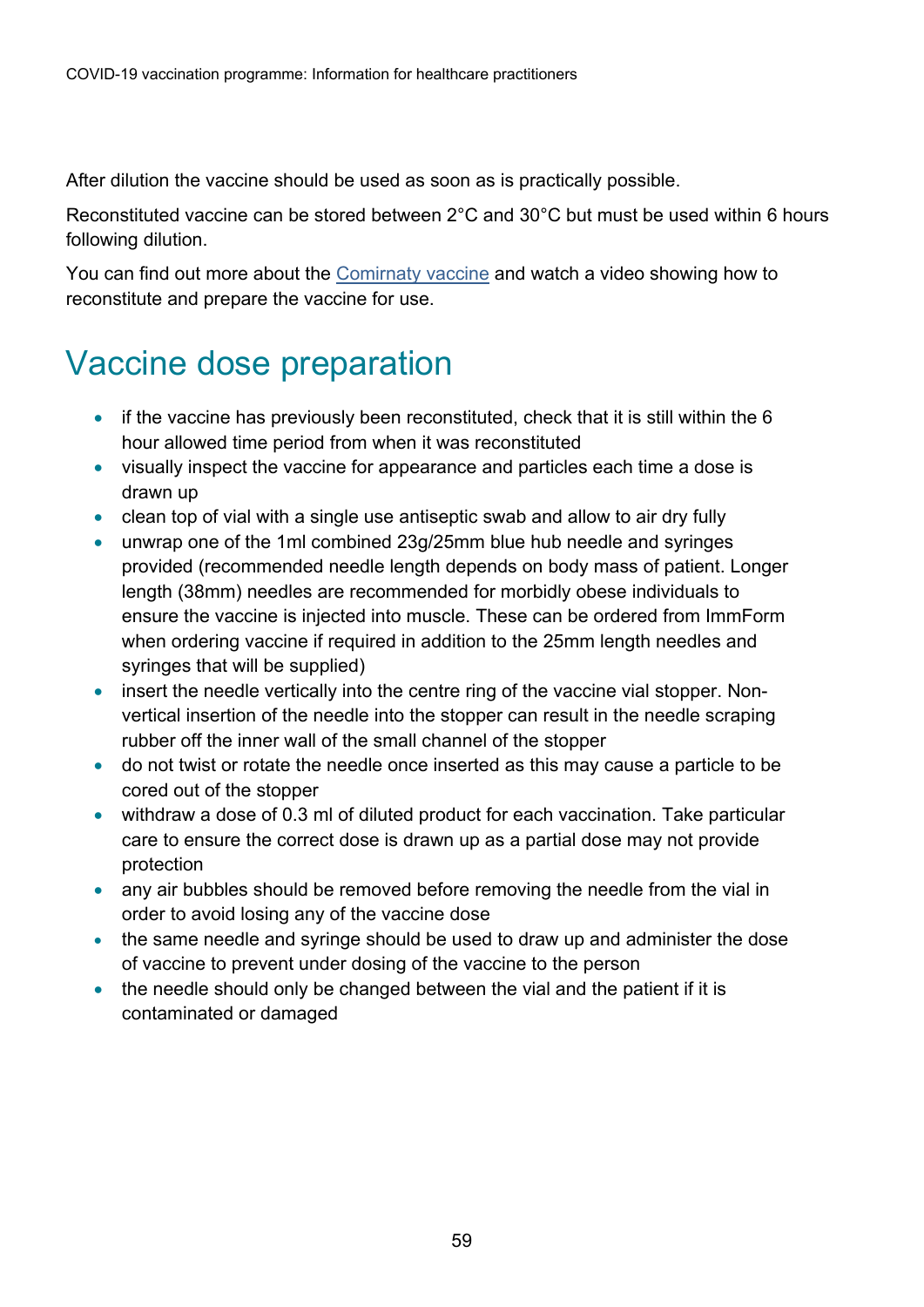After dilution the vaccine should be used as soon as is practically possible.

Reconstituted vaccine can be stored between 2°C and 30°C but must be used within 6 hours following dilution.

You can find out more about the [Comirnaty vaccine] and watch a video showing how to reconstitute and prepare the vaccine for use.

## Vaccine dose preparation

- if the vaccine has previously been reconstituted, check that it is still within the 6 hour allowed time period from when it was reconstituted
- visually inspect the vaccine for appearance and particles each time a dose is drawn up
- clean top of vial with a single use antiseptic swab and allow to air dry fully
- unwrap one of the 1ml combined 23g/25mm blue hub needle and syringes provided (recommended needle length depends on body mass of patient. Longer length (38mm) needles are recommended for morbidly obese individuals to ensure the vaccine is injected into muscle. These can be ordered from ImmForm when ordering vaccine if required in addition to the 25mm length needles and syringes that will be supplied)
- insert the needle vertically into the centre ring of the vaccine vial stopper. Non-vertical insertion of the needle into the stopper can result in the needle scraping rubber off the inner wall of the small channel of the stopper
- do not twist or rotate the needle once inserted as this may cause a particle to be cored out of the stopper
- withdraw a dose of 0.3 ml of diluted product for each vaccination. Take particular care to ensure the correct dose is drawn up as a partial dose may not provide protection
- any air bubbles should be removed before removing the needle from the vial in order to avoid losing any of the vaccine dose
- the same needle and syringe should be used to draw up and administer the dose of vaccine to prevent under dosing of the vaccine to the person
- the needle should only be changed between the vial and the patient if it is contaminated or damaged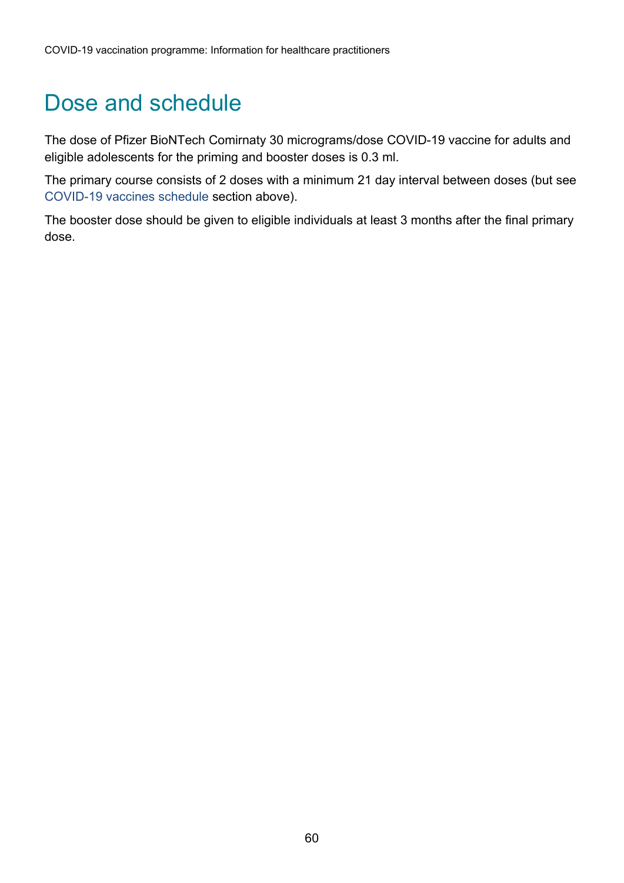## Dose and schedule

The dose of Pfizer BioNTech Comirnaty 30 micrograms/dose COVID-19 vaccine for adults and eligible adolescents for the priming and booster doses is 0.3 ml.

The primary course consists of 2 doses with a minimum 21 day interval between doses (but see COVID-19 vaccines schedule section above).

The booster dose should be given to eligible individuals at least 3 months after the final primary dose.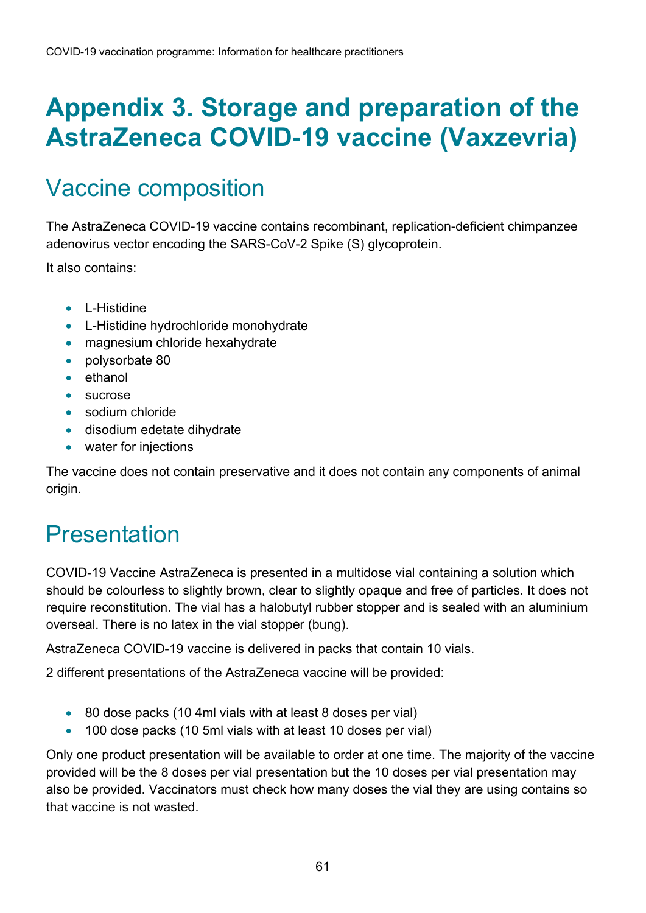# Appendix 3. Storage and preparation of the AstraZeneca COVID-19 vaccine (Vaxzevria)

## Vaccine composition

The AstraZeneca COVID-19 vaccine contains recombinant, replication-deficient chimpanzee adenovirus vector encoding the SARS-CoV-2 Spike (S) glycoprotein.

It also contains:

- L-Histidine
- L-Histidine hydrochloride monohydrate
- magnesium chloride hexahydrate
- polysorbate 80
- ethanol
- sucrose
- sodium chloride
- disodium edetate dihydrate
- water for injections

The vaccine does not contain preservative and it does not contain any components of animal origin.

## Presentation

COVID-19 Vaccine AstraZeneca is presented in a multidose vial containing a solution which should be colourless to slightly brown, clear to slightly opaque and free of particles. It does not require reconstitution. The vial has a halobutyl rubber stopper and is sealed with an aluminium overseal. There is no latex in the vial stopper (bung).

AstraZeneca COVID-19 vaccine is delivered in packs that contain 10 vials.

2 different presentations of the AstraZeneca vaccine will be provided:

- 80 dose packs (10 4ml vials with at least 8 doses per vial)
- 100 dose packs (10 5ml vials with at least 10 doses per vial)

Only one product presentation will be available to order at one time. The majority of the vaccine provided will be the 8 doses per vial presentation but the 10 doses per vial presentation may also be provided. Vaccinators must check how many doses the vial they are using contains so that vaccine is not wasted.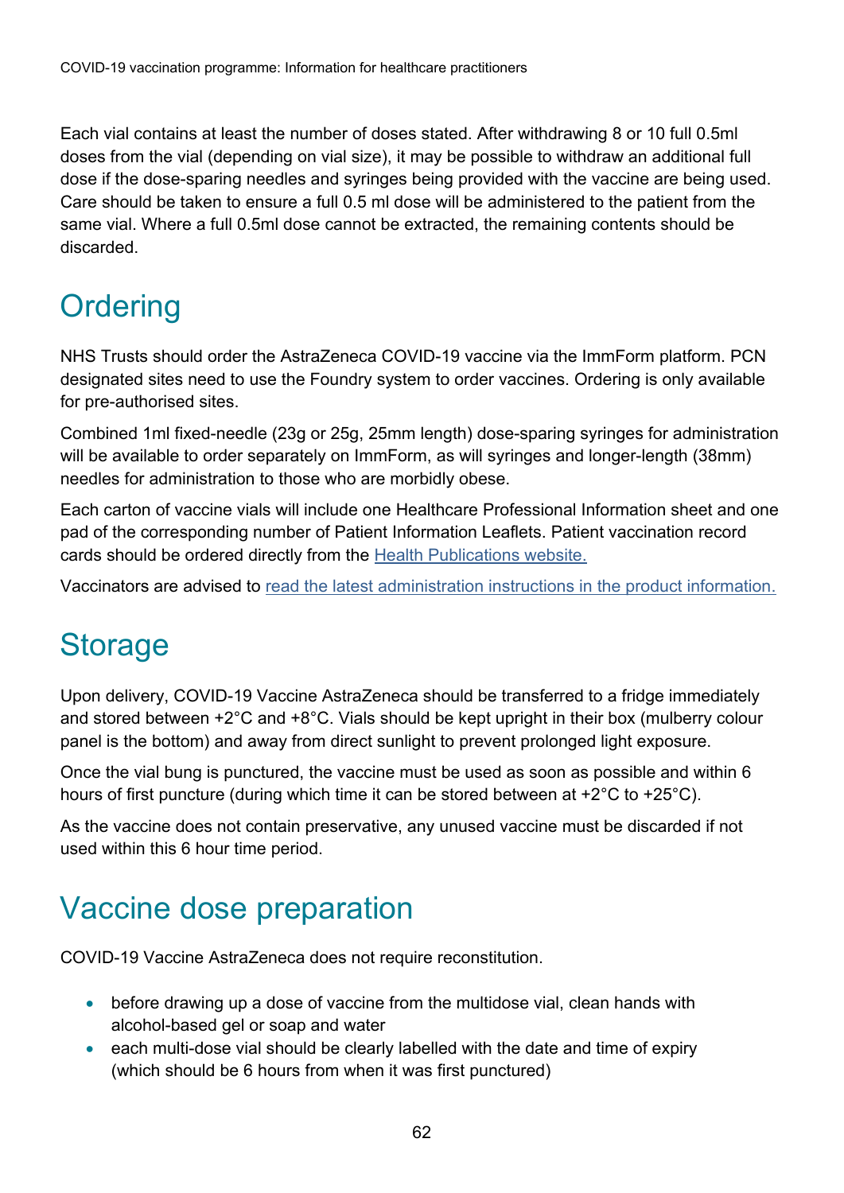Each vial contains at least the number of doses stated. After withdrawing 8 or 10 full 0.5ml doses from the vial (depending on vial size), it may be possible to withdraw an additional full dose if the dose-sparing needles and syringes being provided with the vaccine are being used. Care should be taken to ensure a full 0.5 ml dose will be administered to the patient from the same vial. Where a full 0.5ml dose cannot be extracted, the remaining contents should be discarded.

## Ordering

NHS Trusts should order the AstraZeneca COVID-19 vaccine via the ImmForm platform. PCN designated sites need to use the Foundry system to order vaccines. Ordering is only available for pre-authorised sites.

Combined 1ml fixed-needle (23g or 25g, 25mm length) dose-sparing syringes for administration will be available to order separately on ImmForm, as will syringes and longer-length (38mm) needles for administration to those who are morbidly obese.

Each carton of vaccine vials will include one Healthcare Professional Information sheet and one pad of the corresponding number of Patient Information Leaflets. Patient vaccination record cards should be ordered directly from the Health Publications website.

Vaccinators are advised to read the latest administration instructions in the product information.

## Storage

Upon delivery, COVID-19 Vaccine AstraZeneca should be transferred to a fridge immediately and stored between +2°C and +8°C. Vials should be kept upright in their box (mulberry colour panel is the bottom) and away from direct sunlight to prevent prolonged light exposure.

Once the vial bung is punctured, the vaccine must be used as soon as possible and within 6 hours of first puncture (during which time it can be stored between at +2°C to +25°C).

As the vaccine does not contain preservative, any unused vaccine must be discarded if not used within this 6 hour time period.

## Vaccine dose preparation

COVID-19 Vaccine AstraZeneca does not require reconstitution.

- before drawing up a dose of vaccine from the multidose vial, clean hands with alcohol-based gel or soap and water
- each multi-dose vial should be clearly labelled with the date and time of expiry (which should be 6 hours from when it was first punctured)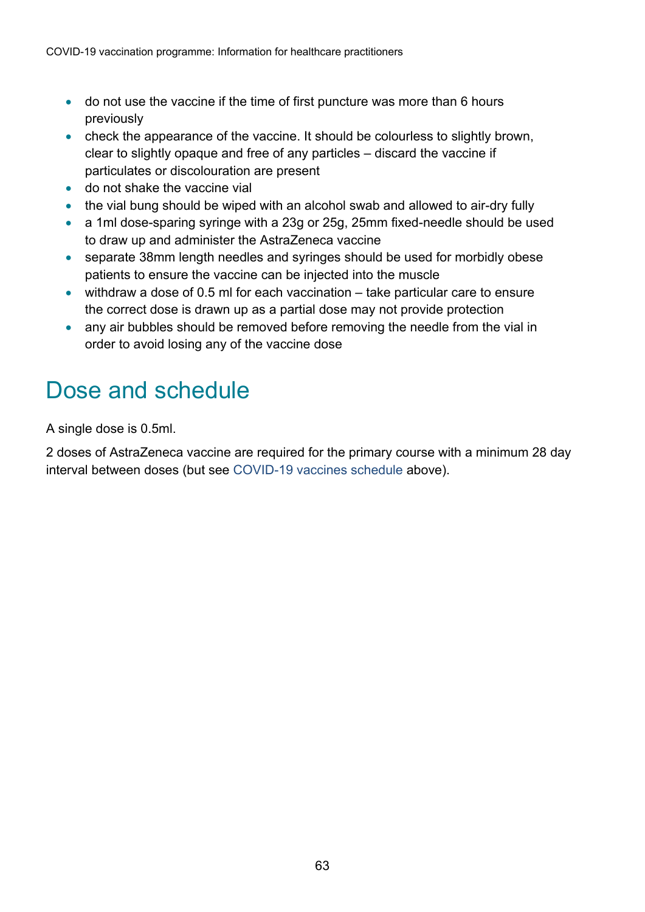- do not use the vaccine if the time of first puncture was more than 6 hours previously
- check the appearance of the vaccine. It should be colourless to slightly brown, clear to slightly opaque and free of any particles – discard the vaccine if particulates or discolouration are present
- do not shake the vaccine vial
- the vial bung should be wiped with an alcohol swab and allowed to air-dry fully
- a 1ml dose-sparing syringe with a 23g or 25g, 25mm fixed-needle should be used to draw up and administer the AstraZeneca vaccine
- separate 38mm length needles and syringes should be used for morbidly obese patients to ensure the vaccine can be injected into the muscle
- withdraw a dose of 0.5 ml for each vaccination – take particular care to ensure the correct dose is drawn up as a partial dose may not provide protection
- any air bubbles should be removed before removing the needle from the vial in order to avoid losing any of the vaccine dose

## Dose and schedule

A single dose is 0.5ml.

2 doses of AstraZeneca vaccine are required for the primary course with a minimum 28 day interval between doses (but see COVID-19 vaccines schedule above).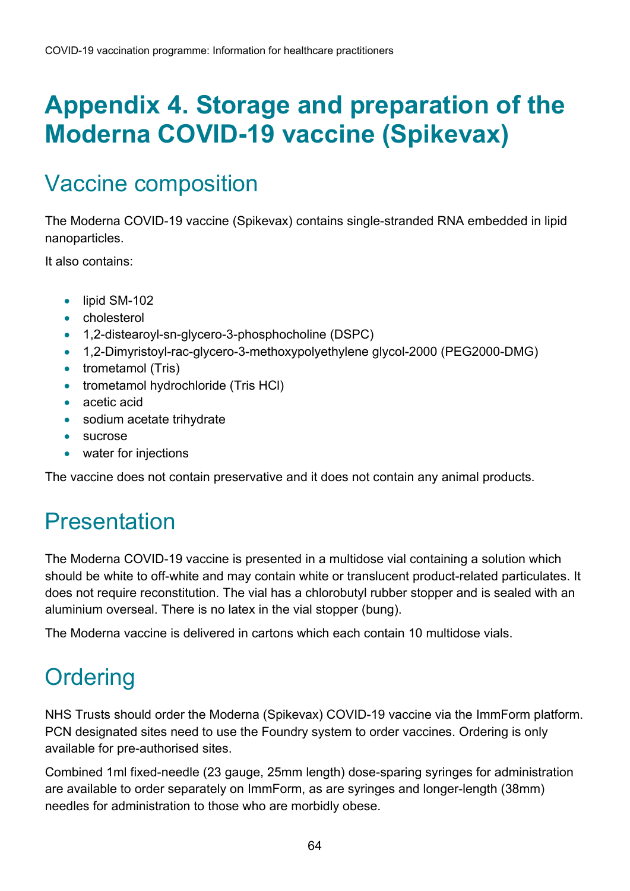# Appendix 4. Storage and preparation of the Moderna COVID-19 vaccine (Spikevax)

## Vaccine composition

The Moderna COVID-19 vaccine (Spikevax) contains single-stranded RNA embedded in lipid nanoparticles.

It also contains:

- lipid SM-102
- cholesterol
- 1,2-distearoyl-sn-glycero-3-phosphocholine (DSPC)
- 1,2-Dimyristoyl-rac-glycero-3-methoxypolyethylene glycol-2000 (PEG2000-DMG)
- trometamol (Tris)
- trometamol hydrochloride (Tris HCl)
- acetic acid
- sodium acetate trihydrate
- sucrose
- water for injections

The vaccine does not contain preservative and it does not contain any animal products.

## Presentation

The Moderna COVID-19 vaccine is presented in a multidose vial containing a solution which should be white to off-white and may contain white or translucent product-related particulates. It does not require reconstitution. The vial has a chlorobutyl rubber stopper and is sealed with an aluminium overseal. There is no latex in the vial stopper (bung).

The Moderna vaccine is delivered in cartons which each contain 10 multidose vials.

## Ordering

NHS Trusts should order the Moderna (Spikevax) COVID-19 vaccine via the ImmForm platform. PCN designated sites need to use the Foundry system to order vaccines. Ordering is only available for pre-authorised sites.

Combined 1ml fixed-needle (23 gauge, 25mm length) dose-sparing syringes for administration are available to order separately on ImmForm, as are syringes and longer-length (38mm) needles for administration to those who are morbidly obese.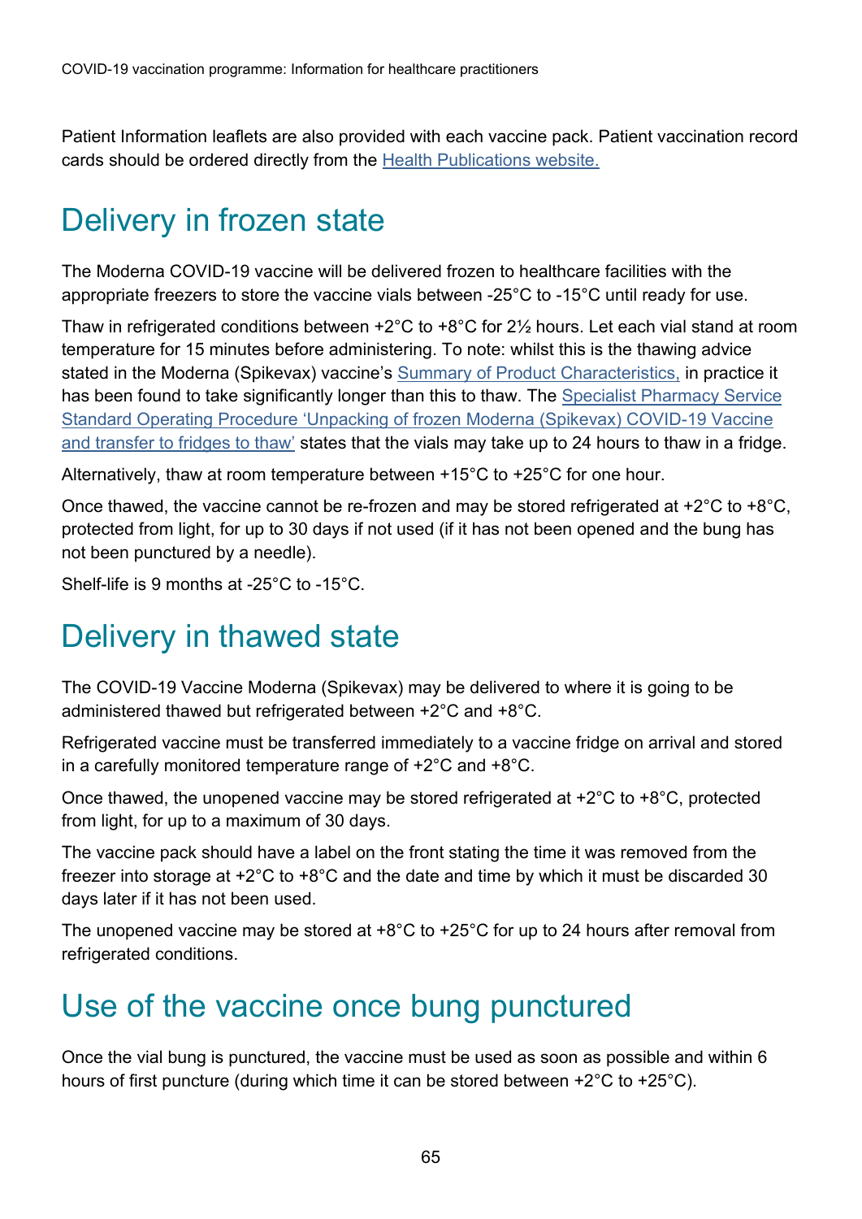Patient Information leaflets are also provided with each vaccine pack. Patient vaccination record cards should be ordered directly from the Health Publications website.

## Delivery in frozen state

The Moderna COVID-19 vaccine will be delivered frozen to healthcare facilities with the appropriate freezers to store the vaccine vials between -25°C to -15°C until ready for use.

Thaw in refrigerated conditions between +2°C to +8°C for 2½ hours. Let each vial stand at room temperature for 15 minutes before administering. To note: whilst this is the thawing advice stated in the Moderna (Spikevax) vaccine's Summary of Product Characteristics, in practice it has been found to take significantly longer than this to thaw. The Specialist Pharmacy Service Standard Operating Procedure 'Unpacking of frozen Moderna (Spikevax) COVID-19 Vaccine and transfer to fridges to thaw' states that the vials may take up to 24 hours to thaw in a fridge.

Alternatively, thaw at room temperature between +15°C to +25°C for one hour.

Once thawed, the vaccine cannot be re-frozen and may be stored refrigerated at +2°C to +8°C, protected from light, for up to 30 days if not used (if it has not been opened and the bung has not been punctured by a needle).

Shelf-life is 9 months at -25°C to -15°C.

## Delivery in thawed state

The COVID-19 Vaccine Moderna (Spikevax) may be delivered to where it is going to be administered thawed but refrigerated between +2°C and +8°C.

Refrigerated vaccine must be transferred immediately to a vaccine fridge on arrival and stored in a carefully monitored temperature range of +2°C and +8°C.

Once thawed, the unopened vaccine may be stored refrigerated at +2°C to +8°C, protected from light, for up to a maximum of 30 days.

The vaccine pack should have a label on the front stating the time it was removed from the freezer into storage at +2°C to +8°C and the date and time by which it must be discarded 30 days later if it has not been used.

The unopened vaccine may be stored at +8°C to +25°C for up to 24 hours after removal from refrigerated conditions.

## Use of the vaccine once bung punctured

Once the vial bung is punctured, the vaccine must be used as soon as possible and within 6 hours of first puncture (during which time it can be stored between +2°C to +25°C).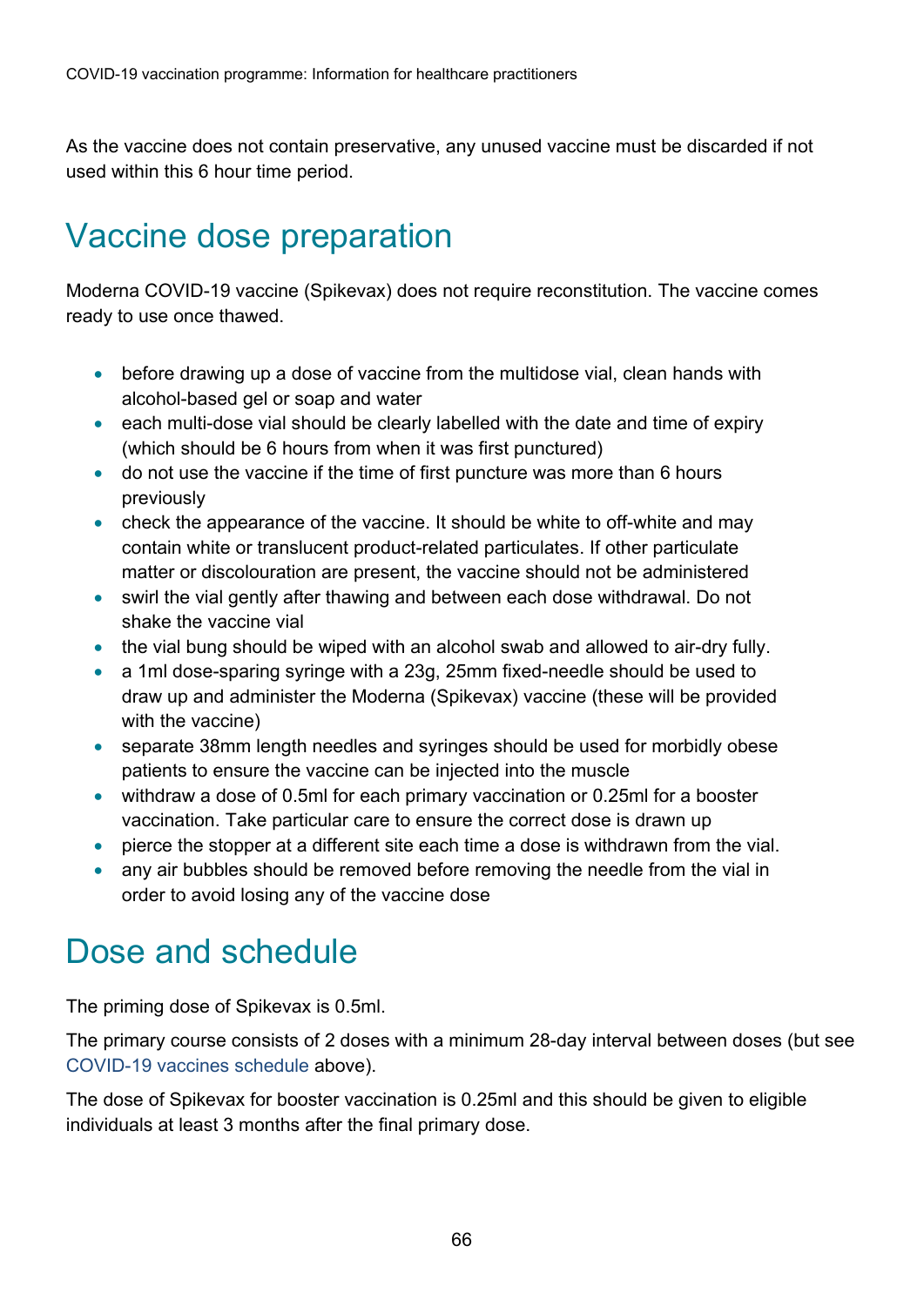As the vaccine does not contain preservative, any unused vaccine must be discarded if not used within this 6 hour time period.

## Vaccine dose preparation

Moderna COVID-19 vaccine (Spikevax) does not require reconstitution. The vaccine comes ready to use once thawed.

- before drawing up a dose of vaccine from the multidose vial, clean hands with alcohol-based gel or soap and water
- each multi-dose vial should be clearly labelled with the date and time of expiry (which should be 6 hours from when it was first punctured)
- do not use the vaccine if the time of first puncture was more than 6 hours previously
- check the appearance of the vaccine. It should be white to off-white and may contain white or translucent product-related particulates. If other particulate matter or discolouration are present, the vaccine should not be administered
- swirl the vial gently after thawing and between each dose withdrawal. Do not shake the vaccine vial
- the vial bung should be wiped with an alcohol swab and allowed to air-dry fully.
- a 1ml dose-sparing syringe with a 23g, 25mm fixed-needle should be used to draw up and administer the Moderna (Spikevax) vaccine (these will be provided with the vaccine)
- separate 38mm length needles and syringes should be used for morbidly obese patients to ensure the vaccine can be injected into the muscle
- withdraw a dose of 0.5ml for each primary vaccination or 0.25ml for a booster vaccination. Take particular care to ensure the correct dose is drawn up
- pierce the stopper at a different site each time a dose is withdrawn from the vial.
- any air bubbles should be removed before removing the needle from the vial in order to avoid losing any of the vaccine dose

## Dose and schedule

The priming dose of Spikevax is 0.5ml.

The primary course consists of 2 doses with a minimum 28-day interval between doses (but see COVID-19 vaccines schedule above).

The dose of Spikevax for booster vaccination is 0.25ml and this should be given to eligible individuals at least 3 months after the final primary dose.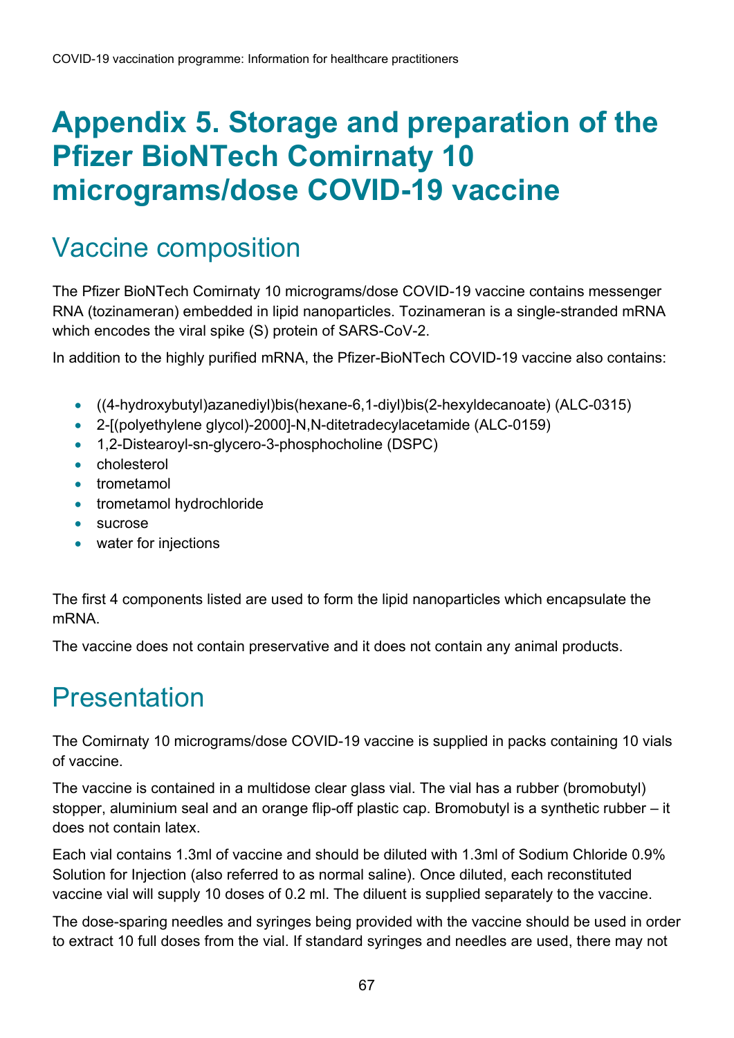# Appendix 5. Storage and preparation of the Pfizer BioNTech Comirnaty 10 micrograms/dose COVID-19 vaccine

## Vaccine composition

The Pfizer BioNTech Comirnaty 10 micrograms/dose COVID-19 vaccine contains messenger RNA (tozinameran) embedded in lipid nanoparticles. Tozinameran is a single-stranded mRNA which encodes the viral spike (S) protein of SARS-CoV-2.

In addition to the highly purified mRNA, the Pfizer-BioNTech COVID-19 vaccine also contains:

- ((4-hydroxybutyl)azanediyl)bis(hexane-6,1-diyl)bis(2-hexyldecanoate) (ALC-0315)
- 2-[(polyethylene glycol)-2000]-N,N-ditetradecylacetamide (ALC-0159)
- 1,2-Distearoyl-sn-glycero-3-phosphocholine (DSPC)
- cholesterol
- trometamol
- trometamol hydrochloride
- sucrose
- water for injections

The first 4 components listed are used to form the lipid nanoparticles which encapsulate the mRNA.

The vaccine does not contain preservative and it does not contain any animal products.

## Presentation

The Comirnaty 10 micrograms/dose COVID-19 vaccine is supplied in packs containing 10 vials of vaccine.

The vaccine is contained in a multidose clear glass vial. The vial has a rubber (bromobutyl) stopper, aluminium seal and an orange flip-off plastic cap. Bromobutyl is a synthetic rubber – it does not contain latex.

Each vial contains 1.3ml of vaccine and should be diluted with 1.3ml of Sodium Chloride 0.9% Solution for Injection (also referred to as normal saline). Once diluted, each reconstituted vaccine vial will supply 10 doses of 0.2 ml. The diluent is supplied separately to the vaccine.

The dose-sparing needles and syringes being provided with the vaccine should be used in order to extract 10 full doses from the vial. If standard syringes and needles are used, there may not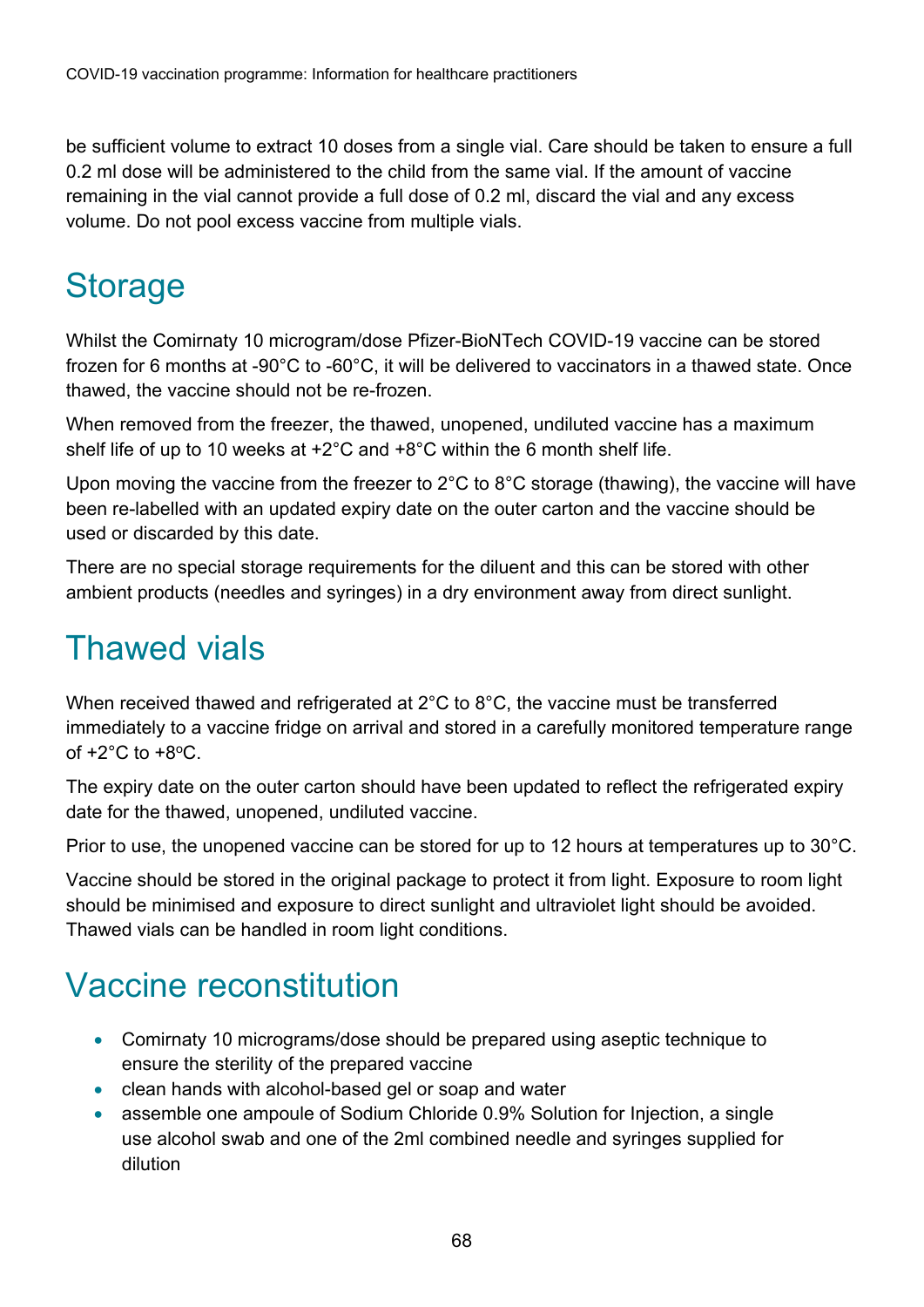be sufficient volume to extract 10 doses from a single vial. Care should be taken to ensure a full 0.2 ml dose will be administered to the child from the same vial. If the amount of vaccine remaining in the vial cannot provide a full dose of 0.2 ml, discard the vial and any excess volume. Do not pool excess vaccine from multiple vials.

## Storage

Whilst the Comirnaty 10 microgram/dose Pfizer-BioNTech COVID-19 vaccine can be stored frozen for 6 months at -90°C to -60°C, it will be delivered to vaccinators in a thawed state. Once thawed, the vaccine should not be re-frozen.

When removed from the freezer, the thawed, unopened, undiluted vaccine has a maximum shelf life of up to 10 weeks at +2°C and +8°C within the 6 month shelf life.

Upon moving the vaccine from the freezer to 2°C to 8°C storage (thawing), the vaccine will have been re-labelled with an updated expiry date on the outer carton and the vaccine should be used or discarded by this date.

There are no special storage requirements for the diluent and this can be stored with other ambient products (needles and syringes) in a dry environment away from direct sunlight.

## Thawed vials

When received thawed and refrigerated at 2°C to 8°C, the vaccine must be transferred immediately to a vaccine fridge on arrival and stored in a carefully monitored temperature range of +2°C to +8°C.

The expiry date on the outer carton should have been updated to reflect the refrigerated expiry date for the thawed, unopened, undiluted vaccine.

Prior to use, the unopened vaccine can be stored for up to 12 hours at temperatures up to 30°C.

Vaccine should be stored in the original package to protect it from light. Exposure to room light should be minimised and exposure to direct sunlight and ultraviolet light should be avoided. Thawed vials can be handled in room light conditions.

## Vaccine reconstitution

- Comirnaty 10 micrograms/dose should be prepared using aseptic technique to ensure the sterility of the prepared vaccine
- clean hands with alcohol-based gel or soap and water
- assemble one ampoule of Sodium Chloride 0.9% Solution for Injection, a single use alcohol swab and one of the 2ml combined needle and syringes supplied for dilution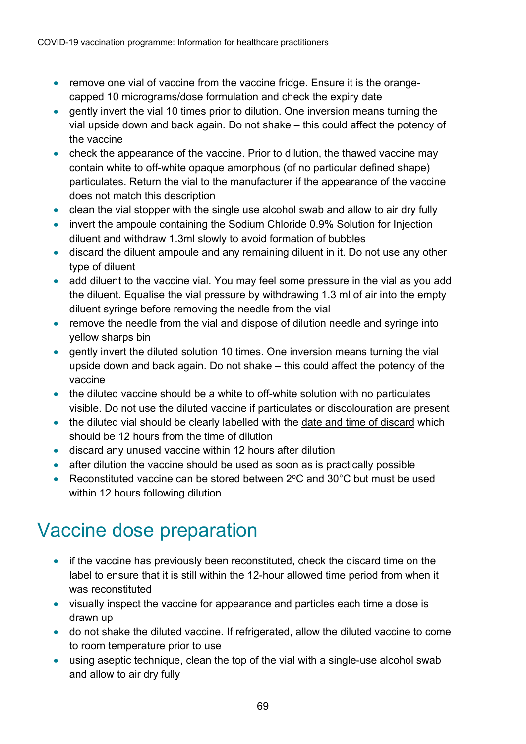- remove one vial of vaccine from the vaccine fridge. Ensure it is the orange-capped 10 micrograms/dose formulation and check the expiry date
- gently invert the vial 10 times prior to dilution. One inversion means turning the vial upside down and back again. Do not shake – this could affect the potency of the vaccine
- check the appearance of the vaccine. Prior to dilution, the thawed vaccine may contain white to off-white opaque amorphous (of no particular defined shape) particulates. Return the vial to the manufacturer if the appearance of the vaccine does not match this description
- clean the vial stopper with the single use alcohol-swab and allow to air dry fully
- invert the ampoule containing the Sodium Chloride 0.9% Solution for Injection diluent and withdraw 1.3ml slowly to avoid formation of bubbles
- discard the diluent ampoule and any remaining diluent in it. Do not use any other type of diluent
- add diluent to the vaccine vial. You may feel some pressure in the vial as you add the diluent. Equalise the vial pressure by withdrawing 1.3 ml of air into the empty diluent syringe before removing the needle from the vial
- remove the needle from the vial and dispose of dilution needle and syringe into yellow sharps bin
- gently invert the diluted solution 10 times. One inversion means turning the vial upside down and back again. Do not shake – this could affect the potency of the vaccine
- the diluted vaccine should be a white to off-white solution with no particulates visible. Do not use the diluted vaccine if particulates or discolouration are present
- the diluted vial should be clearly labelled with the date and time of discard which should be 12 hours from the time of dilution
- discard any unused vaccine within 12 hours after dilution
- after dilution the vaccine should be used as soon as is practically possible
- Reconstituted vaccine can be stored between 2°C and 30°C but must be used within 12 hours following dilution

## Vaccine dose preparation

- if the vaccine has previously been reconstituted, check the discard time on the label to ensure that it is still within the 12-hour allowed time period from when it was reconstituted
- visually inspect the vaccine for appearance and particles each time a dose is drawn up
- do not shake the diluted vaccine. If refrigerated, allow the diluted vaccine to come to room temperature prior to use
- using aseptic technique, clean the top of the vial with a single-use alcohol swab and allow to air dry fully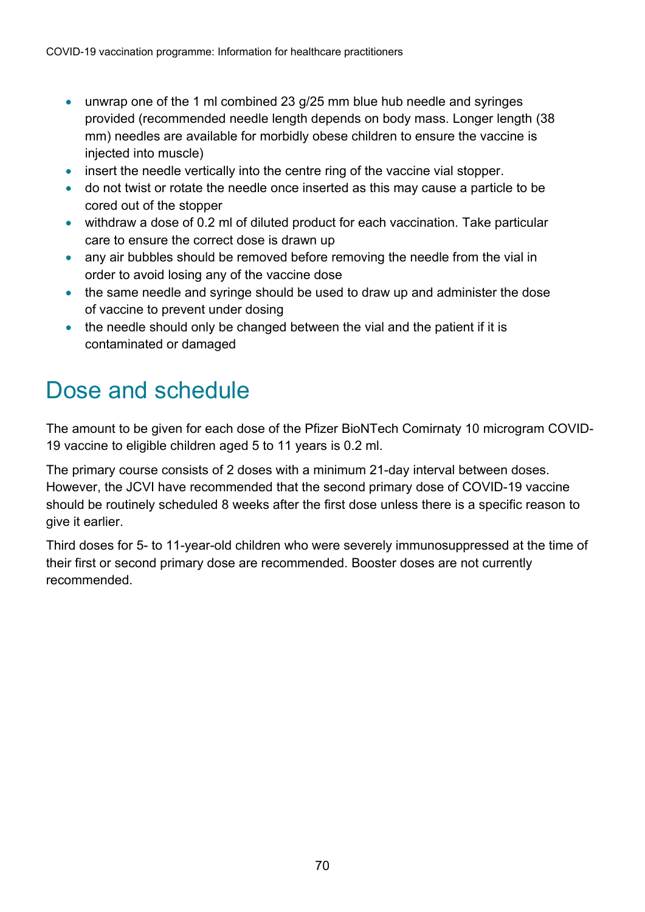- unwrap one of the 1 ml combined 23 g/25 mm blue hub needle and syringes provided (recommended needle length depends on body mass. Longer length (38 mm) needles are available for morbidly obese children to ensure the vaccine is injected into muscle)
- insert the needle vertically into the centre ring of the vaccine vial stopper.
- do not twist or rotate the needle once inserted as this may cause a particle to be cored out of the stopper
- withdraw a dose of 0.2 ml of diluted product for each vaccination. Take particular care to ensure the correct dose is drawn up
- any air bubbles should be removed before removing the needle from the vial in order to avoid losing any of the vaccine dose
- the same needle and syringe should be used to draw up and administer the dose of vaccine to prevent under dosing
- the needle should only be changed between the vial and the patient if it is contaminated or damaged

## Dose and schedule

The amount to be given for each dose of the Pfizer BioNTech Comirnaty 10 microgram COVID-19 vaccine to eligible children aged 5 to 11 years is 0.2 ml.

The primary course consists of 2 doses with a minimum 21-day interval between doses. However, the JCVI have recommended that the second primary dose of COVID-19 vaccine should be routinely scheduled 8 weeks after the first dose unless there is a specific reason to give it earlier.

Third doses for 5- to 11-year-old children who were severely immunosuppressed at the time of their first or second primary dose are recommended. Booster doses are not currently recommended.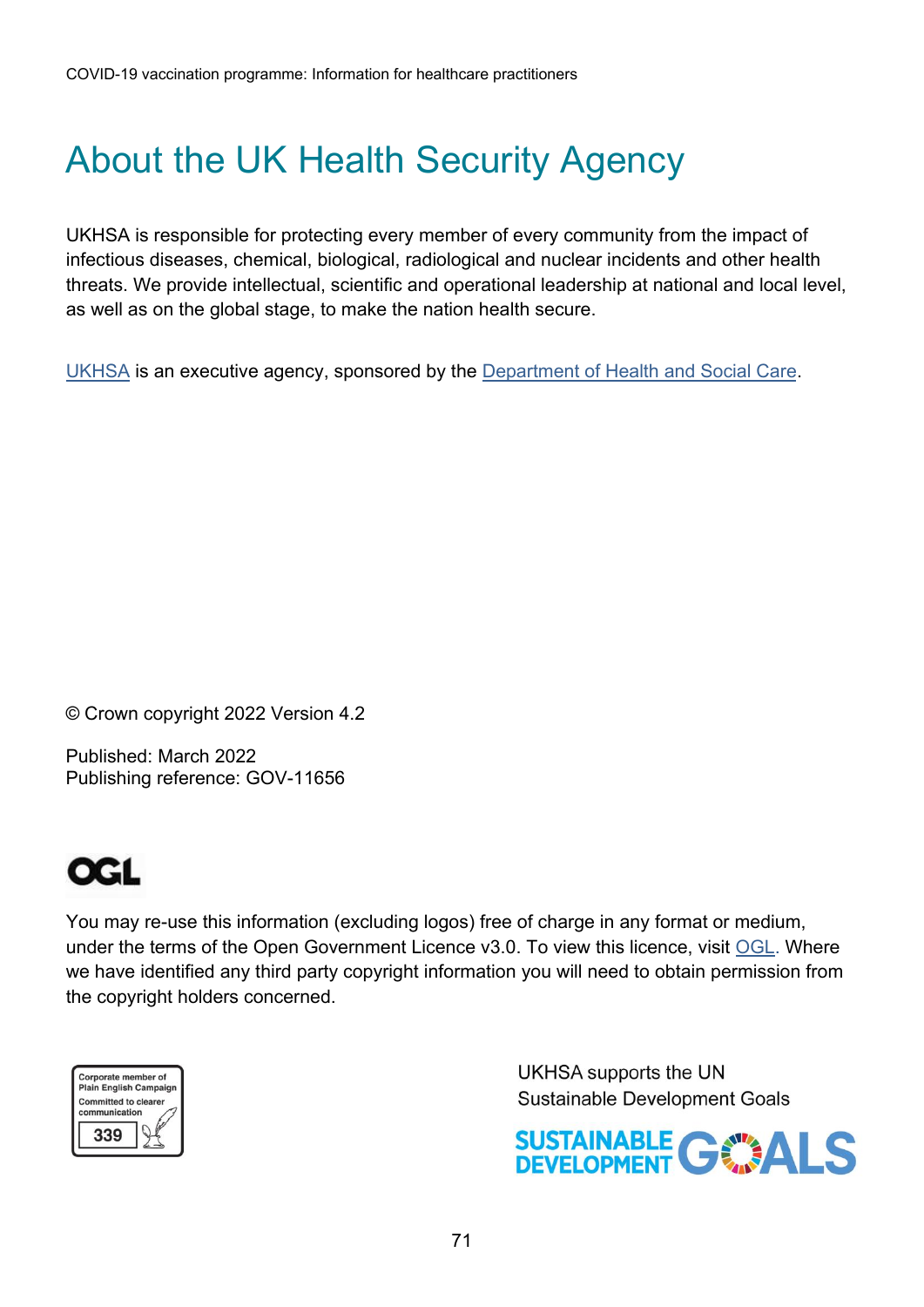# About the UK Health Security Agency

UKHSA is responsible for protecting every member of every community from the impact of infectious diseases, chemical, biological, radiological and nuclear incidents and other health threats. We provide intellectual, scientific and operational leadership at national and local level, as well as on the global stage, to make the nation health secure.

UKHSA is an executive agency, sponsored by the Department of Health and Social Care.

© Crown copyright 2022 Version 4.2

Published: March 2022
Publishing reference: GOV-11656

OGL

You may re-use this information (excluding logos) free of charge in any format or medium, under the terms of the Open Government Licence v3.0. To view this licence, visit OGL. Where we have identified any third party copyright information you will need to obtain permission from the copyright holders concerned.

Corporate member of Plain English Campaign
Committed to clearer communication
339

UKHSA supports the UN Sustainable Development Goals

SUSTAINABLE DEVELOPMENT GOALS